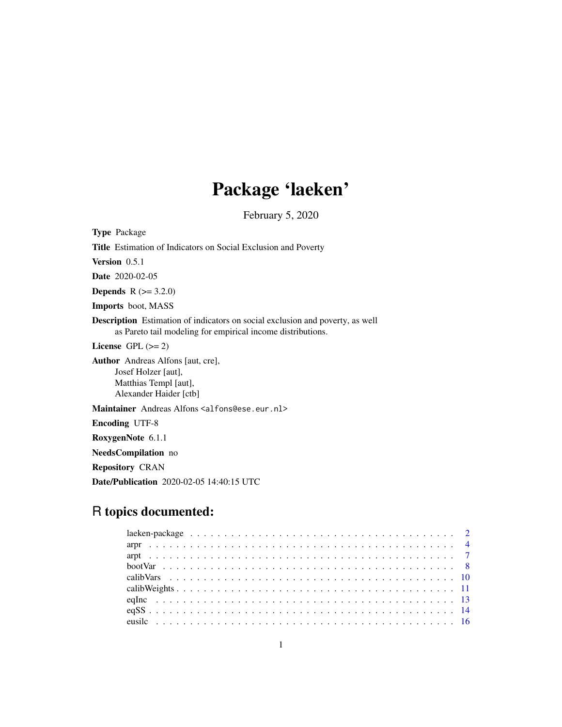# Package 'laeken'

February 5, 2020

**Type** Package

**Title** Estimation of Indicators on Social Exclusion and Poverty

**Version** 0.5.1

**Date** 2020-02-05

**Depends** R (>= 3.2.0)

**Imports** boot, MASS

**Description** Estimation of indicators on social exclusion and poverty, as well as Pareto tail modeling for empirical income distributions.

**License** GPL (>= 2)

**Author** Andreas Alfons [aut, cre],
Josef Holzer [aut],
Matthias Templ [aut],
Alexander Haider [ctb]

**Maintainer** Andreas Alfons <alfons@ese.eur.nl>

**Encoding** UTF-8

**RoxygenNote** 6.1.1

**NeedsCompilation** no

**Repository** CRAN

**Date/Publication** 2020-02-05 14:40:15 UTC

## R topics documented:

| | |
|---|---|
| laeken-package | 2 |
| arpr | 4 |
| arpt | 7 |
| bootVar | 8 |
| calibVars | 10 |
| calibWeights | 11 |
| eqInc | 13 |
| eqSS | 14 |
| eusilc | 16 |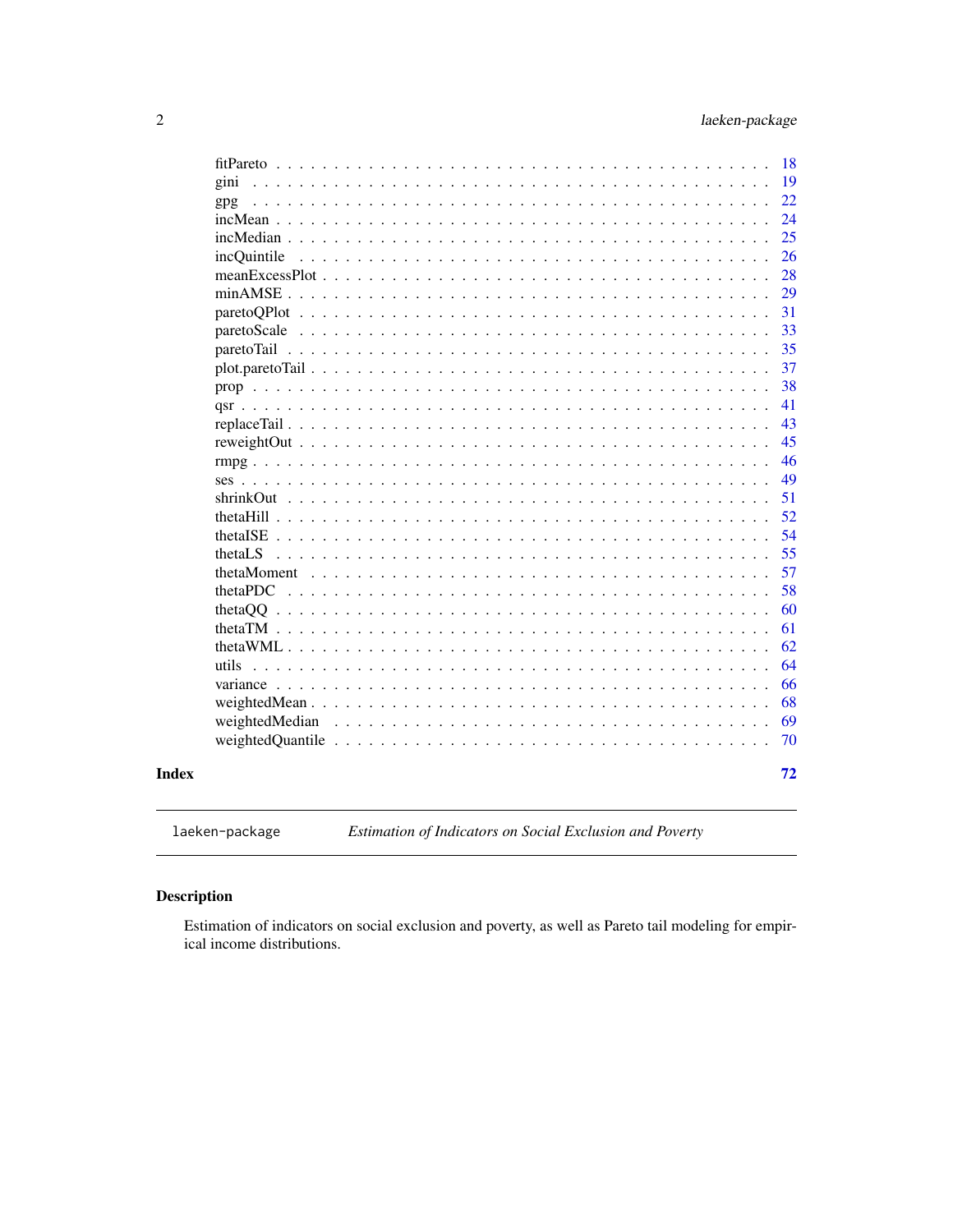| | |
|---|---|
| fitPareto | 18 |
| gini | 19 |
| gpg | 22 |
| incMean | 24 |
| incMedian | 25 |
| incQuintile | 26 |
| meanExcessPlot | 28 |
| minAMSE | 29 |
| paretoQPlot | 31 |
| paretoScale | 33 |
| paretoTail | 35 |
| plot.paretoTail | 37 |
| prop | 38 |
| qsr | 41 |
| replaceTail | 43 |
| reweightOut | 45 |
| rmpg | 46 |
| ses | 49 |
| shrinkOut | 51 |
| thetaHill | 52 |
| thetaISE | 54 |
| thetaLS | 55 |
| thetaMoment | 57 |
| thetaPDC | 58 |
| thetaQQ | 60 |
| thetaTM | 61 |
| thetaWML | 62 |
| utils | 64 |
| variance | 66 |
| weightedMean | 68 |
| weightedMedian | 69 |
| weightedQuantile | 70 |

**Index** **72**

---

`laeken-package` *Estimation of Indicators on Social Exclusion and Poverty*

---

## Description

Estimation of indicators on social exclusion and poverty, as well as Pareto tail modeling for empirical income distributions.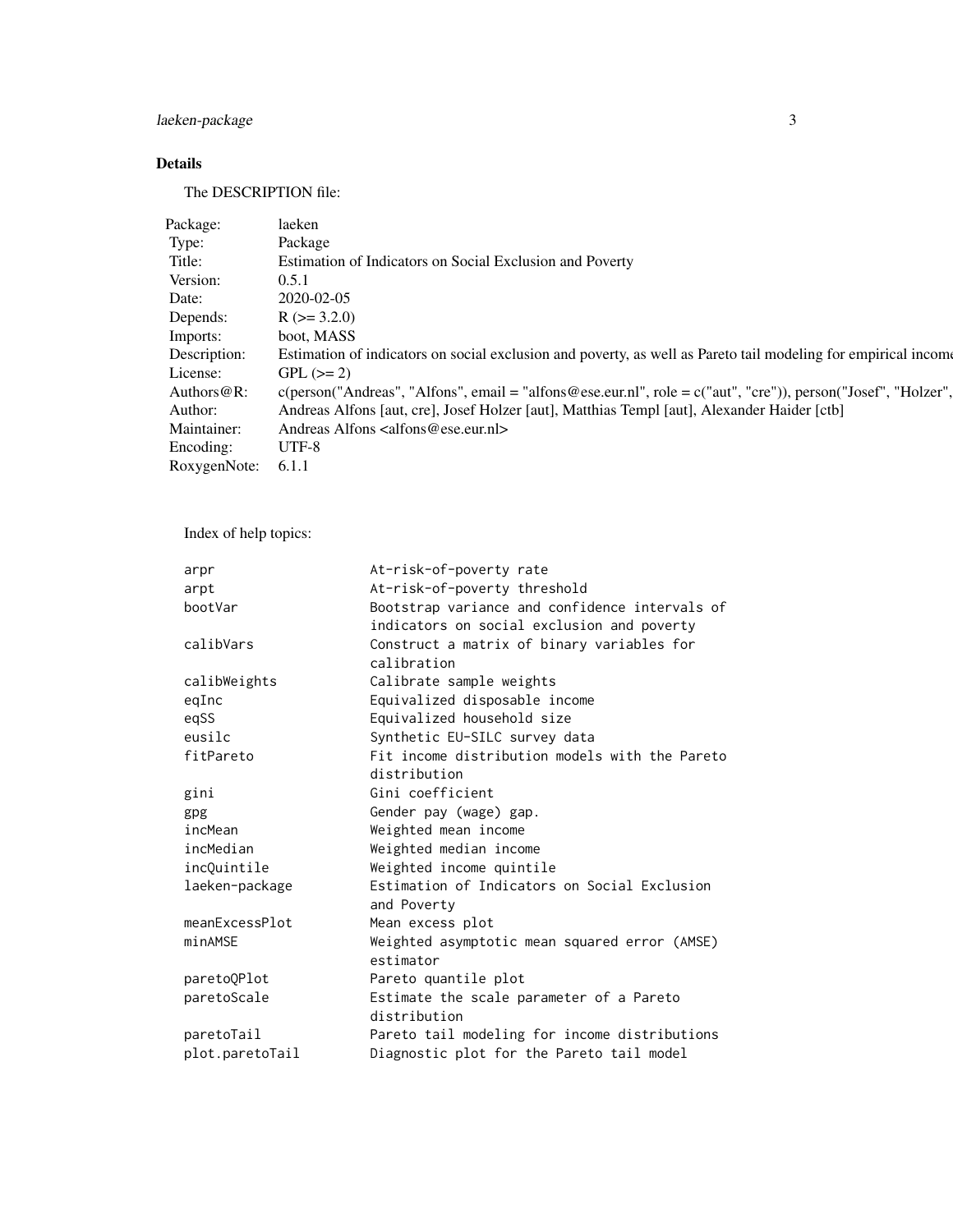## Details

The DESCRIPTION file:

| | |
|---|---|
| Package: | laeken |
| Type: | Package |
| Title: | Estimation of Indicators on Social Exclusion and Poverty |
| Version: | 0.5.1 |
| Date: | 2020-02-05 |
| Depends: | R (>= 3.2.0) |
| Imports: | boot, MASS |
| Description: | Estimation of indicators on social exclusion and poverty, as well as Pareto tail modeling for empirical income |
| License: | GPL (>= 2) |
| Authors@R: | c(person("Andreas", "Alfons", email = "alfons@ese.eur.nl", role = c("aut", "cre")), person("Josef", "Holzer", |
| Author: | Andreas Alfons [aut, cre], Josef Holzer [aut], Matthias Templ [aut], Alexander Haider [ctb] |
| Maintainer: | Andreas Alfons <alfons@ese.eur.nl> |
| Encoding: | UTF-8 |
| RoxygenNote: | 6.1.1 |

Index of help topics:

```
arpr                    At-risk-of-poverty rate
arpt                    At-risk-of-poverty threshold
bootVar                 Bootstrap variance and confidence intervals of
                        indicators on social exclusion and poverty
calibVars               Construct a matrix of binary variables for
                        calibration
calibWeights            Calibrate sample weights
eqInc                   Equivalized disposable income
eqSS                    Equivalized household size
eusilc                  Synthetic EU-SILC survey data
fitPareto               Fit income distribution models with the Pareto
                        distribution
gini                    Gini coefficient
gpg                     Gender pay (wage) gap.
incMean                 Weighted mean income
incMedian               Weighted median income
incQuintile             Weighted income quintile
laeken-package          Estimation of Indicators on Social Exclusion
                        and Poverty
meanExcessPlot          Mean excess plot
minAMSE                 Weighted asymptotic mean squared error (AMSE)
                        estimator
paretoQPlot             Pareto quantile plot
paretoScale             Estimate the scale parameter of a Pareto
                        distribution
paretoTail              Pareto tail modeling for income distributions
plot.paretoTail         Diagnostic plot for the Pareto tail model
```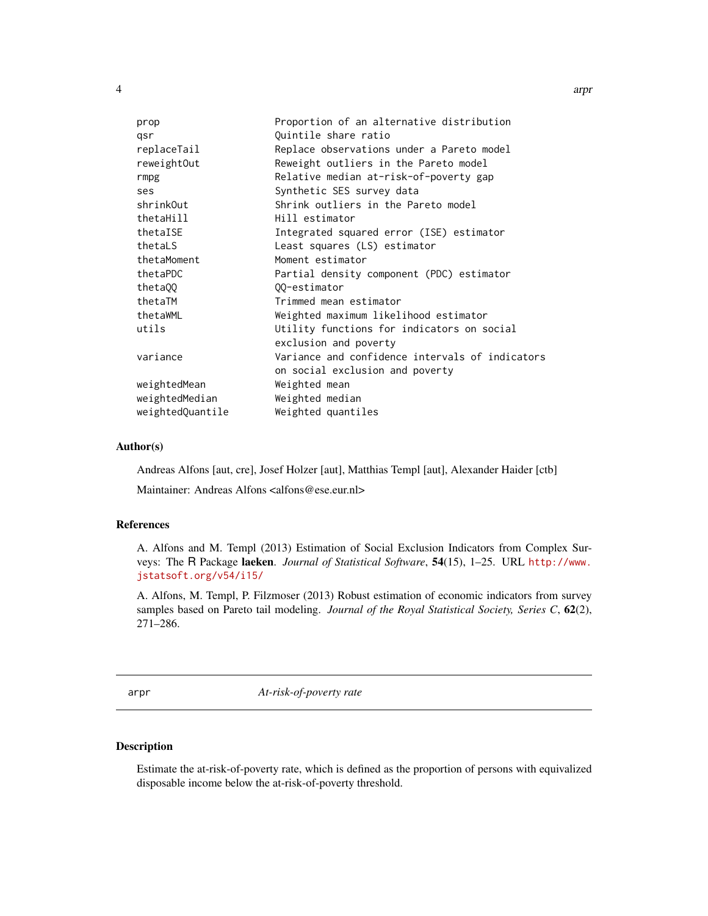| | |
|---|---|
| prop | Proportion of an alternative distribution |
| qsr | Quintile share ratio |
| replaceTail | Replace observations under a Pareto model |
| reweightOut | Reweight outliers in the Pareto model |
| rmpg | Relative median at-risk-of-poverty gap |
| ses | Synthetic SES survey data |
| shrinkOut | Shrink outliers in the Pareto model |
| thetaHill | Hill estimator |
| thetaISE | Integrated squared error (ISE) estimator |
| thetaLS | Least squares (LS) estimator |
| thetaMoment | Moment estimator |
| thetaPDC | Partial density component (PDC) estimator |
| thetaQQ | QQ-estimator |
| thetaTM | Trimmed mean estimator |
| thetaWML | Weighted maximum likelihood estimator |
| utils | Utility functions for indicators on social exclusion and poverty |
| variance | Variance and confidence intervals of indicators on social exclusion and poverty |
| weightedMean | Weighted mean |
| weightedMedian | Weighted median |
| weightedQuantile | Weighted quantiles |

### Author(s)

Andreas Alfons [aut, cre], Josef Holzer [aut], Matthias Templ [aut], Alexander Haider [ctb]

Maintainer: Andreas Alfons <alfons@ese.eur.nl>

### References

A. Alfons and M. Templ (2013) Estimation of Social Exclusion Indicators from Complex Surveys: The R Package **laeken**. *Journal of Statistical Software*, **54**(15), 1–25. URL http://www.jstatsoft.org/v54/i15/

A. Alfons, M. Templ, P. Filzmoser (2013) Robust estimation of economic indicators from survey samples based on Pareto tail modeling. *Journal of the Royal Statistical Society, Series C*, **62**(2), 271–286.

---

## arpr — *At-risk-of-poverty rate*

### Description

Estimate the at-risk-of-poverty rate, which is defined as the proportion of persons with equivalized disposable income below the at-risk-of-poverty threshold.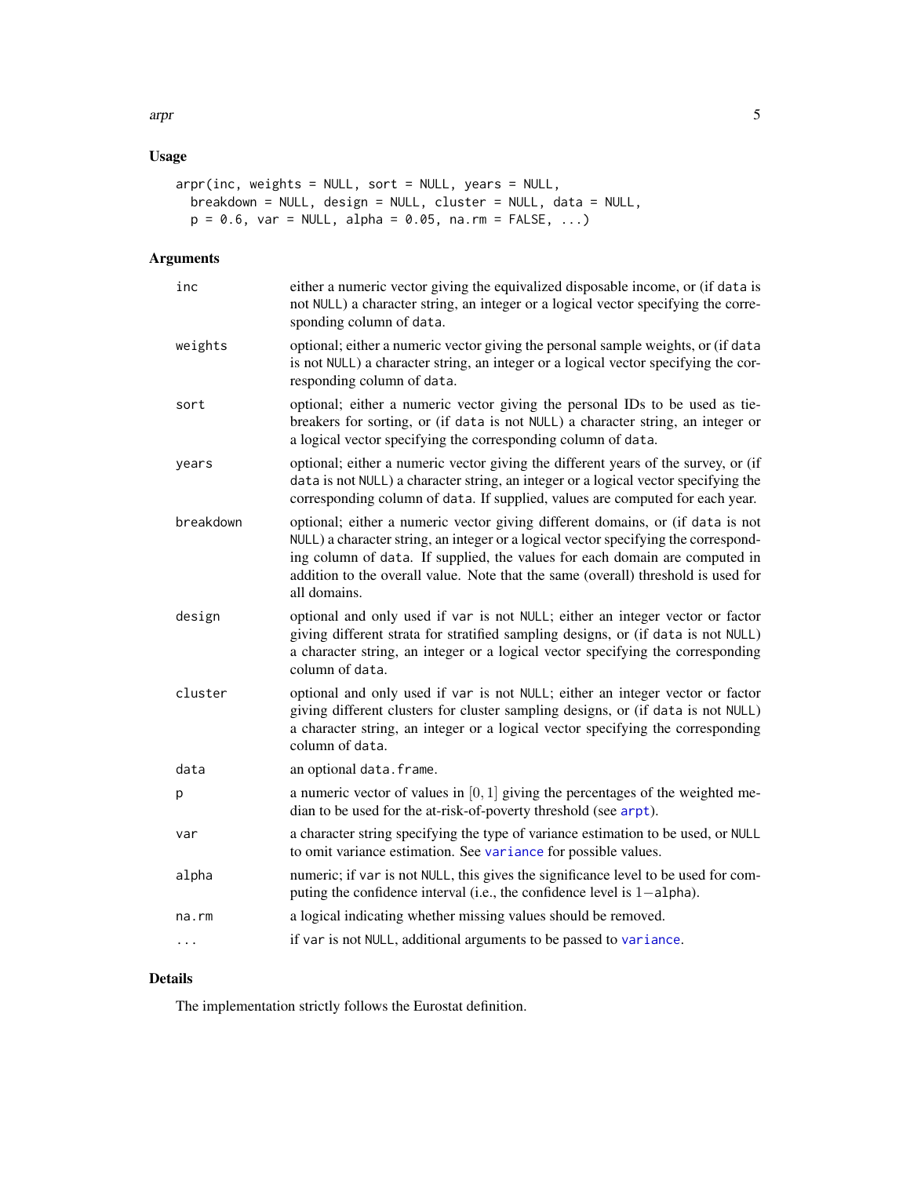## Usage

```
arpr(inc, weights = NULL, sort = NULL, years = NULL,
  breakdown = NULL, design = NULL, cluster = NULL, data = NULL,
  p = 0.6, var = NULL, alpha = 0.05, na.rm = FALSE, ...)
```

## Arguments

| | |
|---|---|
| `inc` | either a numeric vector giving the equivalized disposable income, or (if `data` is not `NULL`) a character string, an integer or a logical vector specifying the corresponding column of `data`. |
| `weights` | optional; either a numeric vector giving the personal sample weights, or (if `data` is not `NULL`) a character string, an integer or a logical vector specifying the corresponding column of `data`. |
| `sort` | optional; either a numeric vector giving the personal IDs to be used as tie-breakers for sorting, or (if `data` is not `NULL`) a character string, an integer or a logical vector specifying the corresponding column of `data`. |
| `years` | optional; either a numeric vector giving the different years of the survey, or (if `data` is not `NULL`) a character string, an integer or a logical vector specifying the corresponding column of `data`. If supplied, values are computed for each year. |
| `breakdown` | optional; either a numeric vector giving different domains, or (if `data` is not `NULL`) a character string, an integer or a logical vector specifying the corresponding column of `data`. If supplied, the values for each domain are computed in addition to the overall value. Note that the same (overall) threshold is used for all domains. |
| `design` | optional and only used if `var` is not `NULL`; either an integer vector or factor giving different strata for stratified sampling designs, or (if `data` is not `NULL`) a character string, an integer or a logical vector specifying the corresponding column of `data`. |
| `cluster` | optional and only used if `var` is not `NULL`; either an integer vector or factor giving different clusters for cluster sampling designs, or (if `data` is not `NULL`) a character string, an integer or a logical vector specifying the corresponding column of `data`. |
| `data` | an optional `data.frame`. |
| `p` | a numeric vector of values in $[0, 1]$ giving the percentages of the weighted median to be used for the at-risk-of-poverty threshold (see `arpt`). |
| `var` | a character string specifying the type of variance estimation to be used, or `NULL` to omit variance estimation. See `variance` for possible values. |
| `alpha` | numeric; if `var` is not `NULL`, this gives the significance level to be used for computing the confidence interval (i.e., the confidence level is $1-$`alpha`). |
| `na.rm` | a logical indicating whether missing values should be removed. |
| `...` | if `var` is not `NULL`, additional arguments to be passed to `variance`. |

## Details

The implementation strictly follows the Eurostat definition.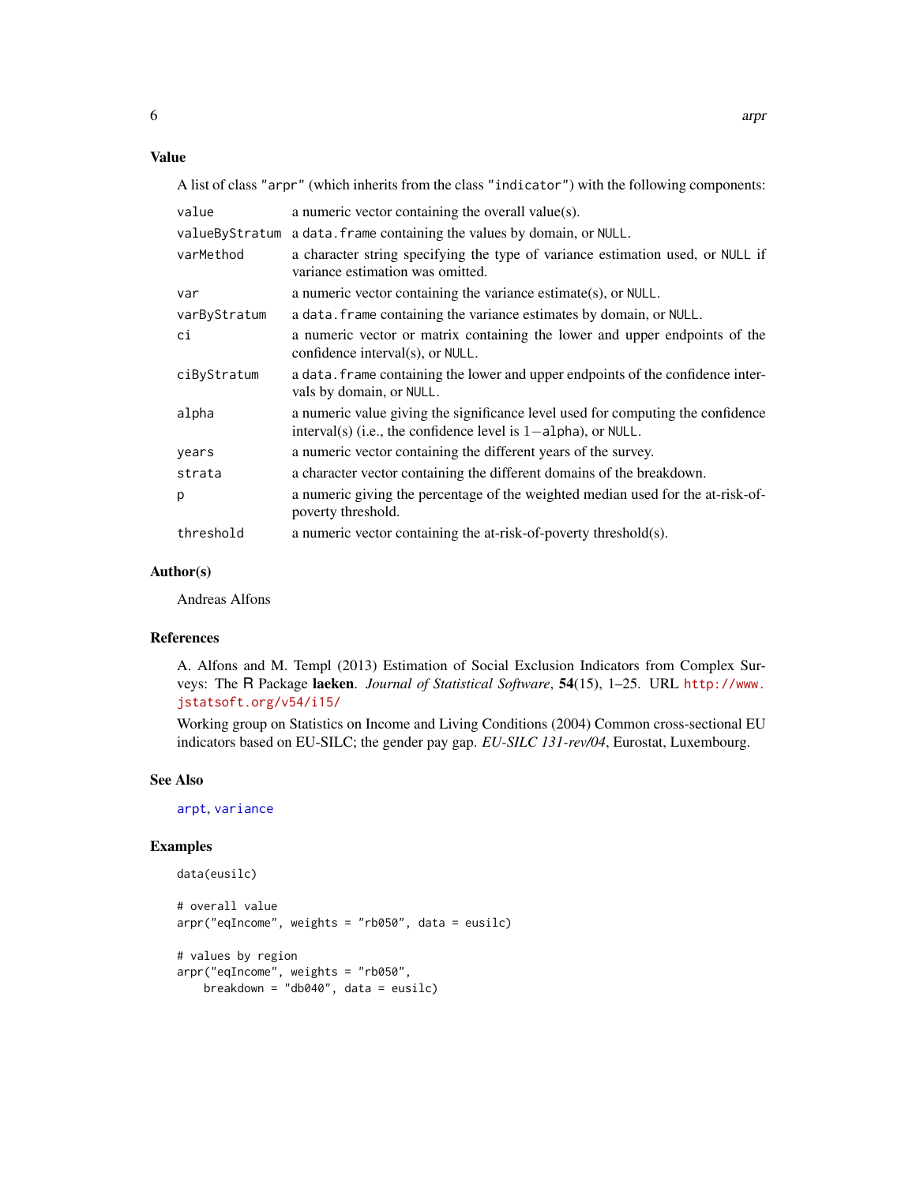## Value

A list of class "arpr" (which inherits from the class "indicator") with the following components:

| | |
|---|---|
| value | a numeric vector containing the overall value(s). |
| valueByStratum | a data.frame containing the values by domain, or NULL. |
| varMethod | a character string specifying the type of variance estimation used, or NULL if variance estimation was omitted. |
| var | a numeric vector containing the variance estimate(s), or NULL. |
| varByStratum | a data.frame containing the variance estimates by domain, or NULL. |
| ci | a numeric vector or matrix containing the lower and upper endpoints of the confidence interval(s), or NULL. |
| ciByStratum | a data.frame containing the lower and upper endpoints of the confidence intervals by domain, or NULL. |
| alpha | a numeric value giving the significance level used for computing the confidence interval(s) (i.e., the confidence level is $1-$alpha), or NULL. |
| years | a numeric vector containing the different years of the survey. |
| strata | a character vector containing the different domains of the breakdown. |
| p | a numeric giving the percentage of the weighted median used for the at-risk-of-poverty threshold. |
| threshold | a numeric vector containing the at-risk-of-poverty threshold(s). |

## Author(s)

Andreas Alfons

## References

A. Alfons and M. Templ (2013) Estimation of Social Exclusion Indicators from Complex Surveys: The R Package **laeken**. *Journal of Statistical Software*, **54**(15), 1–25. URL http://www.jstatsoft.org/v54/i15/

Working group on Statistics on Income and Living Conditions (2004) Common cross-sectional EU indicators based on EU-SILC; the gender pay gap. *EU-SILC 131-rev/04*, Eurostat, Luxembourg.

## See Also

arpt, variance

## Examples

```
data(eusilc)

# overall value
arpr("eqIncome", weights = "rb050", data = eusilc)

# values by region
arpr("eqIncome", weights = "rb050",
    breakdown = "db040", data = eusilc)
```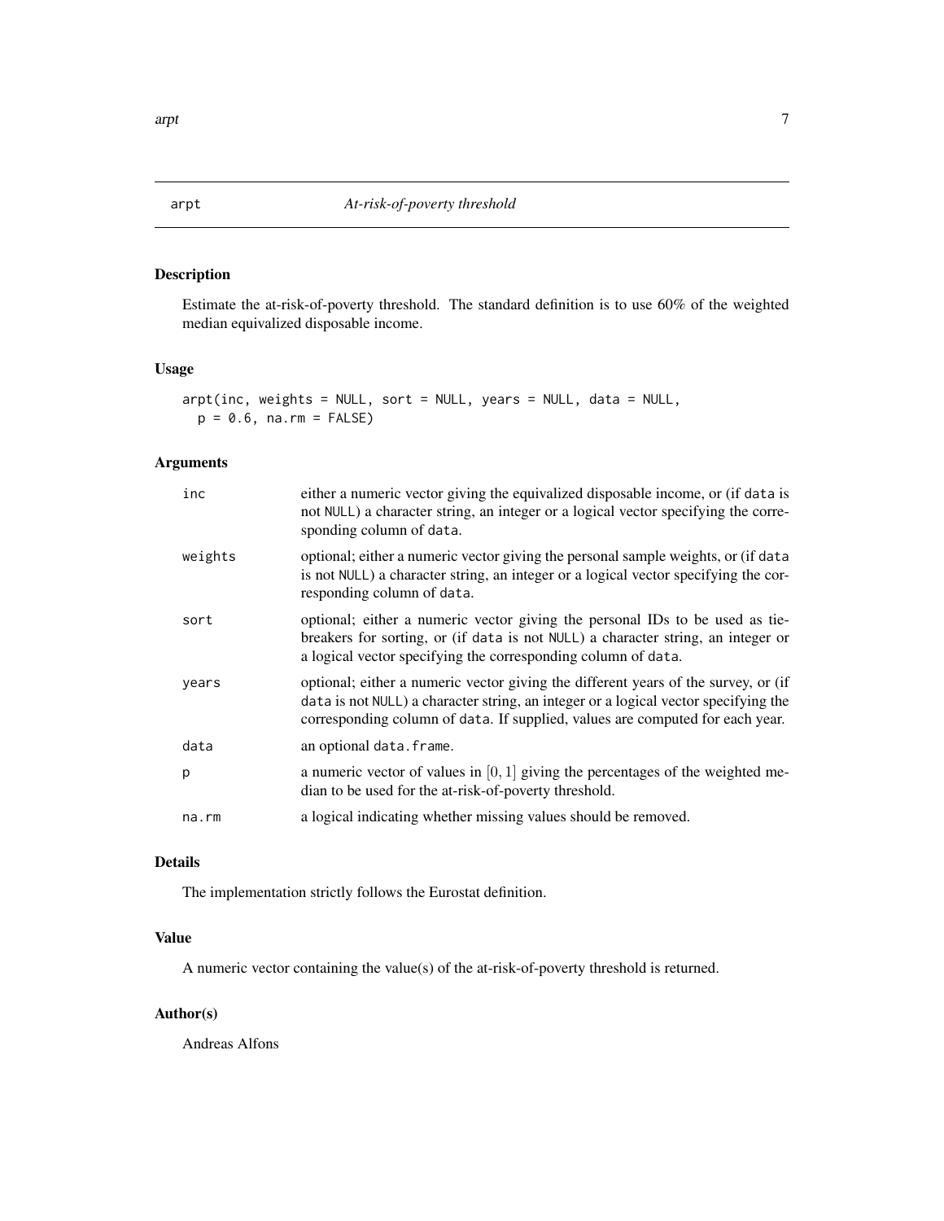## arpt — *At-risk-of-poverty threshold*

### Description

Estimate the at-risk-of-poverty threshold. The standard definition is to use 60% of the weighted median equivalized disposable income.

### Usage

```
arpt(inc, weights = NULL, sort = NULL, years = NULL, data = NULL,
  p = 0.6, na.rm = FALSE)
```

### Arguments

| | |
|---|---|
| `inc` | either a numeric vector giving the equivalized disposable income, or (if `data` is not `NULL`) a character string, an integer or a logical vector specifying the corresponding column of `data`. |
| `weights` | optional; either a numeric vector giving the personal sample weights, or (if `data` is not `NULL`) a character string, an integer or a logical vector specifying the corresponding column of `data`. |
| `sort` | optional; either a numeric vector giving the personal IDs to be used as tie-breakers for sorting, or (if `data` is not `NULL`) a character string, an integer or a logical vector specifying the corresponding column of `data`. |
| `years` | optional; either a numeric vector giving the different years of the survey, or (if `data` is not `NULL`) a character string, an integer or a logical vector specifying the corresponding column of `data`. If supplied, values are computed for each year. |
| `data` | an optional `data.frame`. |
| `p` | a numeric vector of values in $[0, 1]$ giving the percentages of the weighted median to be used for the at-risk-of-poverty threshold. |
| `na.rm` | a logical indicating whether missing values should be removed. |

### Details

The implementation strictly follows the Eurostat definition.

### Value

A numeric vector containing the value(s) of the at-risk-of-poverty threshold is returned.

### Author(s)

Andreas Alfons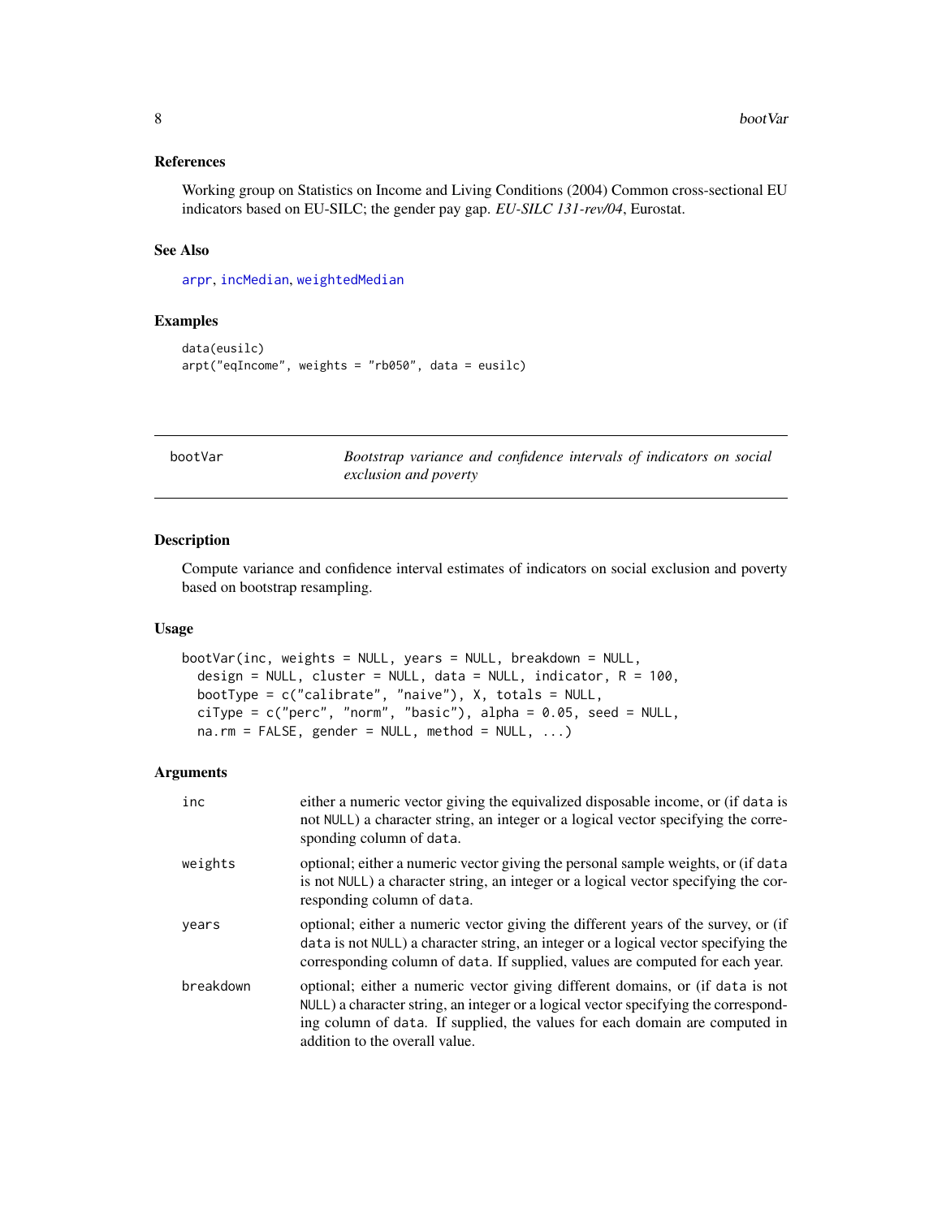## References

Working group on Statistics on Income and Living Conditions (2004) Common cross-sectional EU indicators based on EU-SILC; the gender pay gap. *EU-SILC 131-rev/04*, Eurostat.

## See Also

arpr, incMedian, weightedMedian

## Examples

```
data(eusilc)
arpt("eqIncome", weights = "rb050", data = eusilc)
```

---

# bootVar — *Bootstrap variance and confidence intervals of indicators on social exclusion and poverty*

---

## Description

Compute variance and confidence interval estimates of indicators on social exclusion and poverty based on bootstrap resampling.

## Usage

```
bootVar(inc, weights = NULL, years = NULL, breakdown = NULL,
  design = NULL, cluster = NULL, data = NULL, indicator, R = 100,
  bootType = c("calibrate", "naive"), X, totals = NULL,
  ciType = c("perc", "norm", "basic"), alpha = 0.05, seed = NULL,
  na.rm = FALSE, gender = NULL, method = NULL, ...)
```

## Arguments

| | |
|---|---|
| inc | either a numeric vector giving the equivalized disposable income, or (if data is not NULL) a character string, an integer or a logical vector specifying the corresponding column of data. |
| weights | optional; either a numeric vector giving the personal sample weights, or (if data is not NULL) a character string, an integer or a logical vector specifying the corresponding column of data. |
| years | optional; either a numeric vector giving the different years of the survey, or (if data is not NULL) a character string, an integer or a logical vector specifying the corresponding column of data. If supplied, values are computed for each year. |
| breakdown | optional; either a numeric vector giving different domains, or (if data is not NULL) a character string, an integer or a logical vector specifying the corresponding column of data. If supplied, the values for each domain are computed in addition to the overall value. |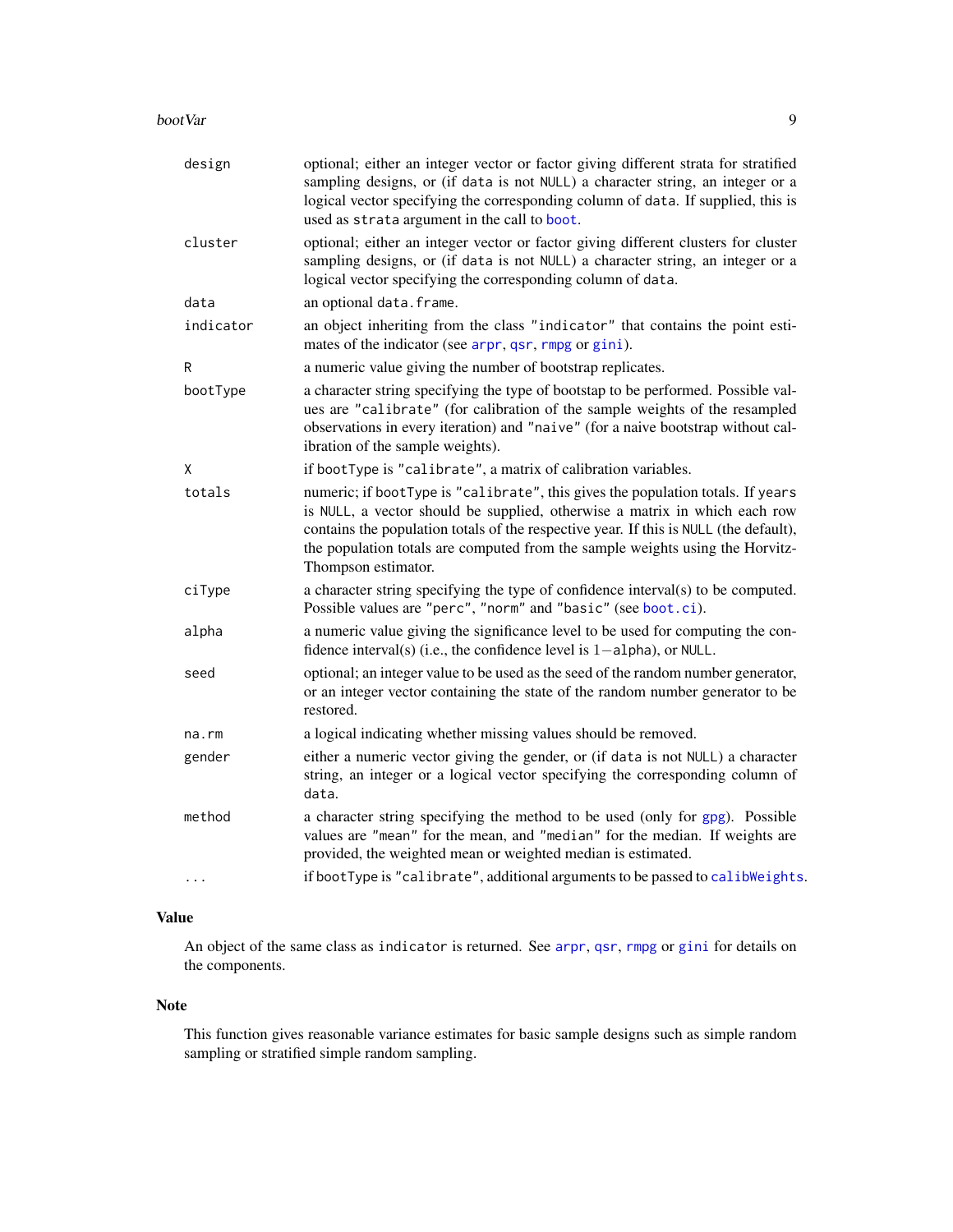| | |
|---|---|
| `design` | optional; either an integer vector or factor giving different strata for stratified sampling designs, or (if `data` is not `NULL`) a character string, an integer or a logical vector specifying the corresponding column of `data`. If supplied, this is used as `strata` argument in the call to `boot`. |
| `cluster` | optional; either an integer vector or factor giving different clusters for cluster sampling designs, or (if `data` is not `NULL`) a character string, an integer or a logical vector specifying the corresponding column of `data`. |
| `data` | an optional `data.frame`. |
| `indicator` | an object inheriting from the class `"indicator"` that contains the point estimates of the indicator (see `arpr`, `qsr`, `rmpg` or `gini`). |
| `R` | a numeric value giving the number of bootstrap replicates. |
| `bootType` | a character string specifying the type of bootstap to be performed. Possible values are `"calibrate"` (for calibration of the sample weights of the resampled observations in every iteration) and `"naive"` (for a naive bootstrap without calibration of the sample weights). |
| `X` | if `bootType` is `"calibrate"`, a matrix of calibration variables. |
| `totals` | numeric; if `bootType` is `"calibrate"`, this gives the population totals. If `years` is `NULL`, a vector should be supplied, otherwise a matrix in which each row contains the population totals of the respective year. If this is `NULL` (the default), the population totals are computed from the sample weights using the Horvitz-Thompson estimator. |
| `ciType` | a character string specifying the type of confidence interval(s) to be computed. Possible values are `"perc"`, `"norm"` and `"basic"` (see `boot.ci`). |
| `alpha` | a numeric value giving the significance level to be used for computing the confidence interval(s) (i.e., the confidence level is $1-$`alpha`), or `NULL`. |
| `seed` | optional; an integer value to be used as the seed of the random number generator, or an integer vector containing the state of the random number generator to be restored. |
| `na.rm` | a logical indicating whether missing values should be removed. |
| `gender` | either a numeric vector giving the gender, or (if `data` is not `NULL`) a character string, an integer or a logical vector specifying the corresponding column of `data`. |
| `method` | a character string specifying the method to be used (only for `gpg`). Possible values are `"mean"` for the mean, and `"median"` for the median. If weights are provided, the weighted mean or weighted median is estimated. |
| `...` | if `bootType` is `"calibrate"`, additional arguments to be passed to `calibWeights`. |

## Value

An object of the same class as `indicator` is returned. See `arpr`, `qsr`, `rmpg` or `gini` for details on the components.

## Note

This function gives reasonable variance estimates for basic sample designs such as simple random sampling or stratified simple random sampling.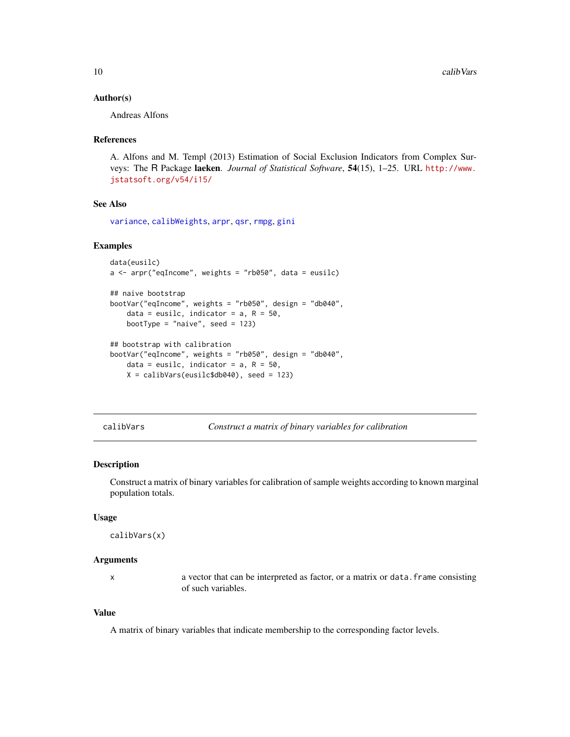### Author(s)

Andreas Alfons

### References

A. Alfons and M. Templ (2013) Estimation of Social Exclusion Indicators from Complex Surveys: The R Package **laeken**. *Journal of Statistical Software*, **54**(15), 1–25. URL http://www.jstatsoft.org/v54/i15/

### See Also

variance, calibWeights, arpr, qsr, rmpg, gini

### Examples

```
data(eusilc)
a <- arpr("eqIncome", weights = "rb050", data = eusilc)

## naive bootstrap
bootVar("eqIncome", weights = "rb050", design = "db040",
    data = eusilc, indicator = a, R = 50,
    bootType = "naive", seed = 123)

## bootstrap with calibration
bootVar("eqIncome", weights = "rb050", design = "db040",
    data = eusilc, indicator = a, R = 50,
    X = calibVars(eusilc$db040), seed = 123)
```

---

## calibVars — *Construct a matrix of binary variables for calibration*

### Description

Construct a matrix of binary variables for calibration of sample weights according to known marginal population totals.

### Usage

```
calibVars(x)
```

### Arguments

| | |
|---|---|
| x | a vector that can be interpreted as factor, or a matrix or `data.frame` consisting of such variables. |

### Value

A matrix of binary variables that indicate membership to the corresponding factor levels.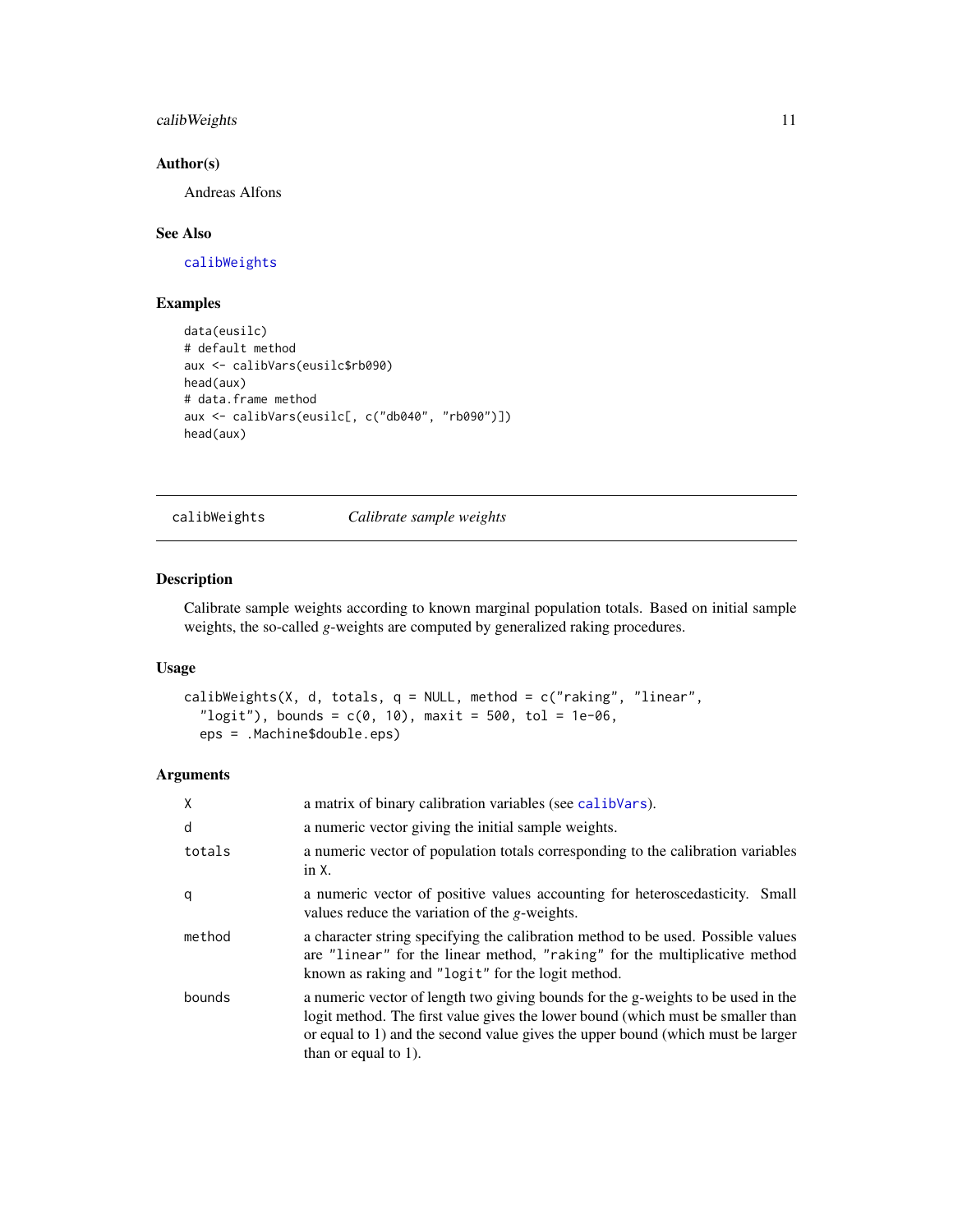### Author(s)

Andreas Alfons

### See Also

calibWeights

### Examples

```
data(eusilc)
# default method
aux <- calibVars(eusilc$rb090)
head(aux)
# data.frame method
aux <- calibVars(eusilc[, c("db040", "rb090")])
head(aux)
```

---

## calibWeights *Calibrate sample weights*

### Description

Calibrate sample weights according to known marginal population totals. Based on initial sample weights, the so-called *g*-weights are computed by generalized raking procedures.

### Usage

```
calibWeights(X, d, totals, q = NULL, method = c("raking", "linear",
  "logit"), bounds = c(0, 10), maxit = 500, tol = 1e-06,
  eps = .Machine$double.eps)
```

### Arguments

| | |
|---|---|
| X | a matrix of binary calibration variables (see calibVars). |
| d | a numeric vector giving the initial sample weights. |
| totals | a numeric vector of population totals corresponding to the calibration variables in X. |
| q | a numeric vector of positive values accounting for heteroscedasticity. Small values reduce the variation of the *g*-weights. |
| method | a character string specifying the calibration method to be used. Possible values are "linear" for the linear method, "raking" for the multiplicative method known as raking and "logit" for the logit method. |
| bounds | a numeric vector of length two giving bounds for the g-weights to be used in the logit method. The first value gives the lower bound (which must be smaller than or equal to 1) and the second value gives the upper bound (which must be larger than or equal to 1). |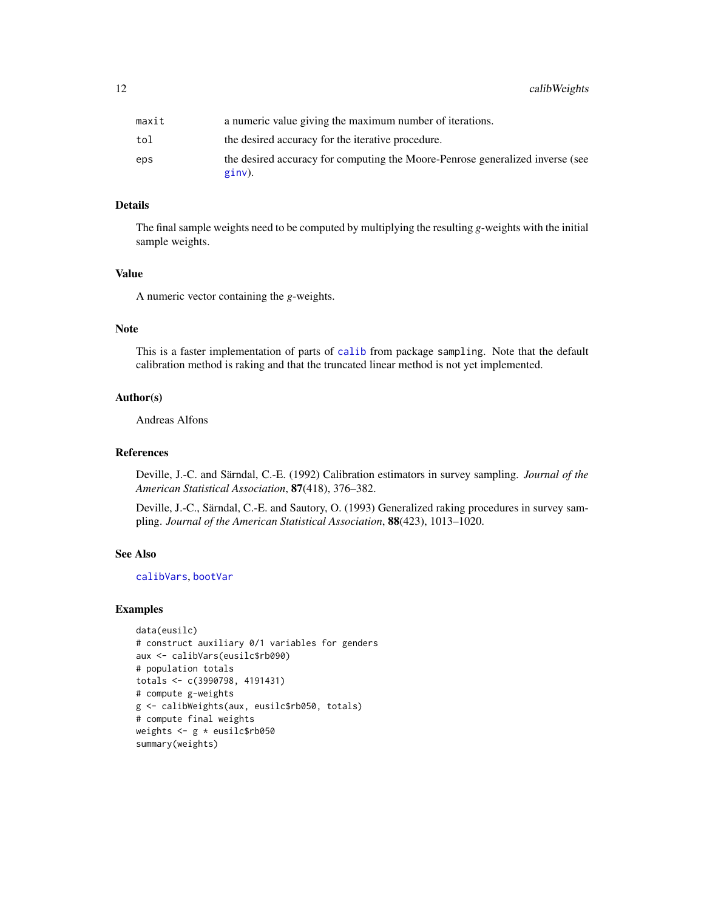| | |
|---|---|
| maxit | a numeric value giving the maximum number of iterations. |
| tol | the desired accuracy for the iterative procedure. |
| eps | the desired accuracy for computing the Moore-Penrose generalized inverse (see ginv). |

### Details

The final sample weights need to be computed by multiplying the resulting $g$-weights with the initial sample weights.

### Value

A numeric vector containing the $g$-weights.

### Note

This is a faster implementation of parts of calib from package sampling. Note that the default calibration method is raking and that the truncated linear method is not yet implemented.

### Author(s)

Andreas Alfons

### References

Deville, J.-C. and Särndal, C.-E. (1992) Calibration estimators in survey sampling. *Journal of the American Statistical Association*, **87**(418), 376–382.

Deville, J.-C., Särndal, C.-E. and Sautory, O. (1993) Generalized raking procedures in survey sampling. *Journal of the American Statistical Association*, **88**(423), 1013–1020.

### See Also

calibVars, bootVar

### Examples

```
data(eusilc)
# construct auxiliary 0/1 variables for genders
aux <- calibVars(eusilc$rb090)
# population totals
totals <- c(3990798, 4191431)
# compute g-weights
g <- calibWeights(aux, eusilc$rb050, totals)
# compute final weights
weights <- g * eusilc$rb050
summary(weights)
```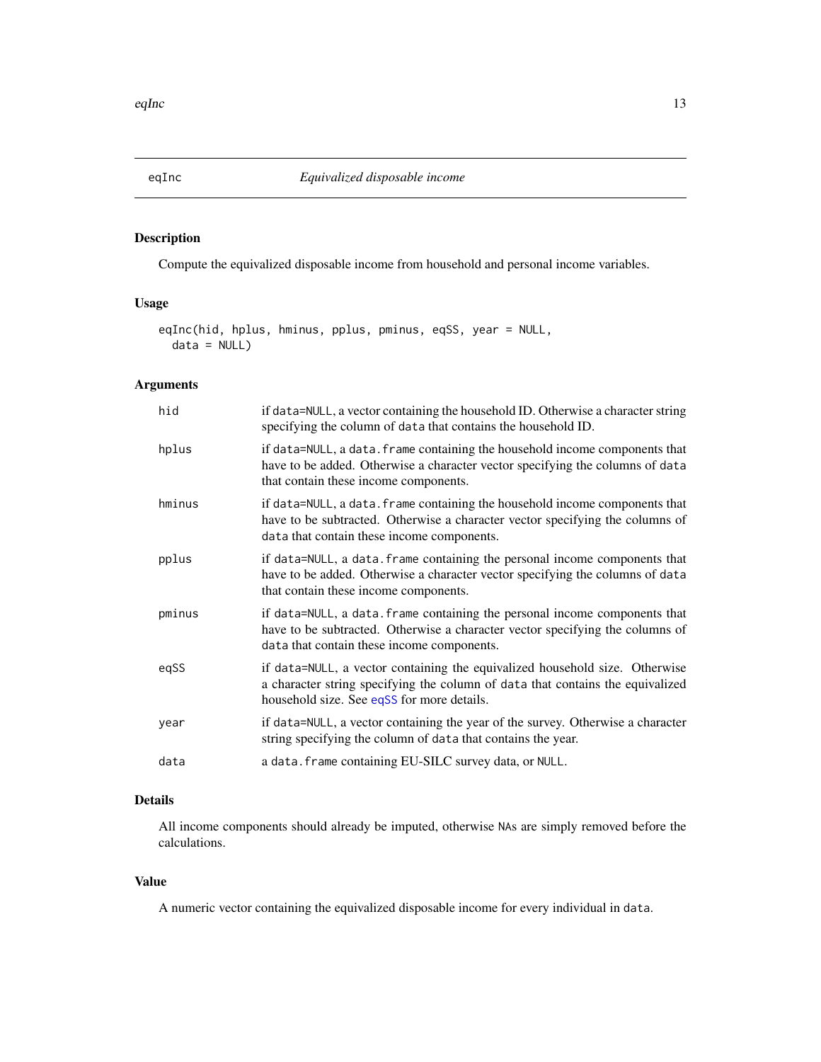## eqInc *Equivalized disposable income*

### Description

Compute the equivalized disposable income from household and personal income variables.

### Usage

```
eqInc(hid, hplus, hminus, pplus, pminus, eqSS, year = NULL,
  data = NULL)
```

### Arguments

| | |
|---|---|
| hid | if data=NULL, a vector containing the household ID. Otherwise a character string specifying the column of data that contains the household ID. |
| hplus | if data=NULL, a data.frame containing the household income components that have to be added. Otherwise a character vector specifying the columns of data that contain these income components. |
| hminus | if data=NULL, a data.frame containing the household income components that have to be subtracted. Otherwise a character vector specifying the columns of data that contain these income components. |
| pplus | if data=NULL, a data.frame containing the personal income components that have to be added. Otherwise a character vector specifying the columns of data that contain these income components. |
| pminus | if data=NULL, a data.frame containing the personal income components that have to be subtracted. Otherwise a character vector specifying the columns of data that contain these income components. |
| eqSS | if data=NULL, a vector containing the equivalized household size. Otherwise a character string specifying the column of data that contains the equivalized household size. See eqSS for more details. |
| year | if data=NULL, a vector containing the year of the survey. Otherwise a character string specifying the column of data that contains the year. |
| data | a data.frame containing EU-SILC survey data, or NULL. |

### Details

All income components should already be imputed, otherwise NAs are simply removed before the calculations.

### Value

A numeric vector containing the equivalized disposable income for every individual in data.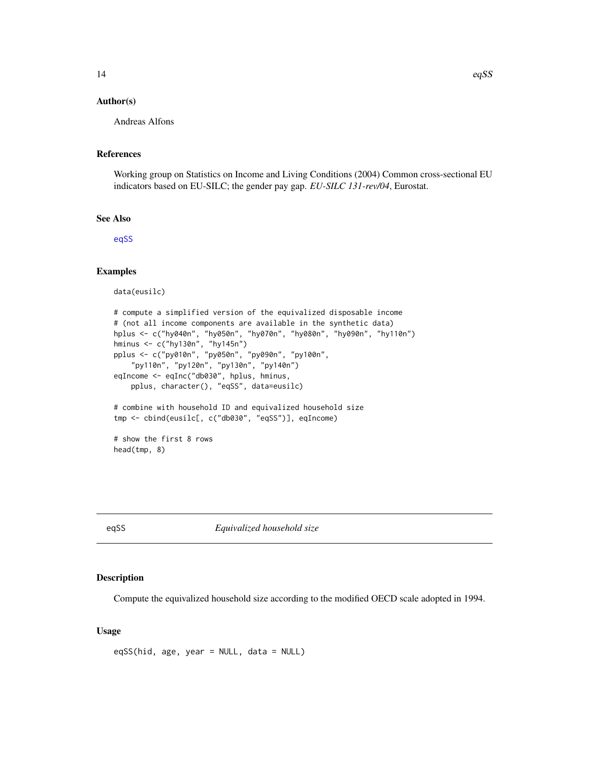### Author(s)

Andreas Alfons

### References

Working group on Statistics on Income and Living Conditions (2004) Common cross-sectional EU indicators based on EU-SILC; the gender pay gap. *EU-SILC 131-rev/04*, Eurostat.

### See Also

eqSS

### Examples

```
data(eusilc)

# compute a simplified version of the equivalized disposable income
# (not all income components are available in the synthetic data)
hplus <- c("hy040n", "hy050n", "hy070n", "hy080n", "hy090n", "hy110n")
hminus <- c("hy130n", "hy145n")
pplus <- c("py010n", "py050n", "py090n", "py100n",
    "py110n", "py120n", "py130n", "py140n")
eqIncome <- eqInc("db030", hplus, hminus,
    pplus, character(), "eqSS", data=eusilc)

# combine with household ID and equivalized household size
tmp <- cbind(eusilc[, c("db030", "eqSS")], eqIncome)

# show the first 8 rows
head(tmp, 8)
```

## eqSS — *Equivalized household size*

### Description

Compute the equivalized household size according to the modified OECD scale adopted in 1994.

### Usage

```
eqSS(hid, age, year = NULL, data = NULL)
```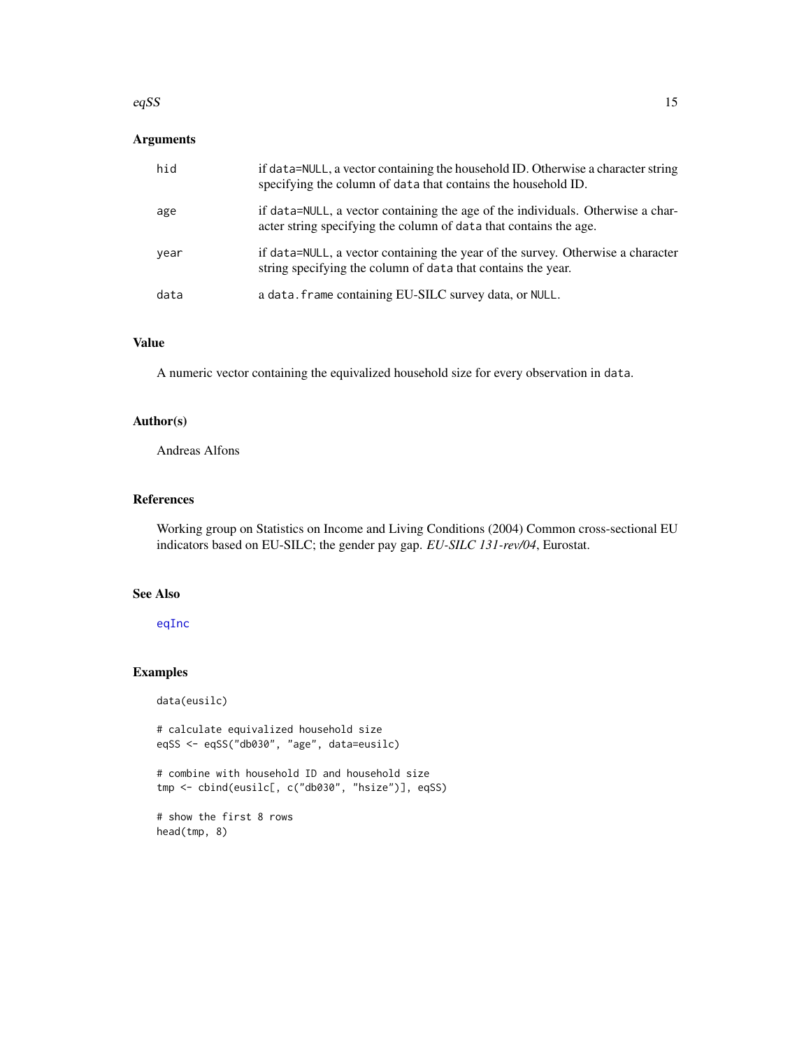### Arguments

| | |
|---|---|
| `hid` | if `data=NULL`, a vector containing the household ID. Otherwise a character string specifying the column of `data` that contains the household ID. |
| `age` | if `data=NULL`, a vector containing the age of the individuals. Otherwise a character string specifying the column of `data` that contains the age. |
| `year` | if `data=NULL`, a vector containing the year of the survey. Otherwise a character string specifying the column of `data` that contains the year. |
| `data` | a `data.frame` containing EU-SILC survey data, or `NULL`. |

### Value

A numeric vector containing the equivalized household size for every observation in `data`.

### Author(s)

Andreas Alfons

### References

Working group on Statistics on Income and Living Conditions (2004) Common cross-sectional EU indicators based on EU-SILC; the gender pay gap. *EU-SILC 131-rev/04*, Eurostat.

### See Also

`eqInc`

### Examples

```
data(eusilc)

# calculate equivalized household size
eqSS <- eqSS("db030", "age", data=eusilc)

# combine with household ID and household size
tmp <- cbind(eusilc[, c("db030", "hsize")], eqSS)

# show the first 8 rows
head(tmp, 8)
```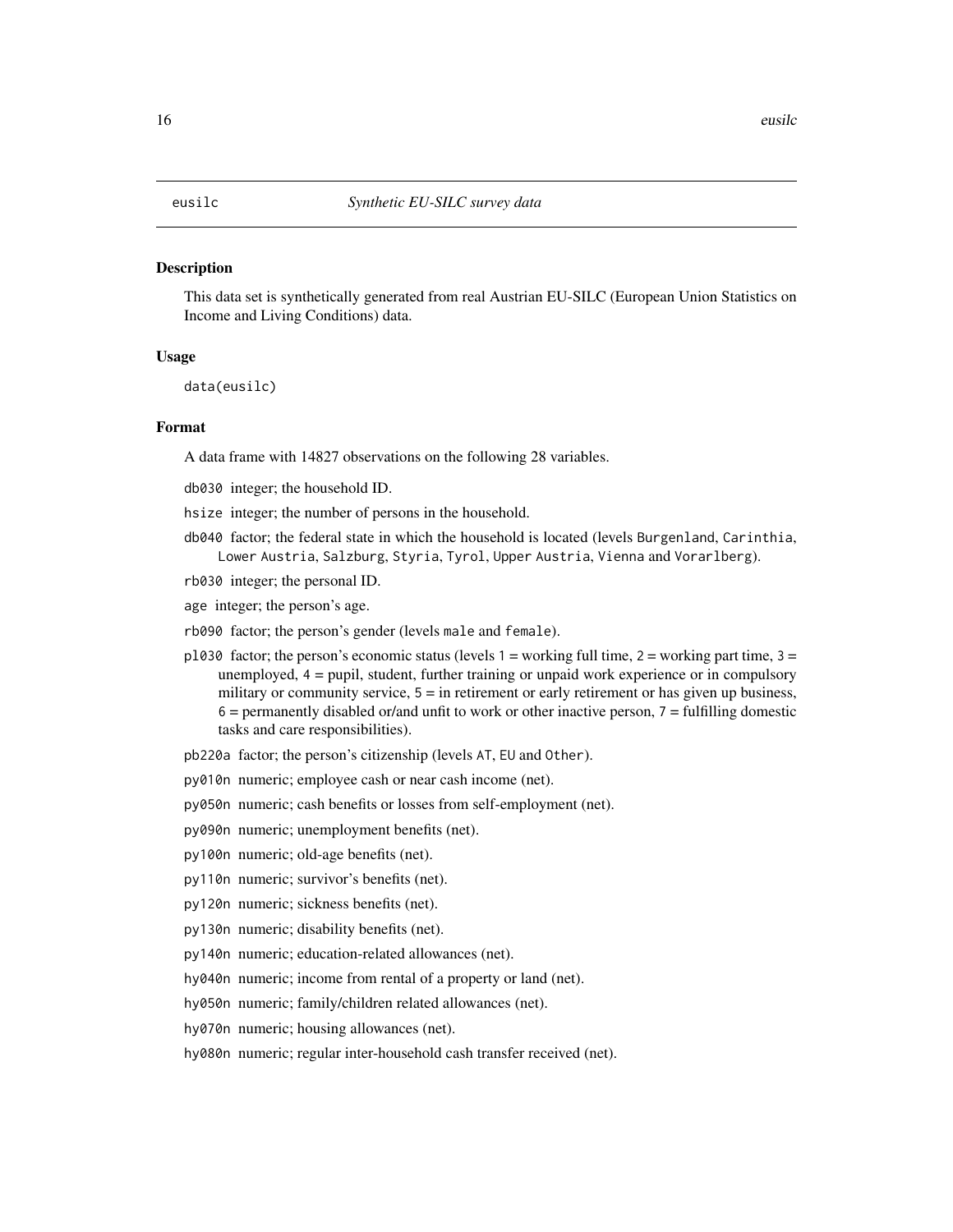eusilc *Synthetic EU-SILC survey data*

### Description

This data set is synthetically generated from real Austrian EU-SILC (European Union Statistics on Income and Living Conditions) data.

### Usage

```
data(eusilc)
```

### Format

A data frame with 14827 observations on the following 28 variables.

- `db030` integer; the household ID.
- `hsize` integer; the number of persons in the household.
- `db040` factor; the federal state in which the household is located (levels `Burgenland`, `Carinthia`, `Lower Austria`, `Salzburg`, `Styria`, `Tyrol`, `Upper Austria`, `Vienna` and `Vorarlberg`).
- `rb030` integer; the personal ID.
- `age` integer; the person's age.
- `rb090` factor; the person's gender (levels `male` and `female`).
- `pl030` factor; the person's economic status (levels `1` = working full time, `2` = working part time, `3` = unemployed, `4` = pupil, student, further training or unpaid work experience or in compulsory military or community service, `5` = in retirement or early retirement or has given up business, `6` = permanently disabled or/and unfit to work or other inactive person, `7` = fulfilling domestic tasks and care responsibilities).
- `pb220a` factor; the person's citizenship (levels `AT`, `EU` and `Other`).
- `py010n` numeric; employee cash or near cash income (net).
- `py050n` numeric; cash benefits or losses from self-employment (net).
- `py090n` numeric; unemployment benefits (net).
- `py100n` numeric; old-age benefits (net).
- `py110n` numeric; survivor's benefits (net).
- `py120n` numeric; sickness benefits (net).
- `py130n` numeric; disability benefits (net).
- `py140n` numeric; education-related allowances (net).
- `hy040n` numeric; income from rental of a property or land (net).
- `hy050n` numeric; family/children related allowances (net).
- `hy070n` numeric; housing allowances (net).
- `hy080n` numeric; regular inter-household cash transfer received (net).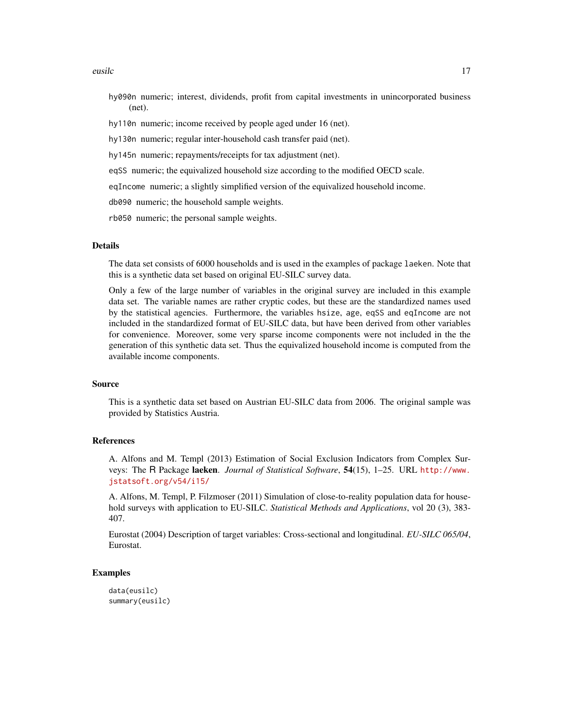hy090n numeric; interest, dividends, profit from capital investments in unincorporated business (net).

hy110n numeric; income received by people aged under 16 (net).

hy130n numeric; regular inter-household cash transfer paid (net).

hy145n numeric; repayments/receipts for tax adjustment (net).

eqSS numeric; the equivalized household size according to the modified OECD scale.

eqIncome numeric; a slightly simplified version of the equivalized household income.

db090 numeric; the household sample weights.

rb050 numeric; the personal sample weights.

## Details

The data set consists of 6000 households and is used in the examples of package laeken. Note that this is a synthetic data set based on original EU-SILC survey data.

Only a few of the large number of variables in the original survey are included in this example data set. The variable names are rather cryptic codes, but these are the standardized names used by the statistical agencies. Furthermore, the variables hsize, age, eqSS and eqIncome are not included in the standardized format of EU-SILC data, but have been derived from other variables for convenience. Moreover, some very sparse income components were not included in the the generation of this synthetic data set. Thus the equivalized household income is computed from the available income components.

## Source

This is a synthetic data set based on Austrian EU-SILC data from 2006. The original sample was provided by Statistics Austria.

## References

A. Alfons and M. Templ (2013) Estimation of Social Exclusion Indicators from Complex Surveys: The R Package **laeken**. *Journal of Statistical Software*, **54**(15), 1–25. URL http://www.jstatsoft.org/v54/i15/

A. Alfons, M. Templ, P. Filzmoser (2011) Simulation of close-to-reality population data for household surveys with application to EU-SILC. *Statistical Methods and Applications*, vol 20 (3), 383-407.

Eurostat (2004) Description of target variables: Cross-sectional and longitudinal. *EU-SILC 065/04*, Eurostat.

## Examples

```
data(eusilc)
summary(eusilc)
```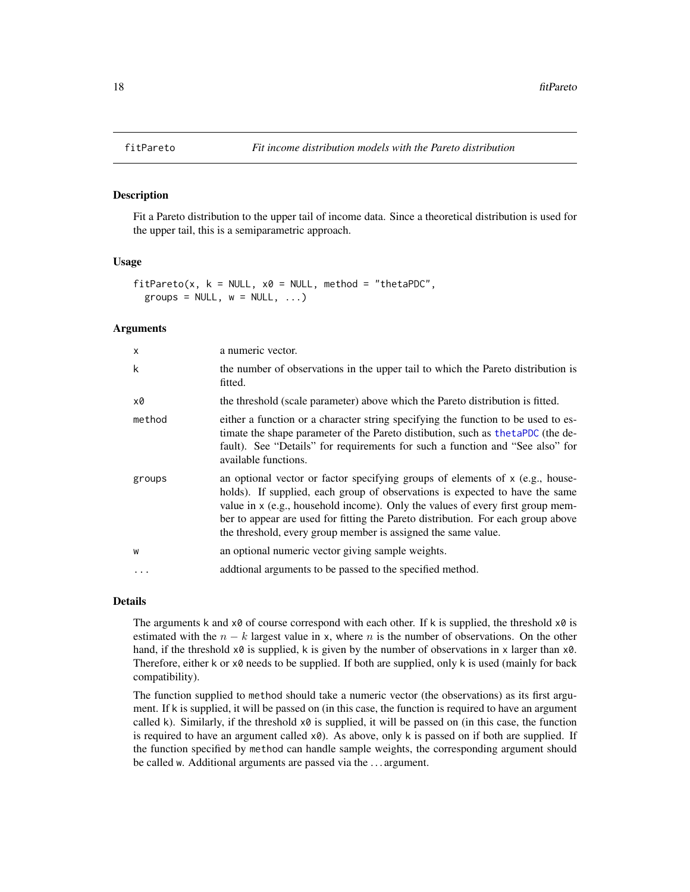# fitPareto — *Fit income distribution models with the Pareto distribution*

## Description

Fit a Pareto distribution to the upper tail of income data. Since a theoretical distribution is used for the upper tail, this is a semiparametric approach.

## Usage

```
fitPareto(x, k = NULL, x0 = NULL, method = "thetaPDC",
  groups = NULL, w = NULL, ...)
```

## Arguments

| Argument | Description |
|---|---|
| x | a numeric vector. |
| k | the number of observations in the upper tail to which the Pareto distribution is fitted. |
| x0 | the threshold (scale parameter) above which the Pareto distribution is fitted. |
| method | either a function or a character string specifying the function to be used to estimate the shape parameter of the Pareto distibution, such as thetaPDC (the default). See "Details" for requirements for such a function and "See also" for available functions. |
| groups | an optional vector or factor specifying groups of elements of x (e.g., households). If supplied, each group of observations is expected to have the same value in x (e.g., household income). Only the values of every first group member to appear are used for fitting the Pareto distribution. For each group above the threshold, every group member is assigned the same value. |
| w | an optional numeric vector giving sample weights. |
| ... | addtional arguments to be passed to the specified method. |

## Details

The arguments k and x0 of course correspond with each other. If k is supplied, the threshold x0 is estimated with the $n - k$ largest value in x, where $n$ is the number of observations. On the other hand, if the threshold x0 is supplied, k is given by the number of observations in x larger than x0. Therefore, either k or x0 needs to be supplied. If both are supplied, only k is used (mainly for back compatibility).

The function supplied to method should take a numeric vector (the observations) as its first argument. If k is supplied, it will be passed on (in this case, the function is required to have an argument called k). Similarly, if the threshold x0 is supplied, it will be passed on (in this case, the function is required to have an argument called x0). As above, only k is passed on if both are supplied. If the function specified by method can handle sample weights, the corresponding argument should be called w. Additional arguments are passed via the ... argument.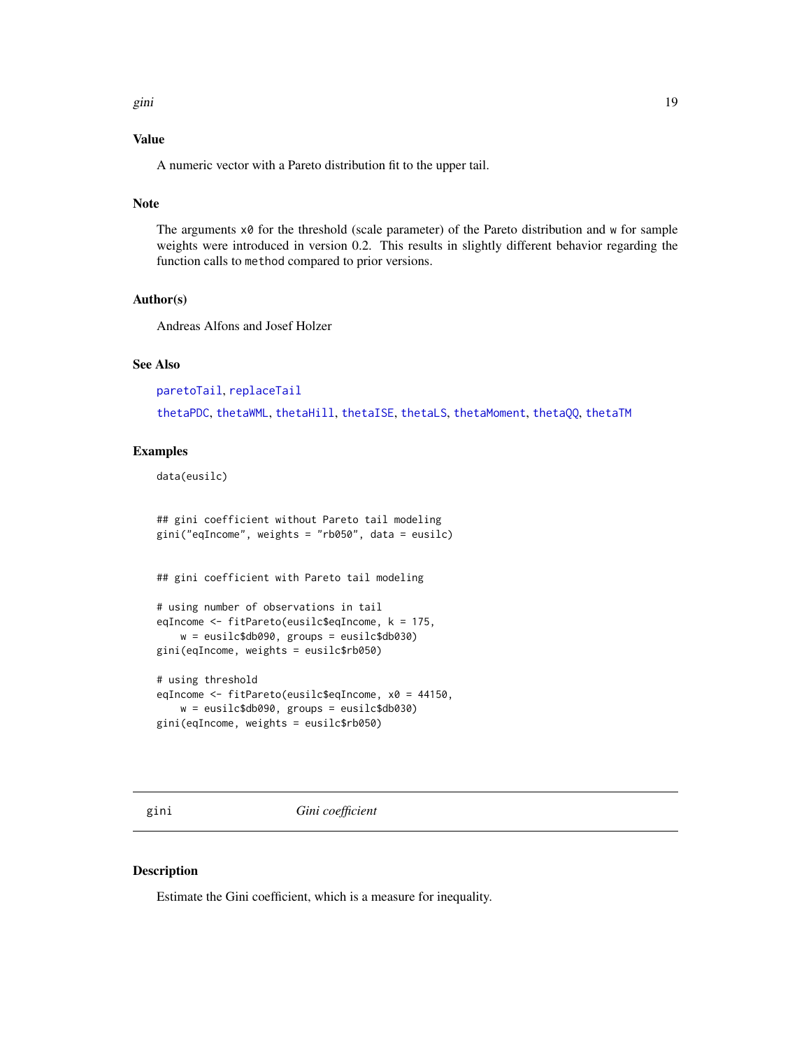## Value

A numeric vector with a Pareto distribution fit to the upper tail.

## Note

The arguments `x0` for the threshold (scale parameter) of the Pareto distribution and `w` for sample weights were introduced in version 0.2. This results in slightly different behavior regarding the function calls to `method` compared to prior versions.

## Author(s)

Andreas Alfons and Josef Holzer

## See Also

`paretoTail`, `replaceTail`

`thetaPDC`, `thetaWML`, `thetaHill`, `thetaISE`, `thetaLS`, `thetaMoment`, `thetaQQ`, `thetaTM`

## Examples

```
data(eusilc)


## gini coefficient without Pareto tail modeling
gini("eqIncome", weights = "rb050", data = eusilc)


## gini coefficient with Pareto tail modeling

# using number of observations in tail
eqIncome <- fitPareto(eusilc$eqIncome, k = 175,
    w = eusilc$db090, groups = eusilc$db030)
gini(eqIncome, weights = eusilc$rb050)

# using threshold
eqIncome <- fitPareto(eusilc$eqIncome, x0 = 44150,
    w = eusilc$db090, groups = eusilc$db030)
gini(eqIncome, weights = eusilc$rb050)
```

---

# gini *Gini coefficient*

## Description

Estimate the Gini coefficient, which is a measure for inequality.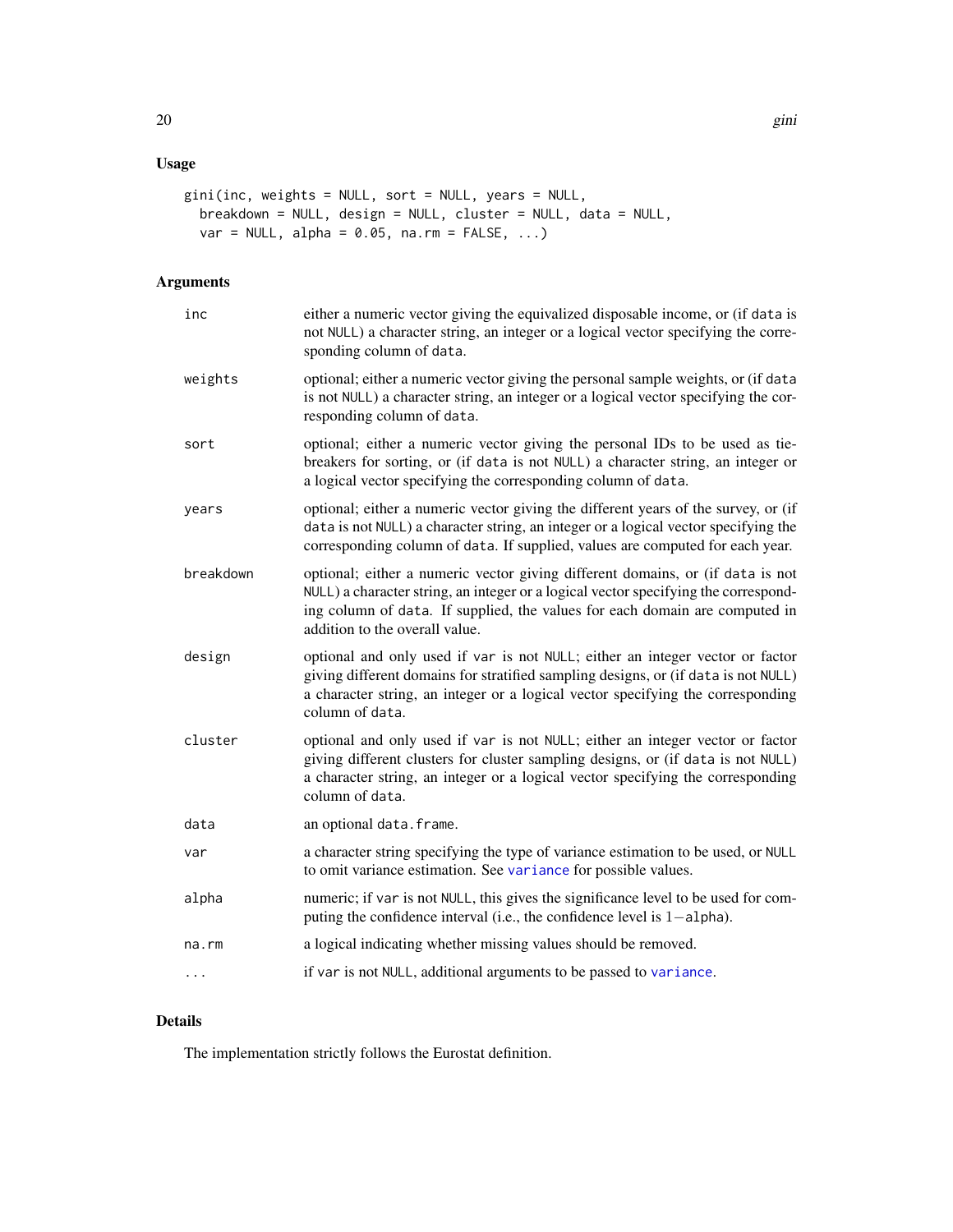## Usage

```
gini(inc, weights = NULL, sort = NULL, years = NULL,
  breakdown = NULL, design = NULL, cluster = NULL, data = NULL,
  var = NULL, alpha = 0.05, na.rm = FALSE, ...)
```

## Arguments

| | |
|---|---|
| `inc` | either a numeric vector giving the equivalized disposable income, or (if `data` is not `NULL`) a character string, an integer or a logical vector specifying the corresponding column of `data`. |
| `weights` | optional; either a numeric vector giving the personal sample weights, or (if `data` is not `NULL`) a character string, an integer or a logical vector specifying the corresponding column of `data`. |
| `sort` | optional; either a numeric vector giving the personal IDs to be used as tie-breakers for sorting, or (if `data` is not `NULL`) a character string, an integer or a logical vector specifying the corresponding column of `data`. |
| `years` | optional; either a numeric vector giving the different years of the survey, or (if `data` is not `NULL`) a character string, an integer or a logical vector specifying the corresponding column of `data`. If supplied, values are computed for each year. |
| `breakdown` | optional; either a numeric vector giving different domains, or (if `data` is not `NULL`) a character string, an integer or a logical vector specifying the corresponding column of `data`. If supplied, the values for each domain are computed in addition to the overall value. |
| `design` | optional and only used if `var` is not `NULL`; either an integer vector or factor giving different domains for stratified sampling designs, or (if `data` is not `NULL`) a character string, an integer or a logical vector specifying the corresponding column of `data`. |
| `cluster` | optional and only used if `var` is not `NULL`; either an integer vector or factor giving different clusters for cluster sampling designs, or (if `data` is not `NULL`) a character string, an integer or a logical vector specifying the corresponding column of `data`. |
| `data` | an optional `data.frame`. |
| `var` | a character string specifying the type of variance estimation to be used, or `NULL` to omit variance estimation. See `variance` for possible values. |
| `alpha` | numeric; if `var` is not `NULL`, this gives the significance level to be used for computing the confidence interval (i.e., the confidence level is 1−`alpha`). |
| `na.rm` | a logical indicating whether missing values should be removed. |
| `...` | if `var` is not `NULL`, additional arguments to be passed to `variance`. |

## Details

The implementation strictly follows the Eurostat definition.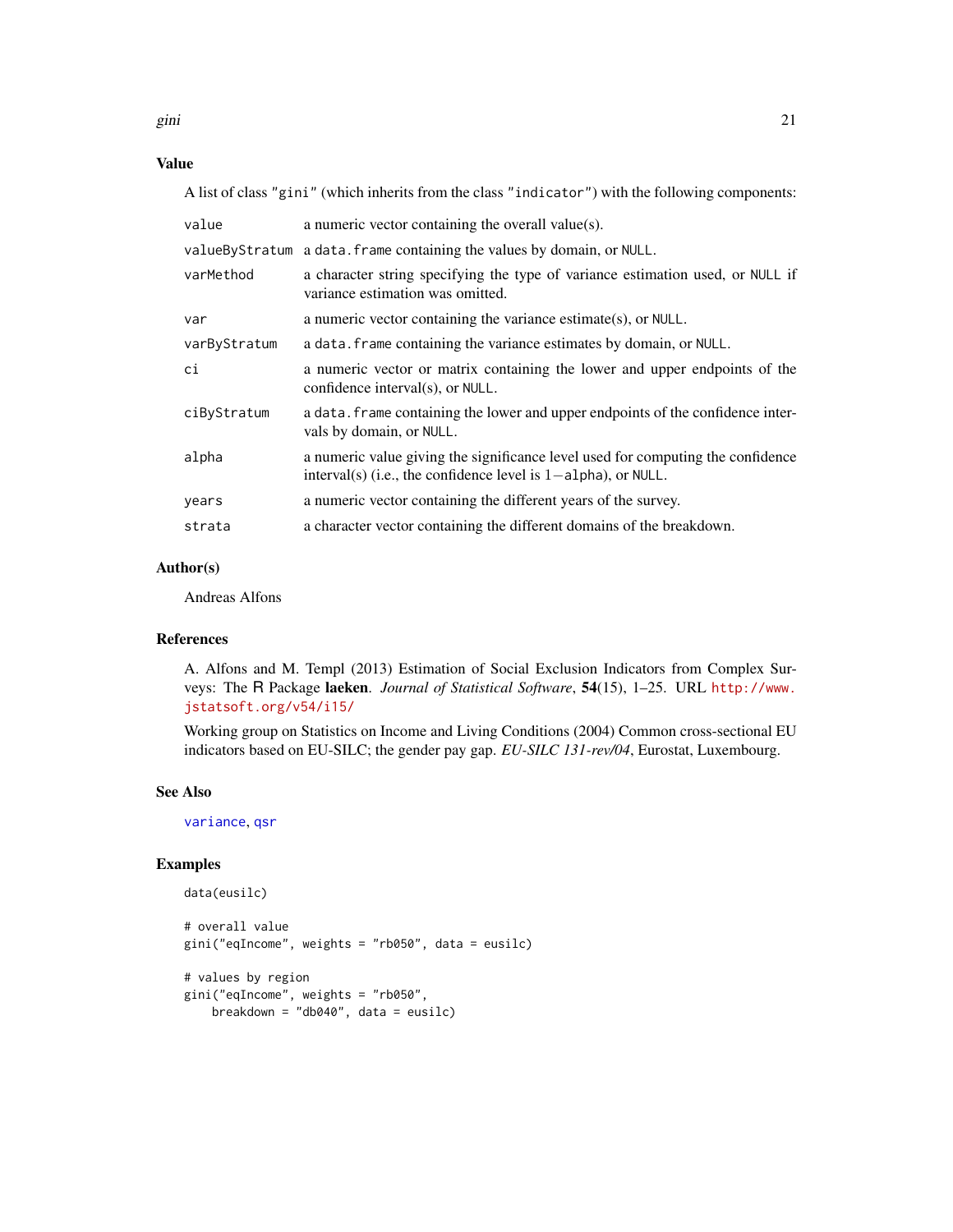## Value

A list of class "gini" (which inherits from the class "indicator") with the following components:

| | |
|---|---|
| value | a numeric vector containing the overall value(s). |
| valueByStratum | a data.frame containing the values by domain, or NULL. |
| varMethod | a character string specifying the type of variance estimation used, or NULL if variance estimation was omitted. |
| var | a numeric vector containing the variance estimate(s), or NULL. |
| varByStratum | a data.frame containing the variance estimates by domain, or NULL. |
| ci | a numeric vector or matrix containing the lower and upper endpoints of the confidence interval(s), or NULL. |
| ciByStratum | a data.frame containing the lower and upper endpoints of the confidence intervals by domain, or NULL. |
| alpha | a numeric value giving the significance level used for computing the confidence interval(s) (i.e., the confidence level is $1-$alpha), or NULL. |
| years | a numeric vector containing the different years of the survey. |
| strata | a character vector containing the different domains of the breakdown. |

## Author(s)

Andreas Alfons

## References

A. Alfons and M. Templ (2013) Estimation of Social Exclusion Indicators from Complex Surveys: The R Package **laeken**. *Journal of Statistical Software*, **54**(15), 1–25. URL http://www.jstatsoft.org/v54/i15/

Working group on Statistics on Income and Living Conditions (2004) Common cross-sectional EU indicators based on EU-SILC; the gender pay gap. *EU-SILC 131-rev/04*, Eurostat, Luxembourg.

## See Also

variance, qsr

## Examples

```
data(eusilc)

# overall value
gini("eqIncome", weights = "rb050", data = eusilc)

# values by region
gini("eqIncome", weights = "rb050",
    breakdown = "db040", data = eusilc)
```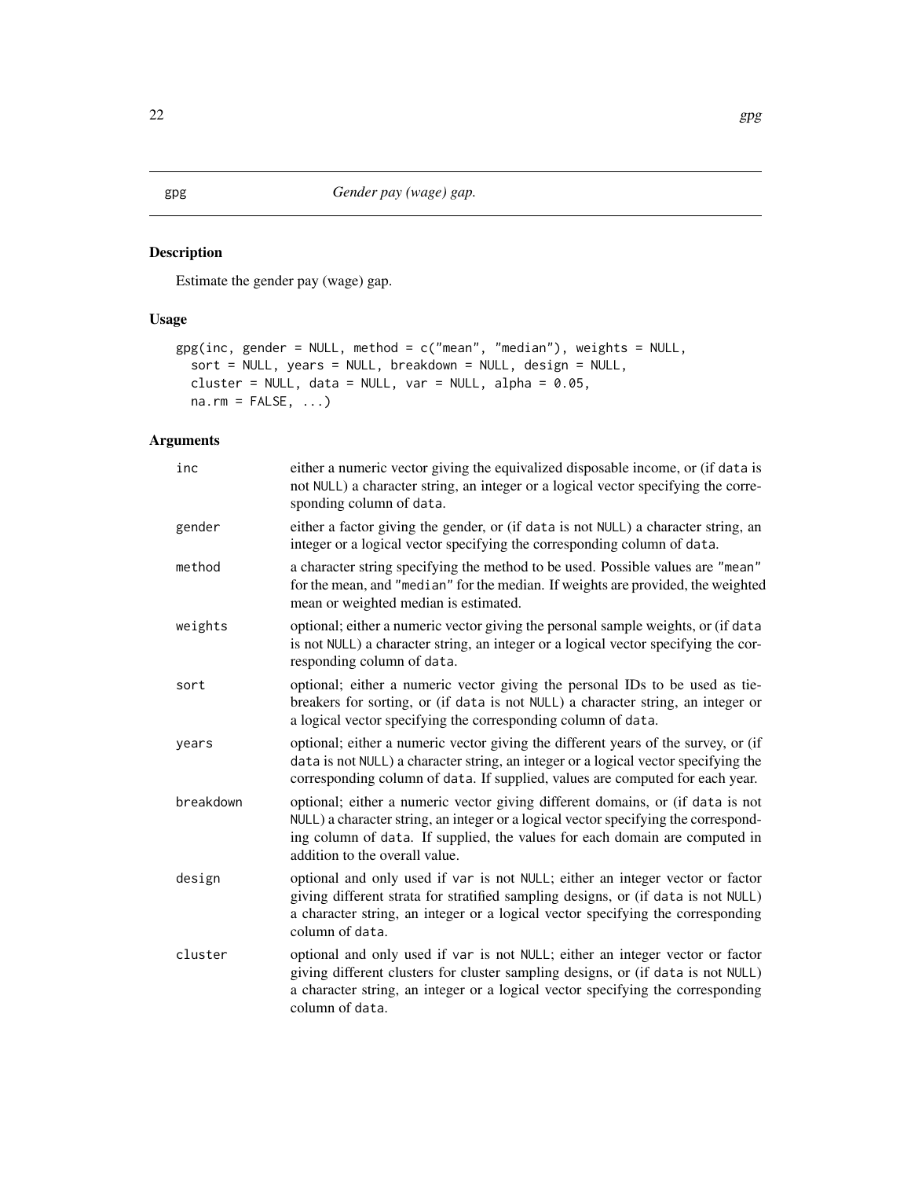# gpg — *Gender pay (wage) gap.*

## Description

Estimate the gender pay (wage) gap.

## Usage

```
gpg(inc, gender = NULL, method = c("mean", "median"), weights = NULL,
  sort = NULL, years = NULL, breakdown = NULL, design = NULL,
  cluster = NULL, data = NULL, var = NULL, alpha = 0.05,
  na.rm = FALSE, ...)
```

## Arguments

| | |
|---|---|
| `inc` | either a numeric vector giving the equivalized disposable income, or (if `data` is not `NULL`) a character string, an integer or a logical vector specifying the corresponding column of `data`. |
| `gender` | either a factor giving the gender, or (if `data` is not `NULL`) a character string, an integer or a logical vector specifying the corresponding column of `data`. |
| `method` | a character string specifying the method to be used. Possible values are `"mean"` for the mean, and `"median"` for the median. If weights are provided, the weighted mean or weighted median is estimated. |
| `weights` | optional; either a numeric vector giving the personal sample weights, or (if `data` is not `NULL`) a character string, an integer or a logical vector specifying the corresponding column of `data`. |
| `sort` | optional; either a numeric vector giving the personal IDs to be used as tie-breakers for sorting, or (if `data` is not `NULL`) a character string, an integer or a logical vector specifying the corresponding column of `data`. |
| `years` | optional; either a numeric vector giving the different years of the survey, or (if `data` is not `NULL`) a character string, an integer or a logical vector specifying the corresponding column of `data`. If supplied, values are computed for each year. |
| `breakdown` | optional; either a numeric vector giving different domains, or (if `data` is not `NULL`) a character string, an integer or a logical vector specifying the corresponding column of `data`. If supplied, the values for each domain are computed in addition to the overall value. |
| `design` | optional and only used if `var` is not `NULL`; either an integer vector or factor giving different strata for stratified sampling designs, or (if `data` is not `NULL`) a character string, an integer or a logical vector specifying the corresponding column of `data`. |
| `cluster` | optional and only used if `var` is not `NULL`; either an integer vector or factor giving different clusters for cluster sampling designs, or (if `data` is not `NULL`) a character string, an integer or a logical vector specifying the corresponding column of `data`. |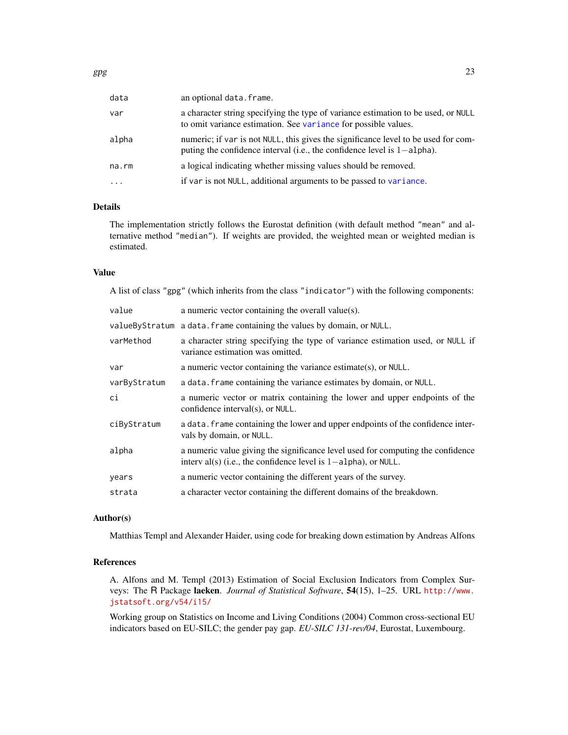| | |
|---|---|
| `data` | an optional `data.frame`. |
| `var` | a character string specifying the type of variance estimation to be used, or `NULL` to omit variance estimation. See `variance` for possible values. |
| `alpha` | numeric; if `var` is not `NULL`, this gives the significance level to be used for computing the confidence interval (i.e., the confidence level is $1-$`alpha`). |
| `na.rm` | a logical indicating whether missing values should be removed. |
| `...` | if `var` is not `NULL`, additional arguments to be passed to `variance`. |

### Details

The implementation strictly follows the Eurostat definition (with default method `"mean"` and alternative method `"median"`). If weights are provided, the weighted mean or weighted median is estimated.

### Value

A list of class `"gpg"` (which inherits from the class `"indicator"`) with the following components:

| | |
|---|---|
| `value` | a numeric vector containing the overall value(s). |
| `valueByStratum` | a `data.frame` containing the values by domain, or `NULL`. |
| `varMethod` | a character string specifying the type of variance estimation used, or `NULL` if variance estimation was omitted. |
| `var` | a numeric vector containing the variance estimate(s), or `NULL`. |
| `varByStratum` | a `data.frame` containing the variance estimates by domain, or `NULL`. |
| `ci` | a numeric vector or matrix containing the lower and upper endpoints of the confidence interval(s), or `NULL`. |
| `ciByStratum` | a `data.frame` containing the lower and upper endpoints of the confidence intervals by domain, or `NULL`. |
| `alpha` | a numeric value giving the significance level used for computing the confidence interv al(s) (i.e., the confidence level is $1-$`alpha`), or `NULL`. |
| `years` | a numeric vector containing the different years of the survey. |
| `strata` | a character vector containing the different domains of the breakdown. |

### Author(s)

Matthias Templ and Alexander Haider, using code for breaking down estimation by Andreas Alfons

### References

A. Alfons and M. Templ (2013) Estimation of Social Exclusion Indicators from Complex Surveys: The R Package **laeken**. *Journal of Statistical Software*, **54**(15), 1–25. URL http://www.jstatsoft.org/v54/i15/

Working group on Statistics on Income and Living Conditions (2004) Common cross-sectional EU indicators based on EU-SILC; the gender pay gap. *EU-SILC 131-rev/04*, Eurostat, Luxembourg.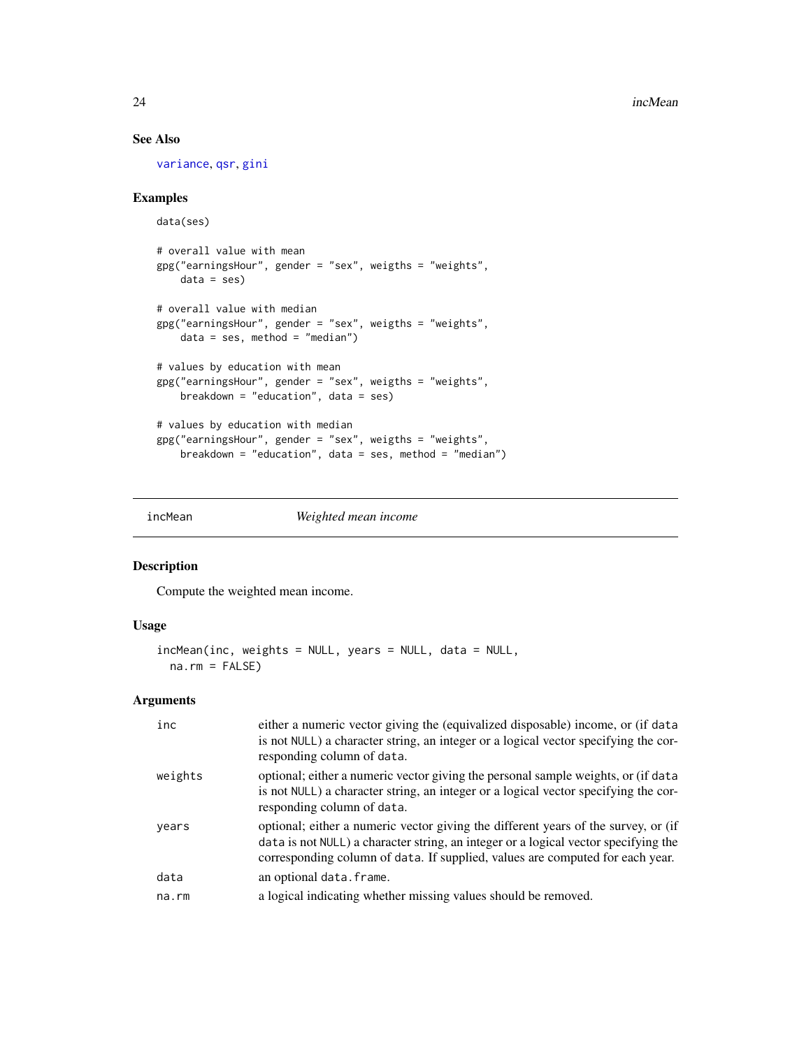## See Also

variance, qsr, gini

## Examples

```
data(ses)

# overall value with mean
gpg("earningsHour", gender = "sex", weigths = "weights",
    data = ses)

# overall value with median
gpg("earningsHour", gender = "sex", weigths = "weights",
    data = ses, method = "median")

# values by education with mean
gpg("earningsHour", gender = "sex", weigths = "weights",
    breakdown = "education", data = ses)

# values by education with median
gpg("earningsHour", gender = "sex", weigths = "weights",
    breakdown = "education", data = ses, method = "median")
```

---

# incMean *Weighted mean income*

---

## Description

Compute the weighted mean income.

## Usage

```
incMean(inc, weights = NULL, years = NULL, data = NULL,
  na.rm = FALSE)
```

## Arguments

| | |
|---|---|
| inc | either a numeric vector giving the (equivalized disposable) income, or (if data is not NULL) a character string, an integer or a logical vector specifying the corresponding column of data. |
| weights | optional; either a numeric vector giving the personal sample weights, or (if data is not NULL) a character string, an integer or a logical vector specifying the corresponding column of data. |
| years | optional; either a numeric vector giving the different years of the survey, or (if data is not NULL) a character string, an integer or a logical vector specifying the corresponding column of data. If supplied, values are computed for each year. |
| data | an optional data.frame. |
| na.rm | a logical indicating whether missing values should be removed. |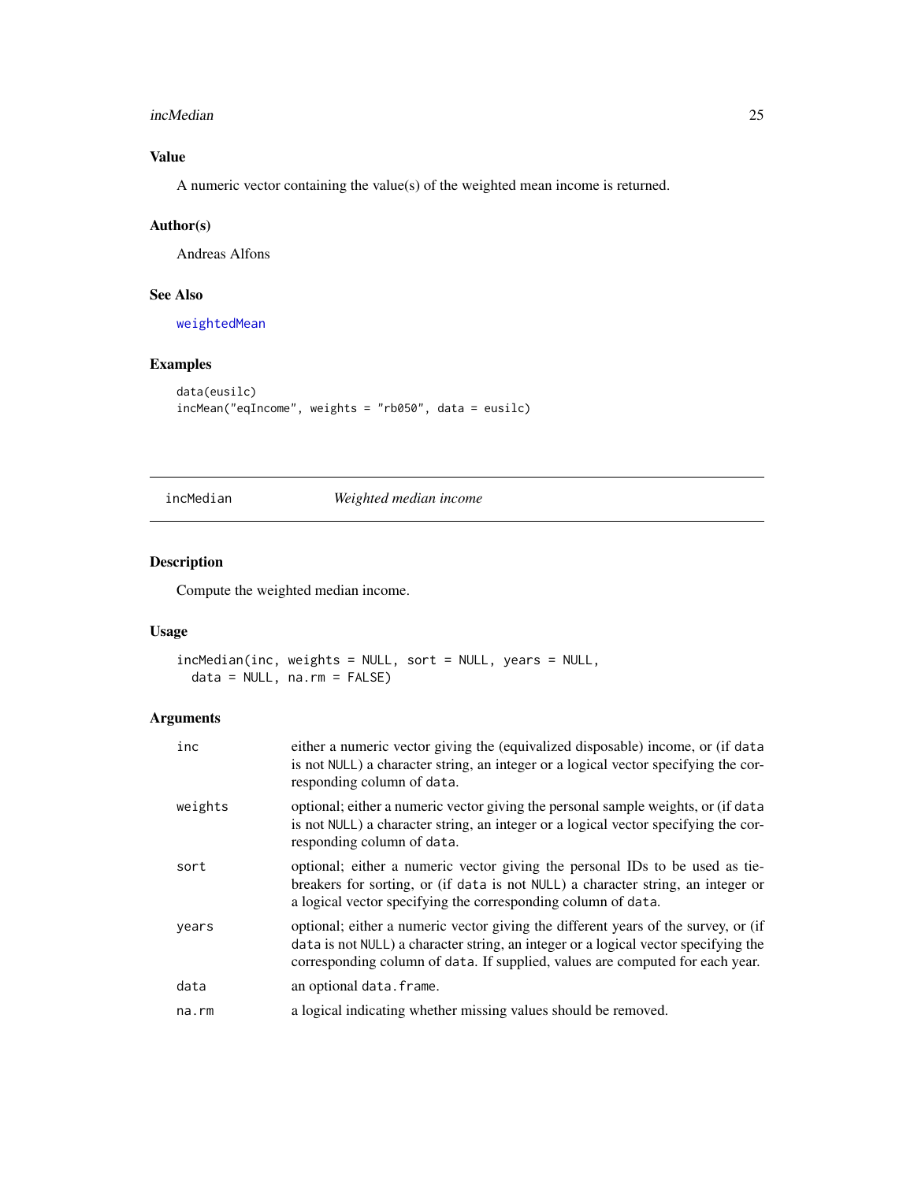## Value

A numeric vector containing the value(s) of the weighted mean income is returned.

## Author(s)

Andreas Alfons

## See Also

weightedMean

## Examples

```
data(eusilc)
incMean("eqIncome", weights = "rb050", data = eusilc)
```

---

# incMedian — *Weighted median income*

## Description

Compute the weighted median income.

## Usage

```
incMedian(inc, weights = NULL, sort = NULL, years = NULL,
  data = NULL, na.rm = FALSE)
```

## Arguments

| | |
|---|---|
| inc | either a numeric vector giving the (equivalized disposable) income, or (if data is not NULL) a character string, an integer or a logical vector specifying the corresponding column of data. |
| weights | optional; either a numeric vector giving the personal sample weights, or (if data is not NULL) a character string, an integer or a logical vector specifying the corresponding column of data. |
| sort | optional; either a numeric vector giving the personal IDs to be used as tie-breakers for sorting, or (if data is not NULL) a character string, an integer or a logical vector specifying the corresponding column of data. |
| years | optional; either a numeric vector giving the different years of the survey, or (if data is not NULL) a character string, an integer or a logical vector specifying the corresponding column of data. If supplied, values are computed for each year. |
| data | an optional data.frame. |
| na.rm | a logical indicating whether missing values should be removed. |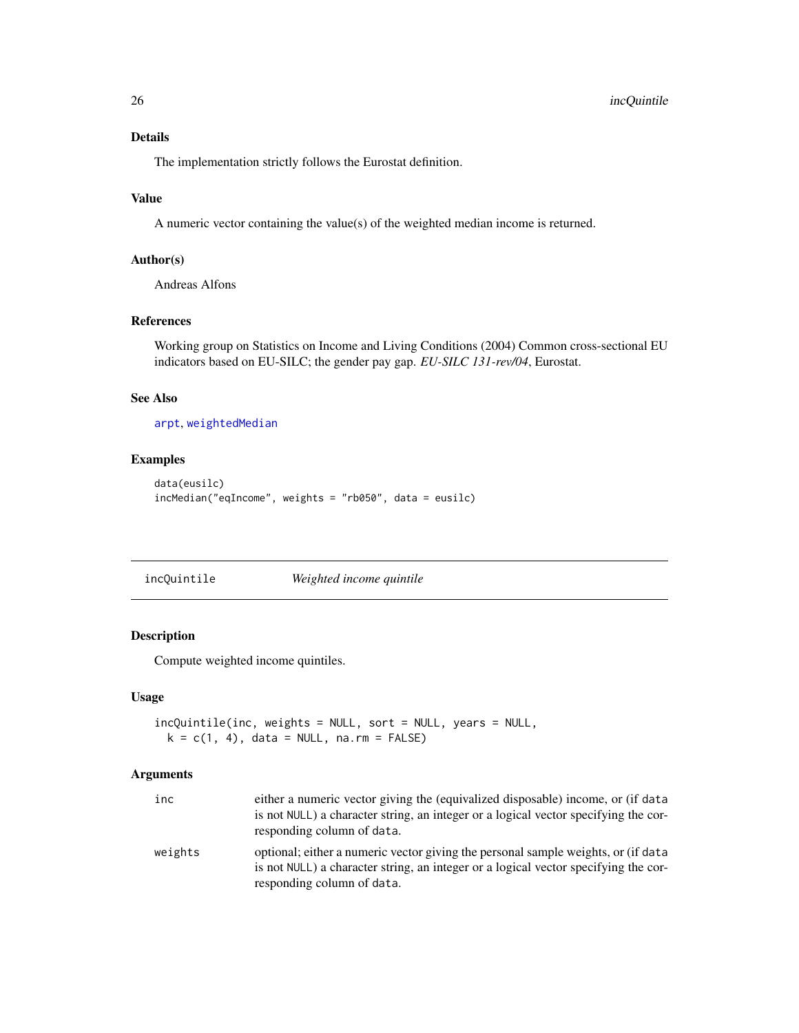### Details

The implementation strictly follows the Eurostat definition.

### Value

A numeric vector containing the value(s) of the weighted median income is returned.

### Author(s)

Andreas Alfons

### References

Working group on Statistics on Income and Living Conditions (2004) Common cross-sectional EU indicators based on EU-SILC; the gender pay gap. *EU-SILC 131-rev/04*, Eurostat.

### See Also

arpt, weightedMedian

### Examples

```
data(eusilc)
incMedian("eqIncome", weights = "rb050", data = eusilc)
```

---

## incQuintile *Weighted income quintile*

---

### Description

Compute weighted income quintiles.

### Usage

```
incQuintile(inc, weights = NULL, sort = NULL, years = NULL,
  k = c(1, 4), data = NULL, na.rm = FALSE)
```

### Arguments

| | |
|---|---|
| inc | either a numeric vector giving the (equivalized disposable) income, or (if data is not NULL) a character string, an integer or a logical vector specifying the corresponding column of data. |
| weights | optional; either a numeric vector giving the personal sample weights, or (if data is not NULL) a character string, an integer or a logical vector specifying the corresponding column of data. |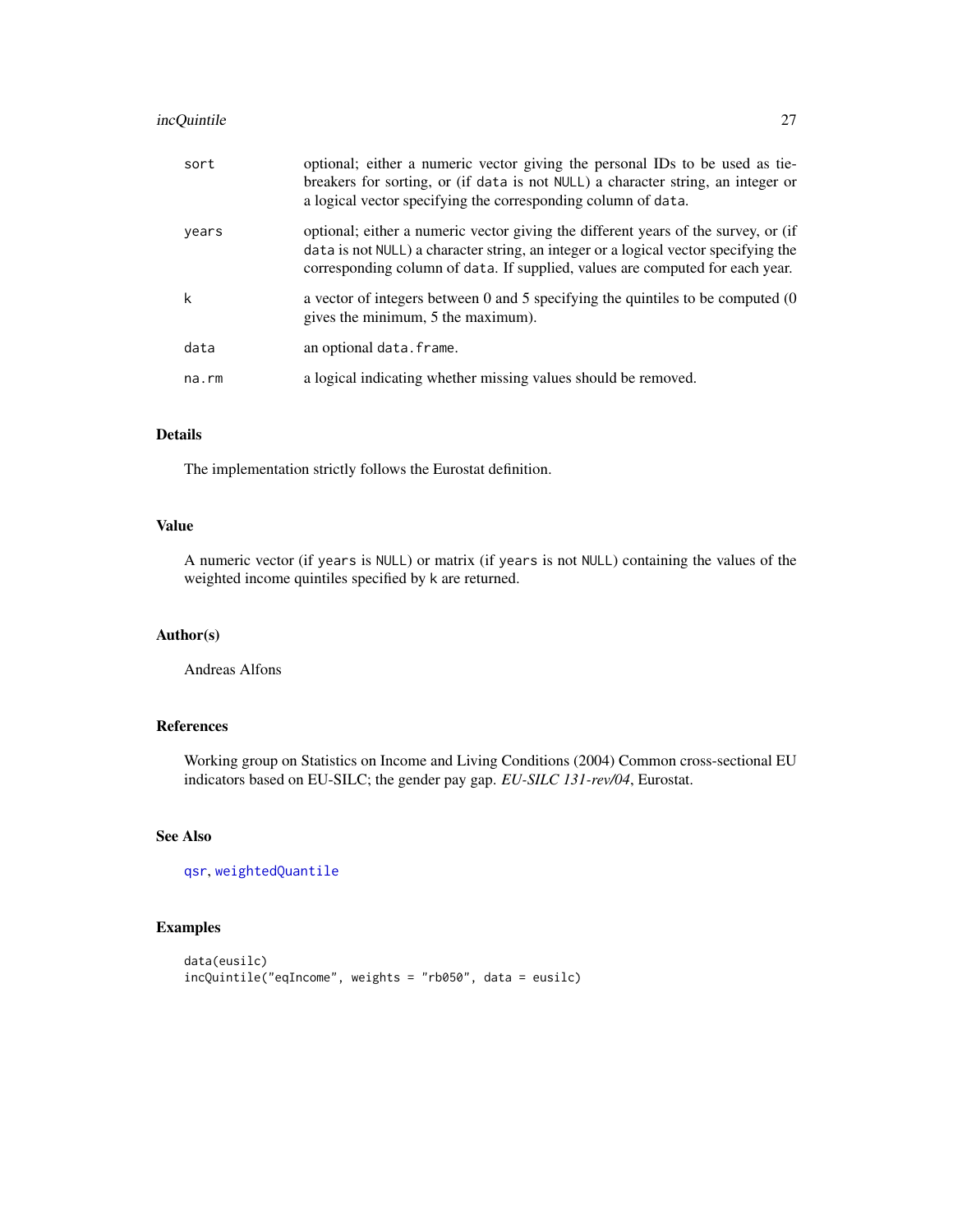| | |
|---|---|
| sort | optional; either a numeric vector giving the personal IDs to be used as tie-breakers for sorting, or (if data is not NULL) a character string, an integer or a logical vector specifying the corresponding column of data. |
| years | optional; either a numeric vector giving the different years of the survey, or (if data is not NULL) a character string, an integer or a logical vector specifying the corresponding column of data. If supplied, values are computed for each year. |
| k | a vector of integers between 0 and 5 specifying the quintiles to be computed (0 gives the minimum, 5 the maximum). |
| data | an optional data.frame. |
| na.rm | a logical indicating whether missing values should be removed. |

## Details

The implementation strictly follows the Eurostat definition.

## Value

A numeric vector (if years is NULL) or matrix (if years is not NULL) containing the values of the weighted income quintiles specified by k are returned.

## Author(s)

Andreas Alfons

## References

Working group on Statistics on Income and Living Conditions (2004) Common cross-sectional EU indicators based on EU-SILC; the gender pay gap. *EU-SILC 131-rev/04*, Eurostat.

## See Also

qsr, weightedQuantile

## Examples

```
data(eusilc)
incQuintile("eqIncome", weights = "rb050", data = eusilc)
```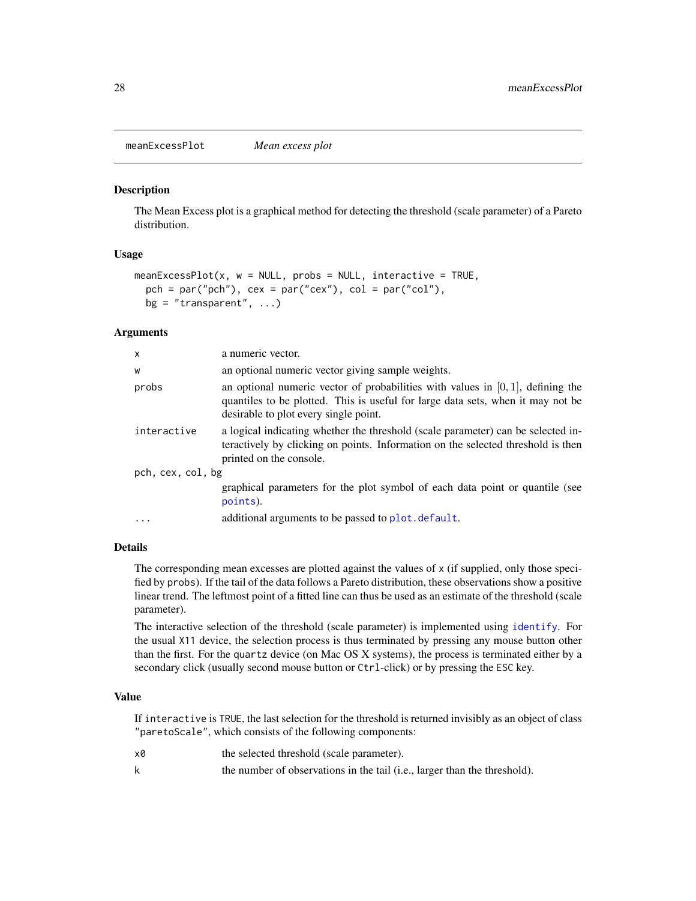meanExcessPlot *Mean excess plot*

## Description

The Mean Excess plot is a graphical method for detecting the threshold (scale parameter) of a Pareto distribution.

## Usage

```
meanExcessPlot(x, w = NULL, probs = NULL, interactive = TRUE,
  pch = par("pch"), cex = par("cex"), col = par("col"),
  bg = "transparent", ...)
```

## Arguments

| | |
|---|---|
| `x` | a numeric vector. |
| `w` | an optional numeric vector giving sample weights. |
| `probs` | an optional numeric vector of probabilities with values in $[0, 1]$, defining the quantiles to be plotted. This is useful for large data sets, when it may not be desirable to plot every single point. |
| `interactive` | a logical indicating whether the threshold (scale parameter) can be selected interactively by clicking on points. Information on the selected threshold is then printed on the console. |
| `pch, cex, col, bg` | graphical parameters for the plot symbol of each data point or quantile (see `points`). |
| `...` | additional arguments to be passed to `plot.default`. |

## Details

The corresponding mean excesses are plotted against the values of `x` (if supplied, only those specified by `probs`). If the tail of the data follows a Pareto distribution, these observations show a positive linear trend. The leftmost point of a fitted line can thus be used as an estimate of the threshold (scale parameter).

The interactive selection of the threshold (scale parameter) is implemented using `identify`. For the usual `X11` device, the selection process is thus terminated by pressing any mouse button other than the first. For the `quartz` device (on Mac OS X systems), the process is terminated either by a secondary click (usually second mouse button or `Ctrl`-click) or by pressing the `ESC` key.

## Value

If `interactive` is `TRUE`, the last selection for the threshold is returned invisibly as an object of class `"paretoScale"`, which consists of the following components:

| | |
|---|---|
| `x0` | the selected threshold (scale parameter). |
| `k` | the number of observations in the tail (i.e., larger than the threshold). |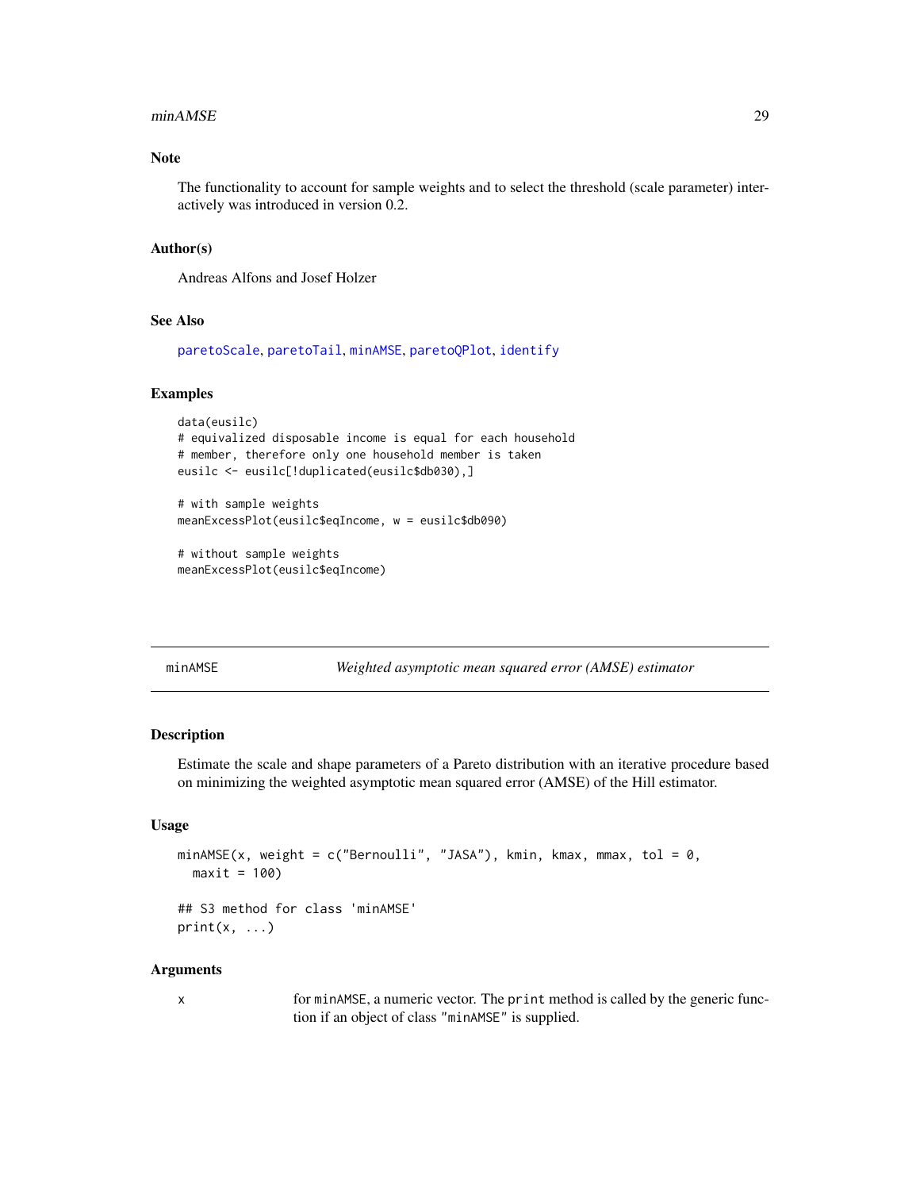### Note

The functionality to account for sample weights and to select the threshold (scale parameter) interactively was introduced in version 0.2.

### Author(s)

Andreas Alfons and Josef Holzer

### See Also

paretoScale, paretoTail, minAMSE, paretoQPlot, identify

### Examples

```
data(eusilc)
# equivalized disposable income is equal for each household
# member, therefore only one household member is taken
eusilc <- eusilc[!duplicated(eusilc$db030),]

# with sample weights
meanExcessPlot(eusilc$eqIncome, w = eusilc$db090)

# without sample weights
meanExcessPlot(eusilc$eqIncome)
```

---

## minAMSE — *Weighted asymptotic mean squared error (AMSE) estimator*

### Description

Estimate the scale and shape parameters of a Pareto distribution with an iterative procedure based on minimizing the weighted asymptotic mean squared error (AMSE) of the Hill estimator.

### Usage

```
minAMSE(x, weight = c("Bernoulli", "JASA"), kmin, kmax, mmax, tol = 0,
  maxit = 100)

## S3 method for class 'minAMSE'
print(x, ...)
```

### Arguments

| | |
|---|---|
| `x` | for `minAMSE`, a numeric vector. The `print` method is called by the generic function if an object of class `"minAMSE"` is supplied. |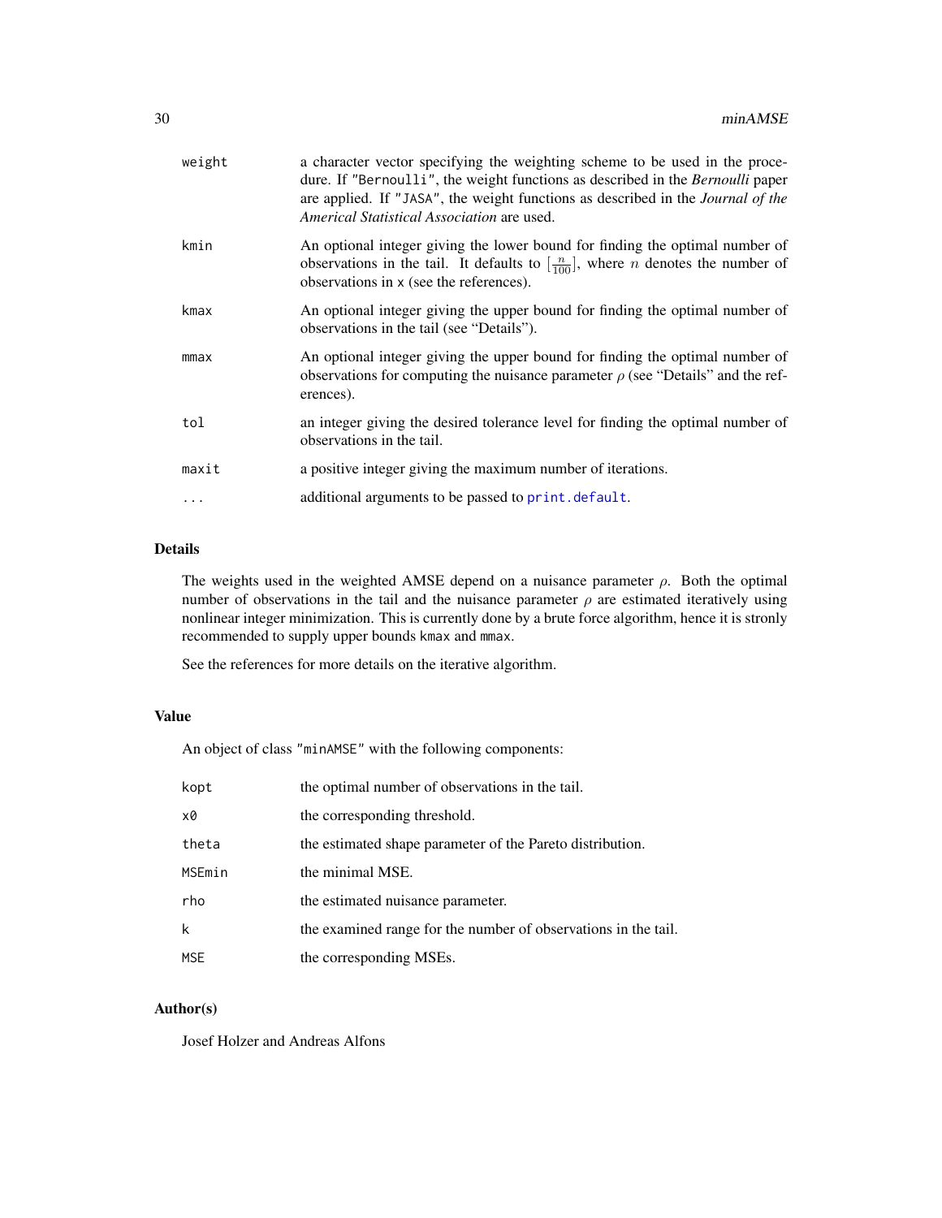| | |
|---|---|
| `weight` | a character vector specifying the weighting scheme to be used in the procedure. If "Bernoulli", the weight functions as described in the *Bernoulli* paper are applied. If "JASA", the weight functions as described in the *Journal of the Americal Statistical Association* are used. |
| `kmin` | An optional integer giving the lower bound for finding the optimal number of observations in the tail. It defaults to $[\frac{n}{100}]$, where $n$ denotes the number of observations in `x` (see the references). |
| `kmax` | An optional integer giving the upper bound for finding the optimal number of observations in the tail (see "Details"). |
| `mmax` | An optional integer giving the upper bound for finding the optimal number of observations for computing the nuisance parameter $\rho$ (see "Details" and the references). |
| `tol` | an integer giving the desired tolerance level for finding the optimal number of observations in the tail. |
| `maxit` | a positive integer giving the maximum number of iterations. |
| `...` | additional arguments to be passed to `print.default`. |

## Details

The weights used in the weighted AMSE depend on a nuisance parameter $\rho$. Both the optimal number of observations in the tail and the nuisance parameter $\rho$ are estimated iteratively using nonlinear integer minimization. This is currently done by a brute force algorithm, hence it is stronly recommended to supply upper bounds `kmax` and `mmax`.

See the references for more details on the iterative algorithm.

## Value

An object of class "minAMSE" with the following components:

| | |
|---|---|
| `kopt` | the optimal number of observations in the tail. |
| `x0` | the corresponding threshold. |
| `theta` | the estimated shape parameter of the Pareto distribution. |
| `MSEmin` | the minimal MSE. |
| `rho` | the estimated nuisance parameter. |
| `k` | the examined range for the number of observations in the tail. |
| `MSE` | the corresponding MSEs. |

## Author(s)

Josef Holzer and Andreas Alfons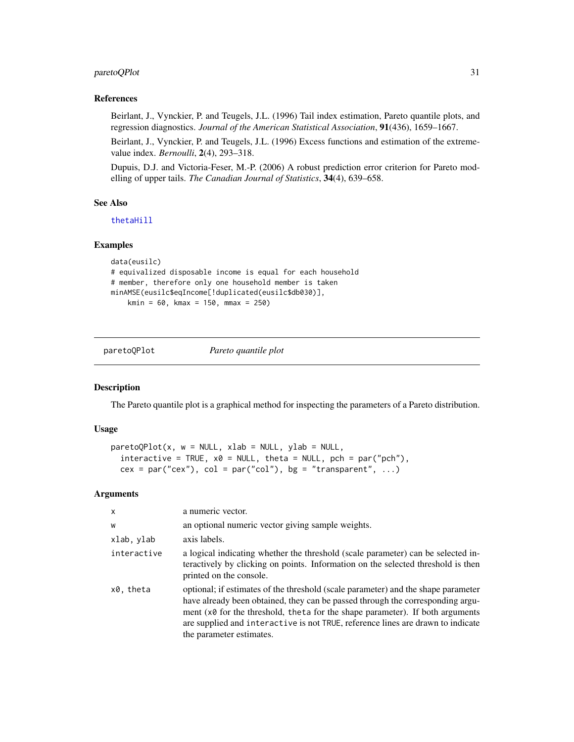### References

Beirlant, J., Vynckier, P. and Teugels, J.L. (1996) Tail index estimation, Pareto quantile plots, and regression diagnostics. *Journal of the American Statistical Association*, **91**(436), 1659–1667.

Beirlant, J., Vynckier, P. and Teugels, J.L. (1996) Excess functions and estimation of the extreme-value index. *Bernoulli*, **2**(4), 293–318.

Dupuis, D.J. and Victoria-Feser, M.-P. (2006) A robust prediction error criterion for Pareto modelling of upper tails. *The Canadian Journal of Statistics*, **34**(4), 639–658.

### See Also

thetaHill

### Examples

```
data(eusilc)
# equivalized disposable income is equal for each household
# member, therefore only one household member is taken
minAMSE(eusilc$eqIncome[!duplicated(eusilc$db030)],
    kmin = 60, kmax = 150, mmax = 250)
```

---

## paretoQPlot — *Pareto quantile plot*

### Description

The Pareto quantile plot is a graphical method for inspecting the parameters of a Pareto distribution.

### Usage

```
paretoQPlot(x, w = NULL, xlab = NULL, ylab = NULL,
  interactive = TRUE, x0 = NULL, theta = NULL, pch = par("pch"),
  cex = par("cex"), col = par("col"), bg = "transparent", ...)
```

### Arguments

| | |
|---|---|
| x | a numeric vector. |
| w | an optional numeric vector giving sample weights. |
| xlab, ylab | axis labels. |
| interactive | a logical indicating whether the threshold (scale parameter) can be selected interactively by clicking on points. Information on the selected threshold is then printed on the console. |
| x0, theta | optional; if estimates of the threshold (scale parameter) and the shape parameter have already been obtained, they can be passed through the corresponding argument (x0 for the threshold, theta for the shape parameter). If both arguments are supplied and interactive is not TRUE, reference lines are drawn to indicate the parameter estimates. |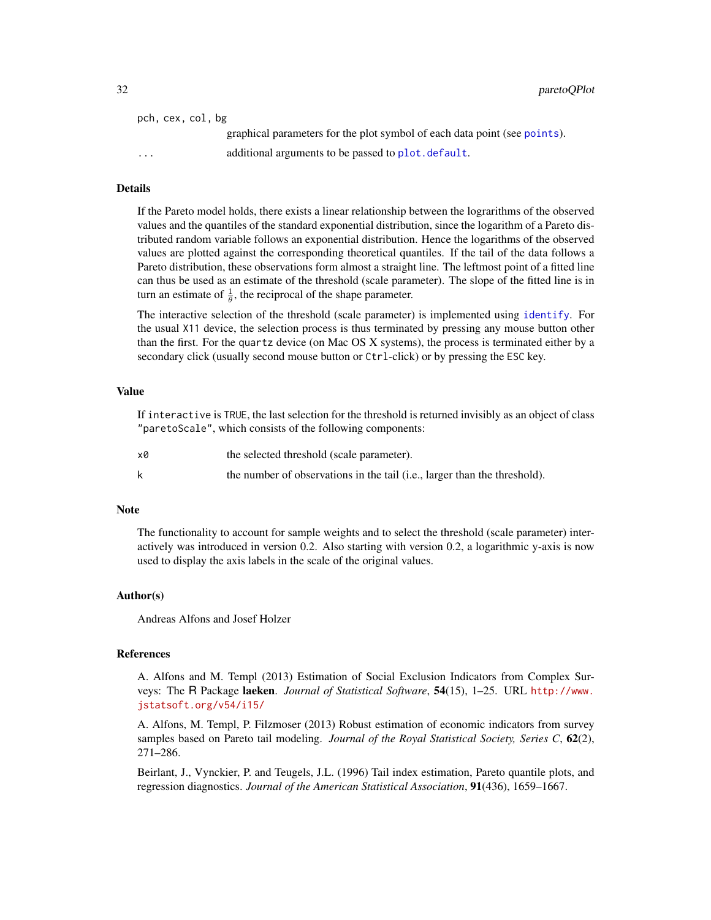pch, cex, col, bg
: graphical parameters for the plot symbol of each data point (see `points`).

...
: additional arguments to be passed to `plot.default`.

## Details

If the Pareto model holds, there exists a linear relationship between the lograrithms of the observed values and the quantiles of the standard exponential distribution, since the logarithm of a Pareto distributed random variable follows an exponential distribution. Hence the logarithms of the observed values are plotted against the corresponding theoretical quantiles. If the tail of the data follows a Pareto distribution, these observations form almost a straight line. The leftmost point of a fitted line can thus be used as an estimate of the threshold (scale parameter). The slope of the fitted line is in turn an estimate of $\frac{1}{\theta}$, the reciprocal of the shape parameter.

The interactive selection of the threshold (scale parameter) is implemented using `identify`. For the usual `X11` device, the selection process is thus terminated by pressing any mouse button other than the first. For the `quartz` device (on Mac OS X systems), the process is terminated either by a secondary click (usually second mouse button or `Ctrl`-click) or by pressing the `ESC` key.

## Value

If `interactive` is `TRUE`, the last selection for the threshold is returned invisibly as an object of class `"paretoScale"`, which consists of the following components:

x0
: the selected threshold (scale parameter).

k
: the number of observations in the tail (i.e., larger than the threshold).

## Note

The functionality to account for sample weights and to select the threshold (scale parameter) interactively was introduced in version 0.2. Also starting with version 0.2, a logarithmic y-axis is now used to display the axis labels in the scale of the original values.

## Author(s)

Andreas Alfons and Josef Holzer

## References

A. Alfons and M. Templ (2013) Estimation of Social Exclusion Indicators from Complex Surveys: The R Package **laeken**. *Journal of Statistical Software*, **54**(15), 1–25. URL http://www.jstatsoft.org/v54/i15/

A. Alfons, M. Templ, P. Filzmoser (2013) Robust estimation of economic indicators from survey samples based on Pareto tail modeling. *Journal of the Royal Statistical Society, Series C*, **62**(2), 271–286.

Beirlant, J., Vynckier, P. and Teugels, J.L. (1996) Tail index estimation, Pareto quantile plots, and regression diagnostics. *Journal of the American Statistical Association*, **91**(436), 1659–1667.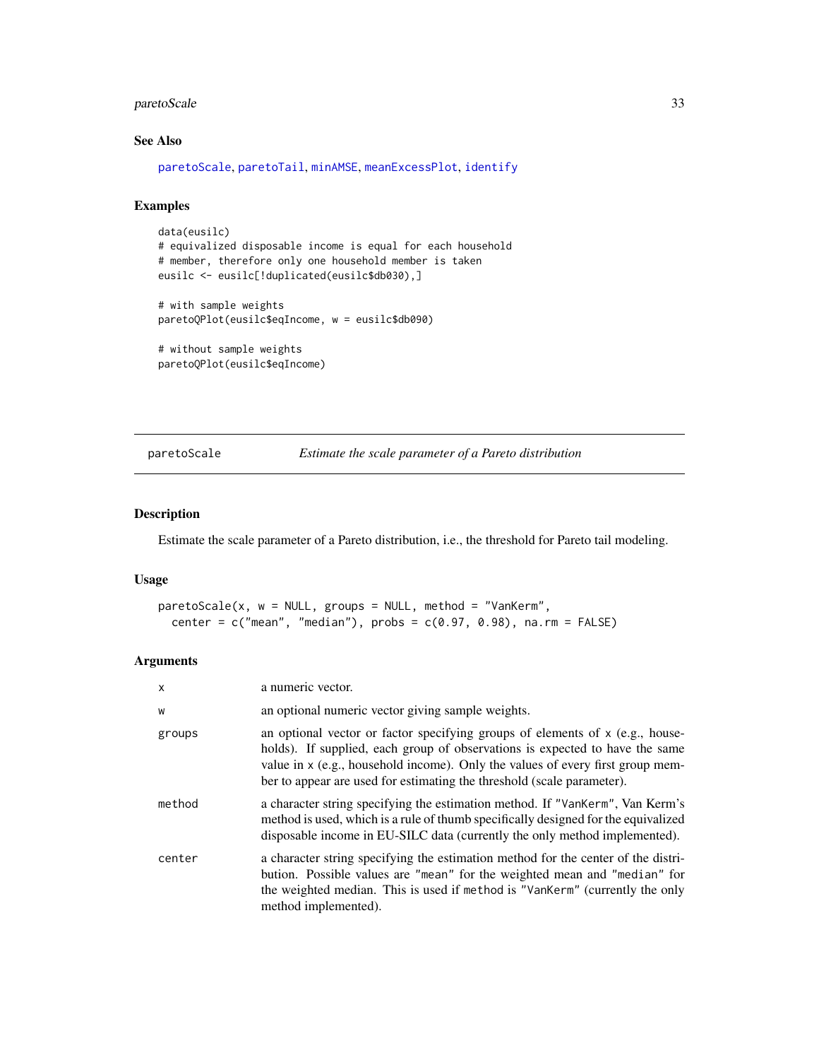### See Also

`paretoScale`, `paretoTail`, `minAMSE`, `meanExcessPlot`, `identify`

### Examples

```
data(eusilc)
# equivalized disposable income is equal for each household
# member, therefore only one household member is taken
eusilc <- eusilc[!duplicated(eusilc$db030),]

# with sample weights
paretoQPlot(eusilc$eqIncome, w = eusilc$db090)

# without sample weights
paretoQPlot(eusilc$eqIncome)
```

---

## paretoScale — *Estimate the scale parameter of a Pareto distribution*

---

### Description

Estimate the scale parameter of a Pareto distribution, i.e., the threshold for Pareto tail modeling.

### Usage

```
paretoScale(x, w = NULL, groups = NULL, method = "VanKerm",
  center = c("mean", "median"), probs = c(0.97, 0.98), na.rm = FALSE)
```

### Arguments

| | |
|---|---|
| `x` | a numeric vector. |
| `w` | an optional numeric vector giving sample weights. |
| `groups` | an optional vector or factor specifying groups of elements of `x` (e.g., households). If supplied, each group of observations is expected to have the same value in `x` (e.g., household income). Only the values of every first group member to appear are used for estimating the threshold (scale parameter). |
| `method` | a character string specifying the estimation method. If `"VanKerm"`, Van Kerm's method is used, which is a rule of thumb specifically designed for the equivalized disposable income in EU-SILC data (currently the only method implemented). |
| `center` | a character string specifying the estimation method for the center of the distribution. Possible values are `"mean"` for the weighted mean and `"median"` for the weighted median. This is used if `method` is `"VanKerm"` (currently the only method implemented). |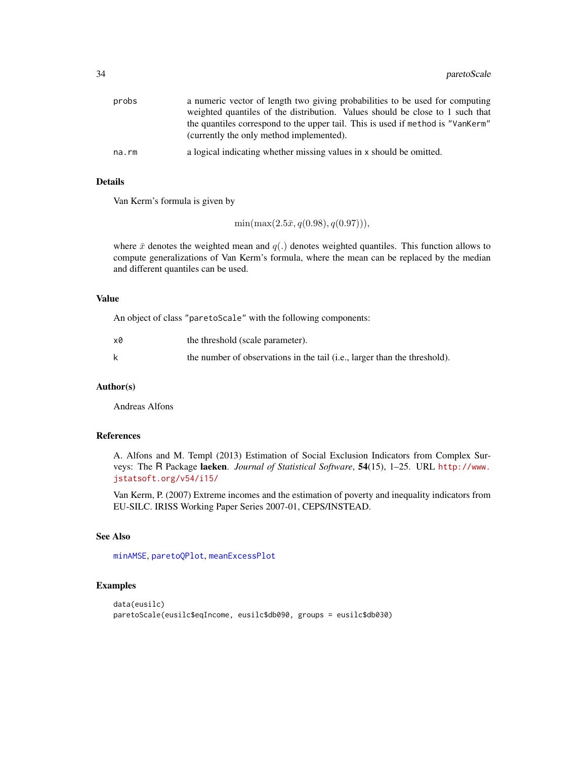| | |
|---|---|
| probs | a numeric vector of length two giving probabilities to be used for computing weighted quantiles of the distribution. Values should be close to 1 such that the quantiles correspond to the upper tail. This is used if method is "VanKerm" (currently the only method implemented). |
| na.rm | a logical indicating whether missing values in x should be omitted. |

## Details

Van Kerm's formula is given by

$$\min(\max(2.5\bar{x}, q(0.98), q(0.97))),$$

where $\bar{x}$ denotes the weighted mean and $q(.)$ denotes weighted quantiles. This function allows to compute generalizations of Van Kerm's formula, where the mean can be replaced by the median and different quantiles can be used.

## Value

An object of class "paretoScale" with the following components:

| | |
|---|---|
| x0 | the threshold (scale parameter). |
| k | the number of observations in the tail (i.e., larger than the threshold). |

## Author(s)

Andreas Alfons

## References

A. Alfons and M. Templ (2013) Estimation of Social Exclusion Indicators from Complex Surveys: The R Package **laeken**. *Journal of Statistical Software*, **54**(15), 1–25. URL http://www.jstatsoft.org/v54/i15/

Van Kerm, P. (2007) Extreme incomes and the estimation of poverty and inequality indicators from EU-SILC. IRISS Working Paper Series 2007-01, CEPS/INSTEAD.

## See Also

minAMSE, paretoQPlot, meanExcessPlot

## Examples

```
data(eusilc)
paretoScale(eusilc$eqIncome, eusilc$db090, groups = eusilc$db030)
```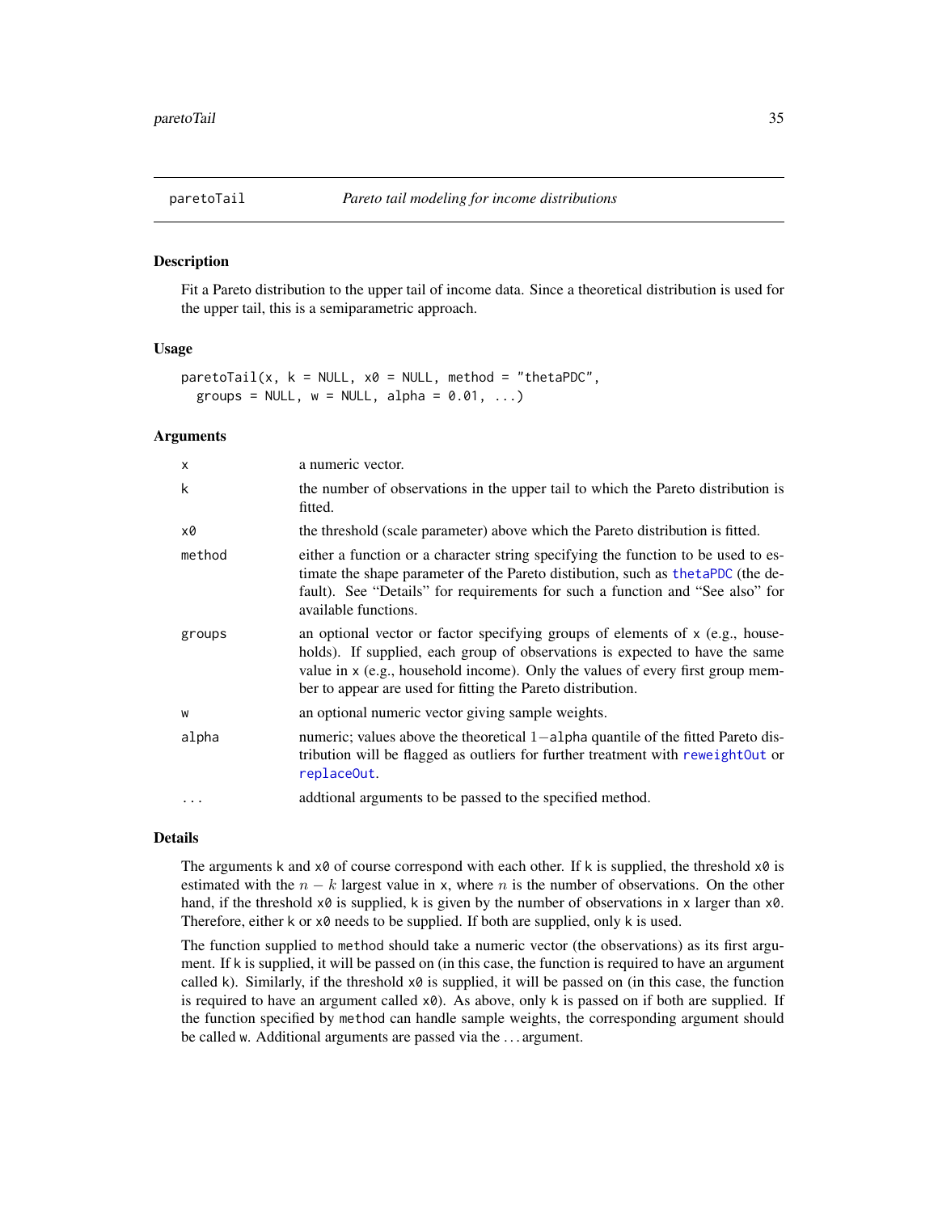## paretoTail — *Pareto tail modeling for income distributions*

### Description

Fit a Pareto distribution to the upper tail of income data. Since a theoretical distribution is used for the upper tail, this is a semiparametric approach.

### Usage

```
paretoTail(x, k = NULL, x0 = NULL, method = "thetaPDC",
  groups = NULL, w = NULL, alpha = 0.01, ...)
```

### Arguments

| | |
|---|---|
| `x` | a numeric vector. |
| `k` | the number of observations in the upper tail to which the Pareto distribution is fitted. |
| `x0` | the threshold (scale parameter) above which the Pareto distribution is fitted. |
| `method` | either a function or a character string specifying the function to be used to estimate the shape parameter of the Pareto distibution, such as `thetaPDC` (the default). See "Details" for requirements for such a function and "See also" for available functions. |
| `groups` | an optional vector or factor specifying groups of elements of `x` (e.g., households). If supplied, each group of observations is expected to have the same value in `x` (e.g., household income). Only the values of every first group member to appear are used for fitting the Pareto distribution. |
| `w` | an optional numeric vector giving sample weights. |
| `alpha` | numeric; values above the theoretical $1-$`alpha` quantile of the fitted Pareto distribution will be flagged as outliers for further treatment with `reweightOut` or `replaceOut`. |
| `...` | addtional arguments to be passed to the specified method. |

### Details

The arguments `k` and `x0` of course correspond with each other. If `k` is supplied, the threshold `x0` is estimated with the $n-k$ largest value in `x`, where $n$ is the number of observations. On the other hand, if the threshold `x0` is supplied, `k` is given by the number of observations in `x` larger than `x0`. Therefore, either `k` or `x0` needs to be supplied. If both are supplied, only `k` is used.

The function supplied to `method` should take a numeric vector (the observations) as its first argument. If `k` is supplied, it will be passed on (in this case, the function is required to have an argument called `k`). Similarly, if the threshold `x0` is supplied, it will be passed on (in this case, the function is required to have an argument `x0`). As above, only `k` is passed on if both are supplied. If the function specified by `method` can handle sample weights, the corresponding argument should be called `w`. Additional arguments are passed via the ... argument.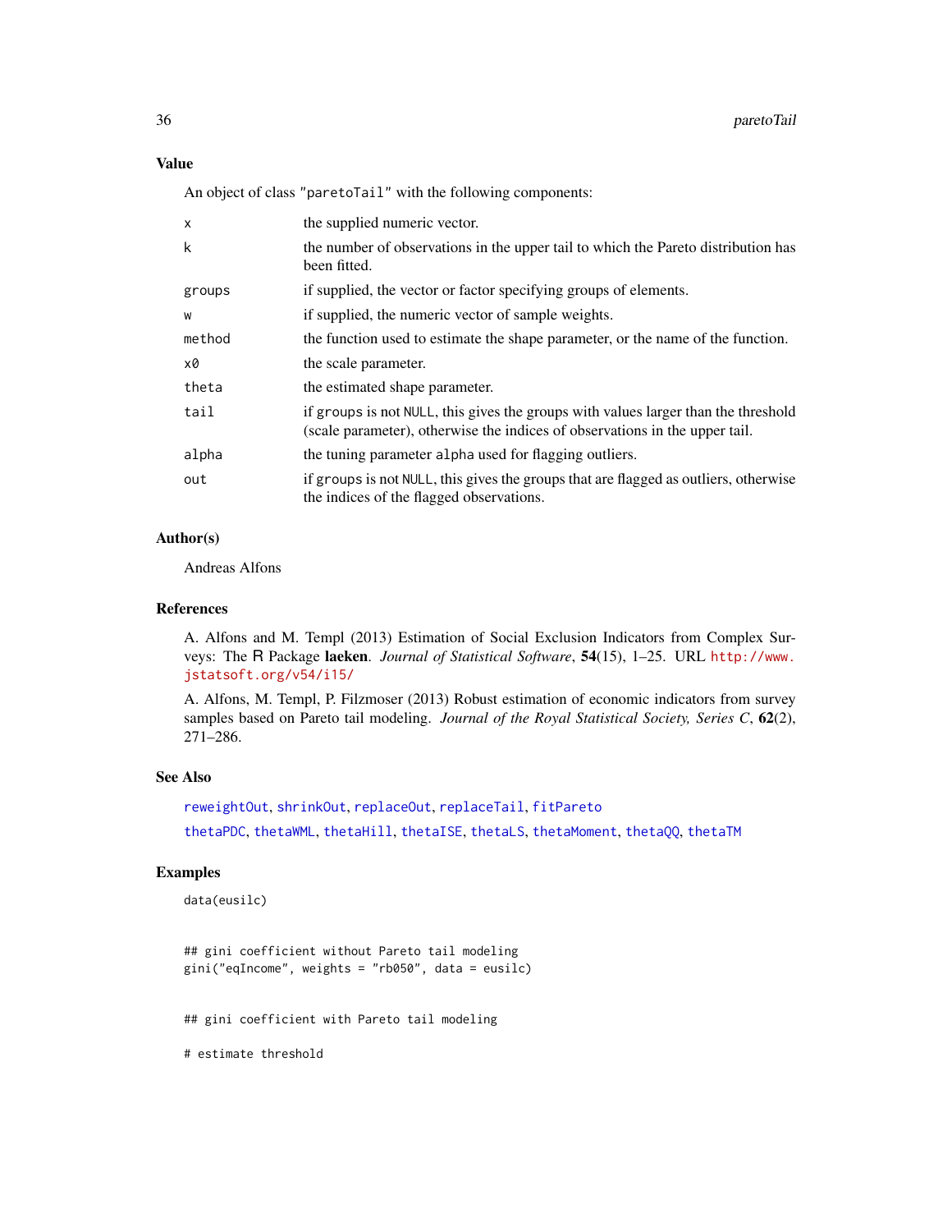### Value

An object of class "paretoTail" with the following components:

| | |
|---|---|
| `x` | the supplied numeric vector. |
| `k` | the number of observations in the upper tail to which the Pareto distribution has been fitted. |
| `groups` | if supplied, the vector or factor specifying groups of elements. |
| `w` | if supplied, the numeric vector of sample weights. |
| `method` | the function used to estimate the shape parameter, or the name of the function. |
| `x0` | the scale parameter. |
| `theta` | the estimated shape parameter. |
| `tail` | if `groups` is not `NULL`, this gives the groups with values larger than the threshold (scale parameter), otherwise the indices of observations in the upper tail. |
| `alpha` | the tuning parameter `alpha` used for flagging outliers. |
| `out` | if `groups` is not `NULL`, this gives the groups that are flagged as outliers, otherwise the indices of the flagged observations. |

### Author(s)

Andreas Alfons

### References

A. Alfons and M. Templ (2013) Estimation of Social Exclusion Indicators from Complex Surveys: The R Package **laeken**. *Journal of Statistical Software*, **54**(15), 1–25. URL http://www.jstatsoft.org/v54/i15/

A. Alfons, M. Templ, P. Filzmoser (2013) Robust estimation of economic indicators from survey samples based on Pareto tail modeling. *Journal of the Royal Statistical Society, Series C*, **62**(2), 271–286.

### See Also

`reweightOut`, `shrinkOut`, `replaceOut`, `replaceTail`, `fitPareto`

`thetaPDC`, `thetaWML`, `thetaHill`, `thetaISE`, `thetaLS`, `thetaMoment`, `thetaQQ`, `thetaTM`

### Examples

```
data(eusilc)


## gini coefficient without Pareto tail modeling
gini("eqIncome", weights = "rb050", data = eusilc)


## gini coefficient with Pareto tail modeling

# estimate threshold
```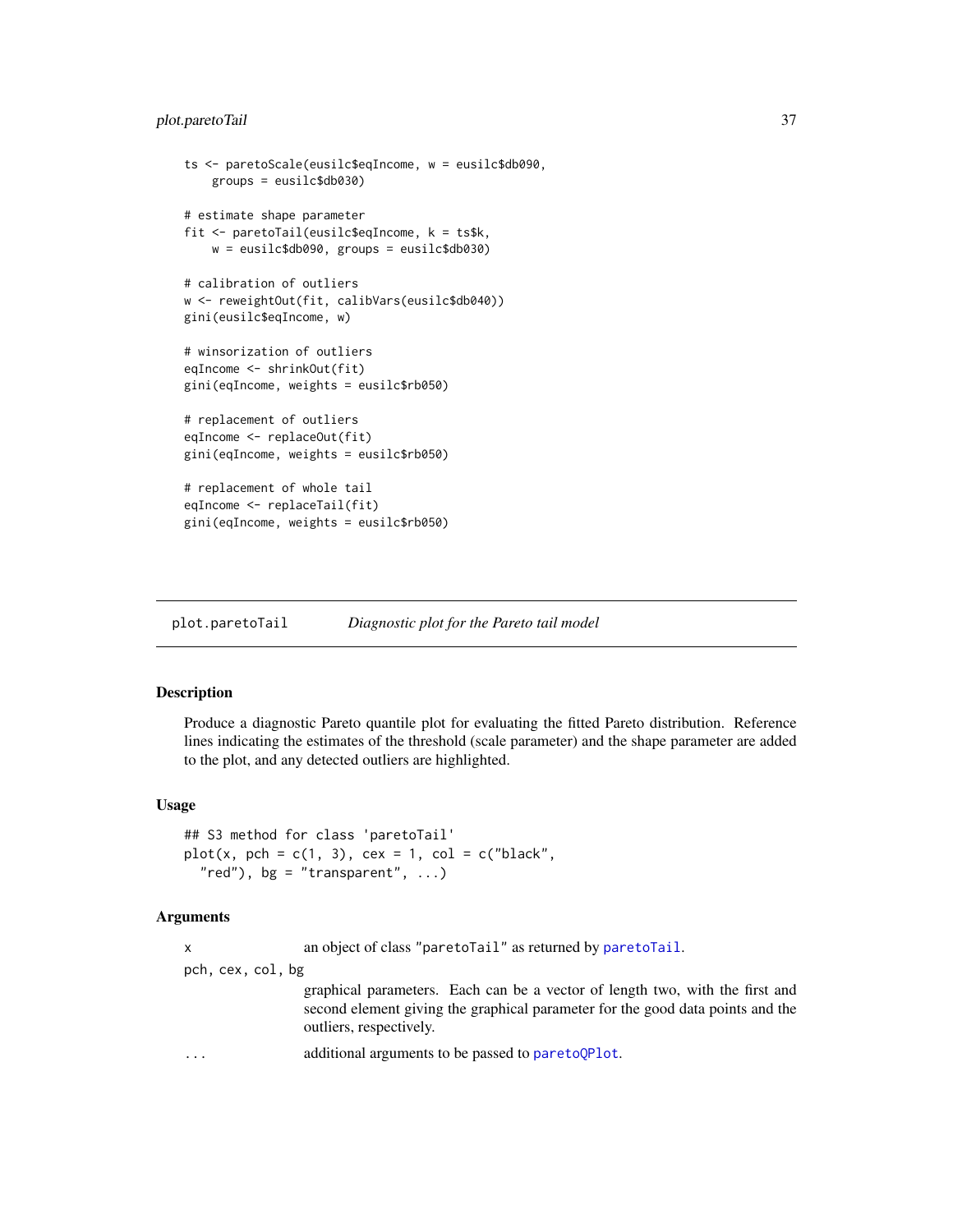```
ts <- paretoScale(eusilc$eqIncome, w = eusilc$db090,
    groups = eusilc$db030)

# estimate shape parameter
fit <- paretoTail(eusilc$eqIncome, k = ts$k,
    w = eusilc$db090, groups = eusilc$db030)

# calibration of outliers
w <- reweightOut(fit, calibVars(eusilc$db040))
gini(eusilc$eqIncome, w)

# winsorization of outliers
eqIncome <- shrinkOut(fit)
gini(eqIncome, weights = eusilc$rb050)

# replacement of outliers
eqIncome <- replaceOut(fit)
gini(eqIncome, weights = eusilc$rb050)

# replacement of whole tail
eqIncome <- replaceTail(fit)
gini(eqIncome, weights = eusilc$rb050)
```

---

## plot.paretoTail    *Diagnostic plot for the Pareto tail model*

### Description

Produce a diagnostic Pareto quantile plot for evaluating the fitted Pareto distribution. Reference lines indicating the estimates of the threshold (scale parameter) and the shape parameter are added to the plot, and any detected outliers are highlighted.

### Usage

```
## S3 method for class 'paretoTail'
plot(x, pch = c(1, 3), cex = 1, col = c("black",
  "red"), bg = "transparent", ...)
```

### Arguments

`x` an object of class "paretoTail" as returned by paretoTail.

`pch, cex, col, bg`
graphical parameters. Each can be a vector of length two, with the first and second element giving the graphical parameter for the good data points and the outliers, respectively.

`...` additional arguments to be passed to paretoQPlot.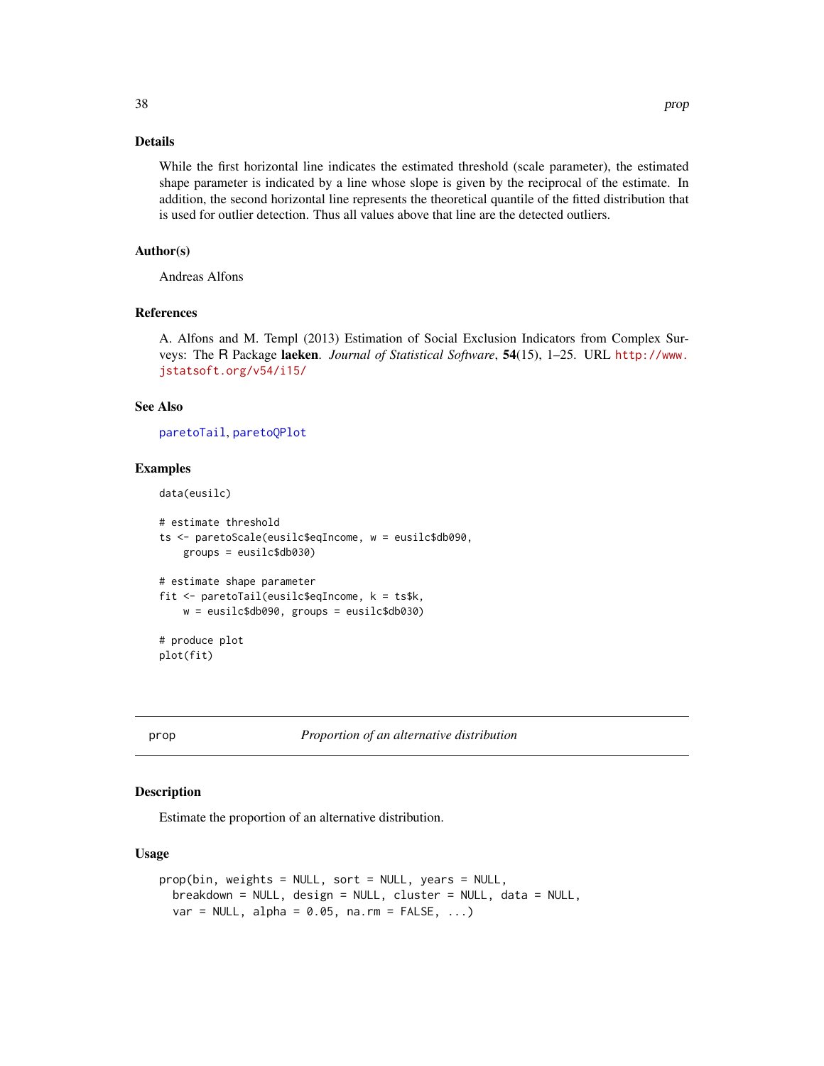### Details

While the first horizontal line indicates the estimated threshold (scale parameter), the estimated shape parameter is indicated by a line whose slope is given by the reciprocal of the estimate. In addition, the second horizontal line represents the theoretical quantile of the fitted distribution that is used for outlier detection. Thus all values above that line are the detected outliers.

### Author(s)

Andreas Alfons

### References

A. Alfons and M. Templ (2013) Estimation of Social Exclusion Indicators from Complex Surveys: The R Package **laeken**. *Journal of Statistical Software*, **54**(15), 1–25. URL http://www.jstatsoft.org/v54/i15/

### See Also

paretoTail, paretoQPlot

### Examples

```
data(eusilc)

# estimate threshold
ts <- paretoScale(eusilc$eqIncome, w = eusilc$db090,
    groups = eusilc$db030)

# estimate shape parameter
fit <- paretoTail(eusilc$eqIncome, k = ts$k,
    w = eusilc$db090, groups = eusilc$db030)

# produce plot
plot(fit)
```

---

## prop — *Proportion of an alternative distribution*

### Description

Estimate the proportion of an alternative distribution.

### Usage

```
prop(bin, weights = NULL, sort = NULL, years = NULL,
  breakdown = NULL, design = NULL, cluster = NULL, data = NULL,
  var = NULL, alpha = 0.05, na.rm = FALSE, ...)
```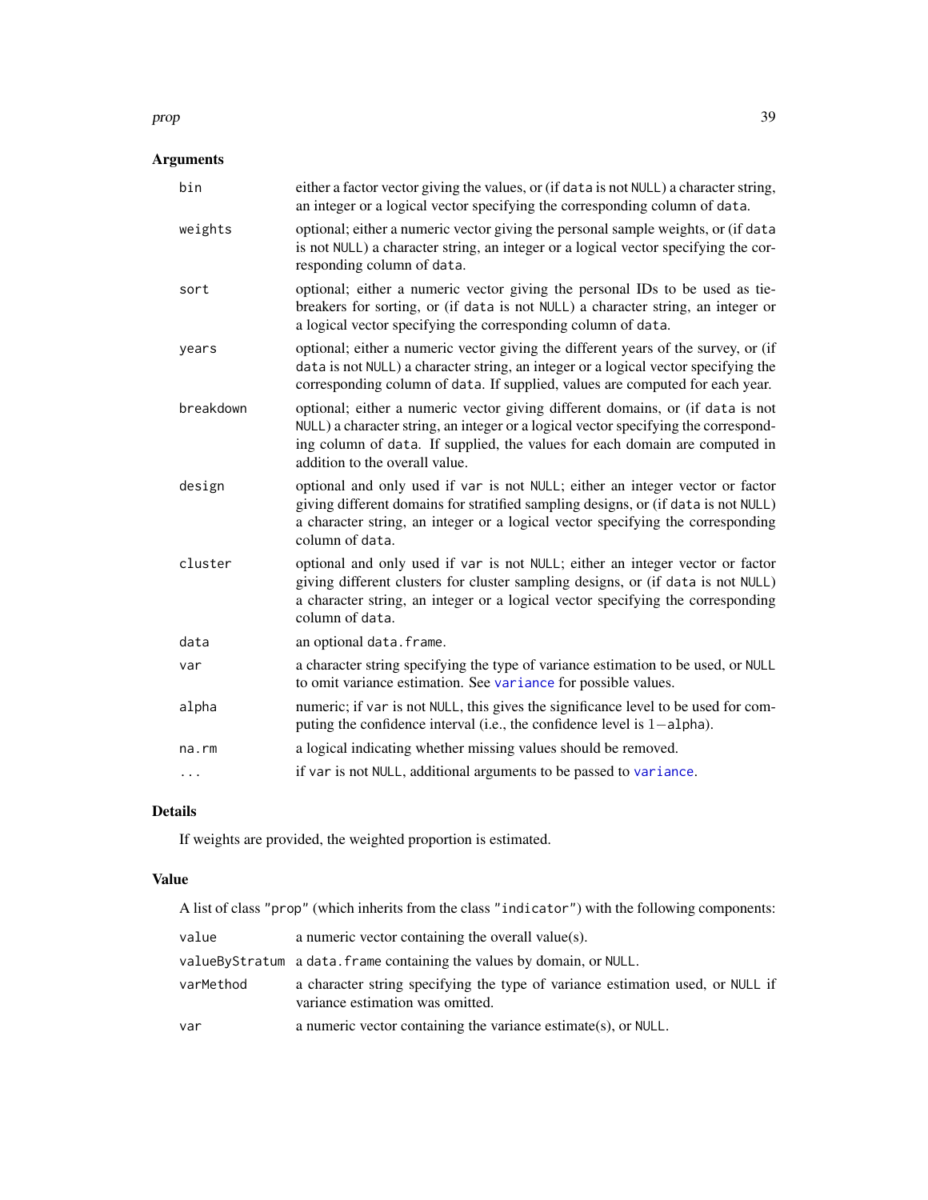## Arguments

| | |
|---|---|
| `bin` | either a factor vector giving the values, or (if `data` is not `NULL`) a character string, an integer or a logical vector specifying the corresponding column of `data`. |
| `weights` | optional; either a numeric vector giving the personal sample weights, or (if `data` is not `NULL`) a character string, an integer or a logical vector specifying the corresponding column of `data`. |
| `sort` | optional; either a numeric vector giving the personal IDs to be used as tie-breakers for sorting, or (if `data` is not `NULL`) a character string, an integer or a logical vector specifying the corresponding column of `data`. |
| `years` | optional; either a numeric vector giving the different years of the survey, or (if `data` is not `NULL`) a character string, an integer or a logical vector specifying the corresponding column of `data`. If supplied, values are computed for each year. |
| `breakdown` | optional; either a numeric vector giving different domains, or (if `data` is not `NULL`) a character string, an integer or a logical vector specifying the corresponding column of `data`. If supplied, the values for each domain are computed in addition to the overall value. |
| `design` | optional and only used if `var` is not `NULL`; either an integer vector or factor giving different domains for stratified sampling designs, or (if `data` is not `NULL`) a character string, an integer or a logical vector specifying the corresponding column of `data`. |
| `cluster` | optional and only used if `var` is not `NULL`; either an integer vector or factor giving different clusters for cluster sampling designs, or (if `data` is not `NULL`) a character string, an integer or a logical vector specifying the corresponding column of `data`. |
| `data` | an optional `data.frame`. |
| `var` | a character string specifying the type of variance estimation to be used, or `NULL` to omit variance estimation. See `variance` for possible values. |
| `alpha` | numeric; if `var` is not `NULL`, this gives the significance level to be used for computing the confidence interval (i.e., the confidence level is $1-$`alpha`). |
| `na.rm` | a logical indicating whether missing values should be removed. |
| `...` | if `var` is not `NULL`, additional arguments to be passed to `variance`. |

## Details

If weights are provided, the weighted proportion is estimated.

## Value

A list of class `"prop"` (which inherits from the class `"indicator"`) with the following components:

| | |
|---|---|
| `value` | a numeric vector containing the overall value(s). |
| `valueByStratum` | a `data.frame` containing the values by domain, or `NULL`. |
| `varMethod` | a character string specifying the type of variance estimation used, or `NULL` if variance estimation was omitted. |
| `var` | a numeric vector containing the variance estimate(s), or `NULL`. |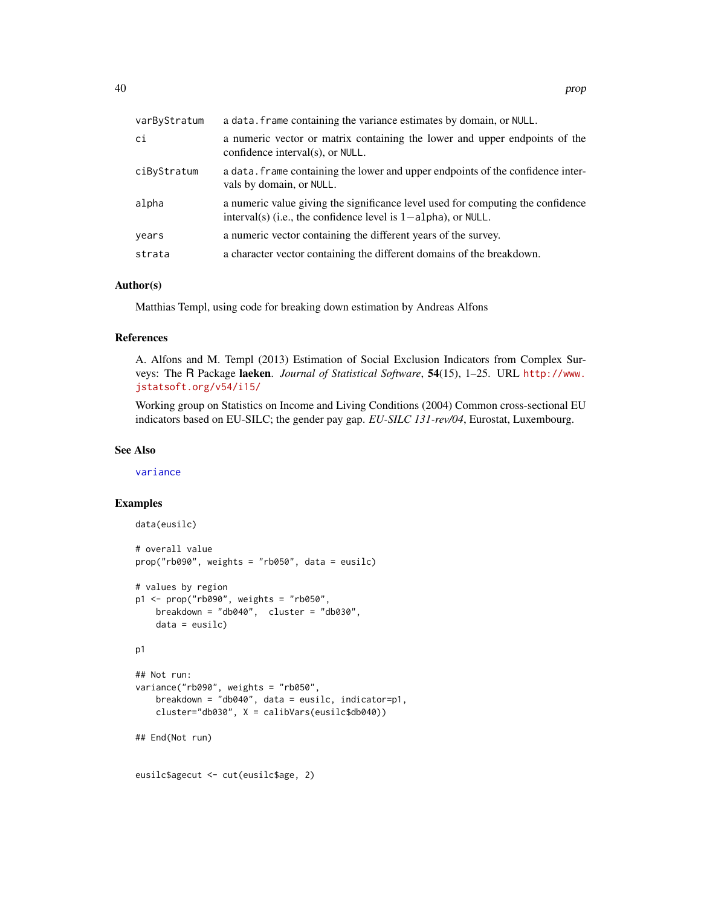| | |
|---|---|
| varByStratum | a data.frame containing the variance estimates by domain, or NULL. |
| ci | a numeric vector or matrix containing the lower and upper endpoints of the confidence interval(s), or NULL. |
| ciByStratum | a data.frame containing the lower and upper endpoints of the confidence intervals by domain, or NULL. |
| alpha | a numeric value giving the significance level used for computing the confidence interval(s) (i.e., the confidence level is $1-$alpha), or NULL. |
| years | a numeric vector containing the different years of the survey. |
| strata | a character vector containing the different domains of the breakdown. |

### Author(s)

Matthias Templ, using code for breaking down estimation by Andreas Alfons

### References

A. Alfons and M. Templ (2013) Estimation of Social Exclusion Indicators from Complex Surveys: The R Package **laeken**. *Journal of Statistical Software*, **54**(15), 1–25. URL http://www.jstatsoft.org/v54/i15/

Working group on Statistics on Income and Living Conditions (2004) Common cross-sectional EU indicators based on EU-SILC; the gender pay gap. *EU-SILC 131-rev/04*, Eurostat, Luxembourg.

### See Also

variance

### Examples

```
data(eusilc)

# overall value
prop("rb090", weights = "rb050", data = eusilc)

# values by region
p1 <- prop("rb090", weights = "rb050",
    breakdown = "db040",  cluster = "db030",
    data = eusilc)

p1

## Not run:
variance("rb090", weights = "rb050",
    breakdown = "db040", data = eusilc, indicator=p1,
    cluster="db030", X = calibVars(eusilc$db040))

## End(Not run)


eusilc$agecut <- cut(eusilc$age, 2)
```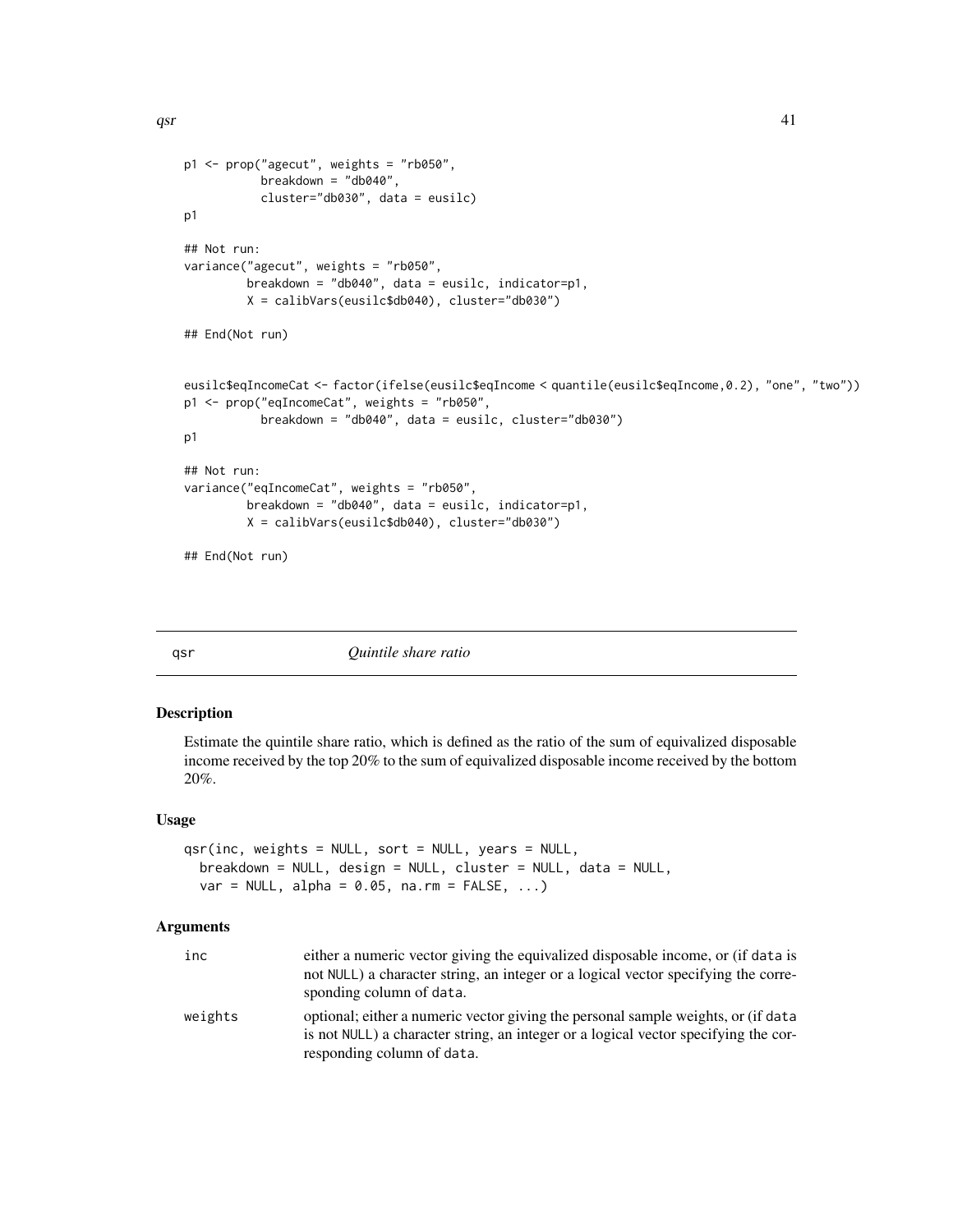```
p1 <- prop("agecut", weights = "rb050",
           breakdown = "db040",
           cluster="db030", data = eusilc)
p1

## Not run:
variance("agecut", weights = "rb050",
         breakdown = "db040", data = eusilc, indicator=p1,
         X = calibVars(eusilc$db040), cluster="db030")

## End(Not run)


eusilc$eqIncomeCat <- factor(ifelse(eusilc$eqIncome < quantile(eusilc$eqIncome,0.2), "one", "two"))
p1 <- prop("eqIncomeCat", weights = "rb050",
           breakdown = "db040", data = eusilc, cluster="db030")
p1

## Not run:
variance("eqIncomeCat", weights = "rb050",
         breakdown = "db040", data = eusilc, indicator=p1,
         X = calibVars(eusilc$db040), cluster="db030")

## End(Not run)
```

## qsr — *Quintile share ratio*

### Description

Estimate the quintile share ratio, which is defined as the ratio of the sum of equivalized disposable income received by the top 20% to the sum of equivalized disposable income received by the bottom 20%.

### Usage

```
qsr(inc, weights = NULL, sort = NULL, years = NULL,
  breakdown = NULL, design = NULL, cluster = NULL, data = NULL,
  var = NULL, alpha = 0.05, na.rm = FALSE, ...)
```

### Arguments

| | |
|---|---|
| `inc` | either a numeric vector giving the equivalized disposable income, or (if `data` is not `NULL`) a character string, an integer or a logical vector specifying the corresponding column of `data`. |
| `weights` | optional; either a numeric vector giving the personal sample weights, or (if `data` is not `NULL`) a character string, an integer or a logical vector specifying the corresponding column of `data`. |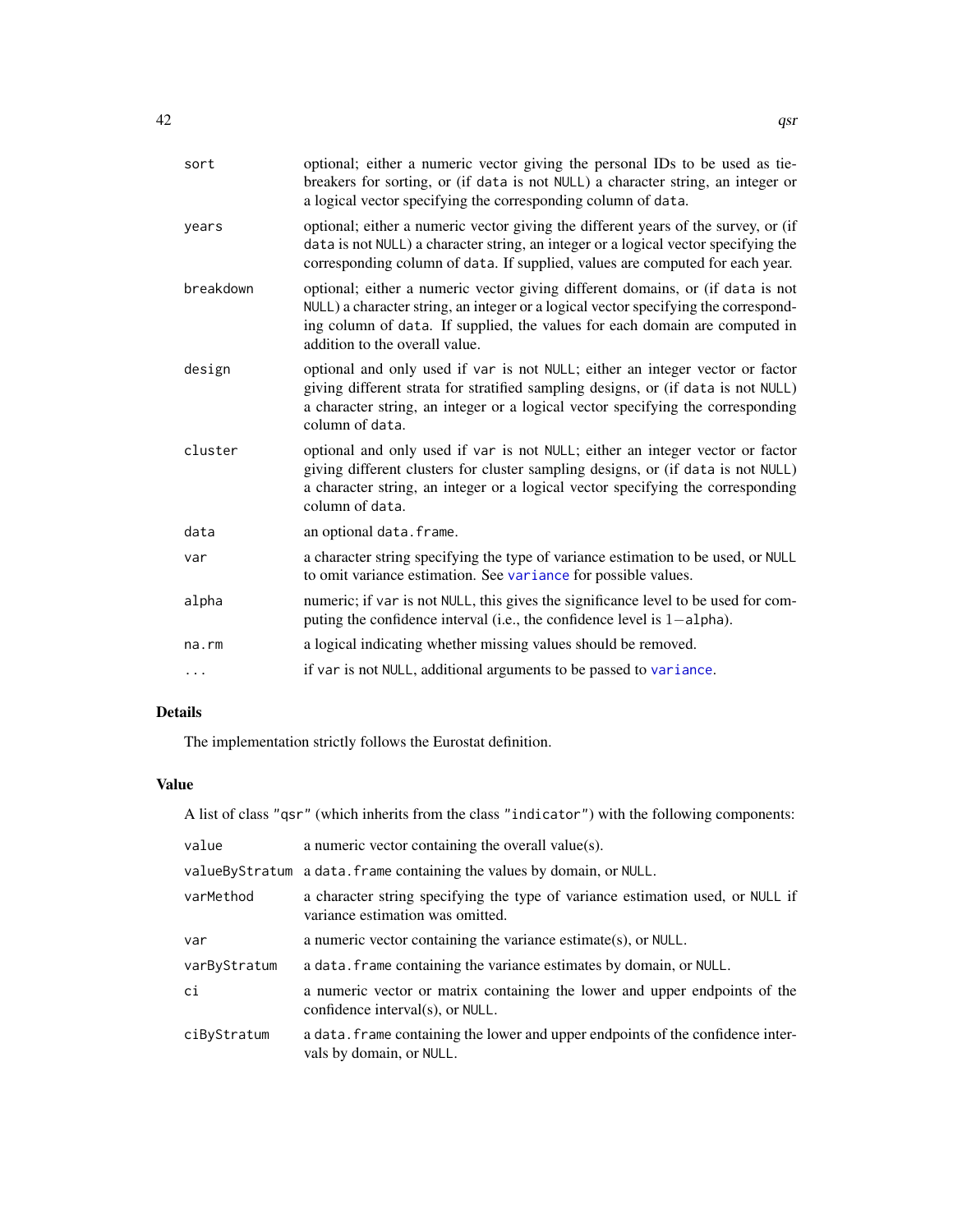| | |
|---|---|
| sort | optional; either a numeric vector giving the personal IDs to be used as tie-breakers for sorting, or (if data is not NULL) a character string, an integer or a logical vector specifying the corresponding column of data. |
| years | optional; either a numeric vector giving the different years of the survey, or (if data is not NULL) a character string, an integer or a logical vector specifying the corresponding column of data. If supplied, values are computed for each year. |
| breakdown | optional; either a numeric vector giving different domains, or (if data is not NULL) a character string, an integer or a logical vector specifying the corresponding column of data. If supplied, the values for each domain are computed in addition to the overall value. |
| design | optional and only used if var is not NULL; either an integer vector or factor giving different strata for stratified sampling designs, or (if data is not NULL) a character string, an integer or a logical vector specifying the corresponding column of data. |
| cluster | optional and only used if var is not NULL; either an integer vector or factor giving different clusters for cluster sampling designs, or (if data is not NULL) a character string, an integer or a logical vector specifying the corresponding column of data. |
| data | an optional data.frame. |
| var | a character string specifying the type of variance estimation to be used, or NULL to omit variance estimation. See variance for possible values. |
| alpha | numeric; if var is not NULL, this gives the significance level to be used for computing the confidence interval (i.e., the confidence level is 1−alpha). |
| na.rm | a logical indicating whether missing values should be removed. |
| ... | if var is not NULL, additional arguments to be passed to variance. |

## Details

The implementation strictly follows the Eurostat definition.

## Value

A list of class "qsr" (which inherits from the class "indicator") with the following components:

| | |
|---|---|
| value | a numeric vector containing the overall value(s). |
| valueByStratum | a data.frame containing the values by domain, or NULL. |
| varMethod | a character string specifying the type of variance estimation used, or NULL if variance estimation was omitted. |
| var | a numeric vector containing the variance estimate(s), or NULL. |
| varByStratum | a data.frame containing the variance estimates by domain, or NULL. |
| ci | a numeric vector or matrix containing the lower and upper endpoints of the confidence interval(s), or NULL. |
| ciByStratum | a data.frame containing the lower and upper endpoints of the confidence intervals by domain, or NULL. |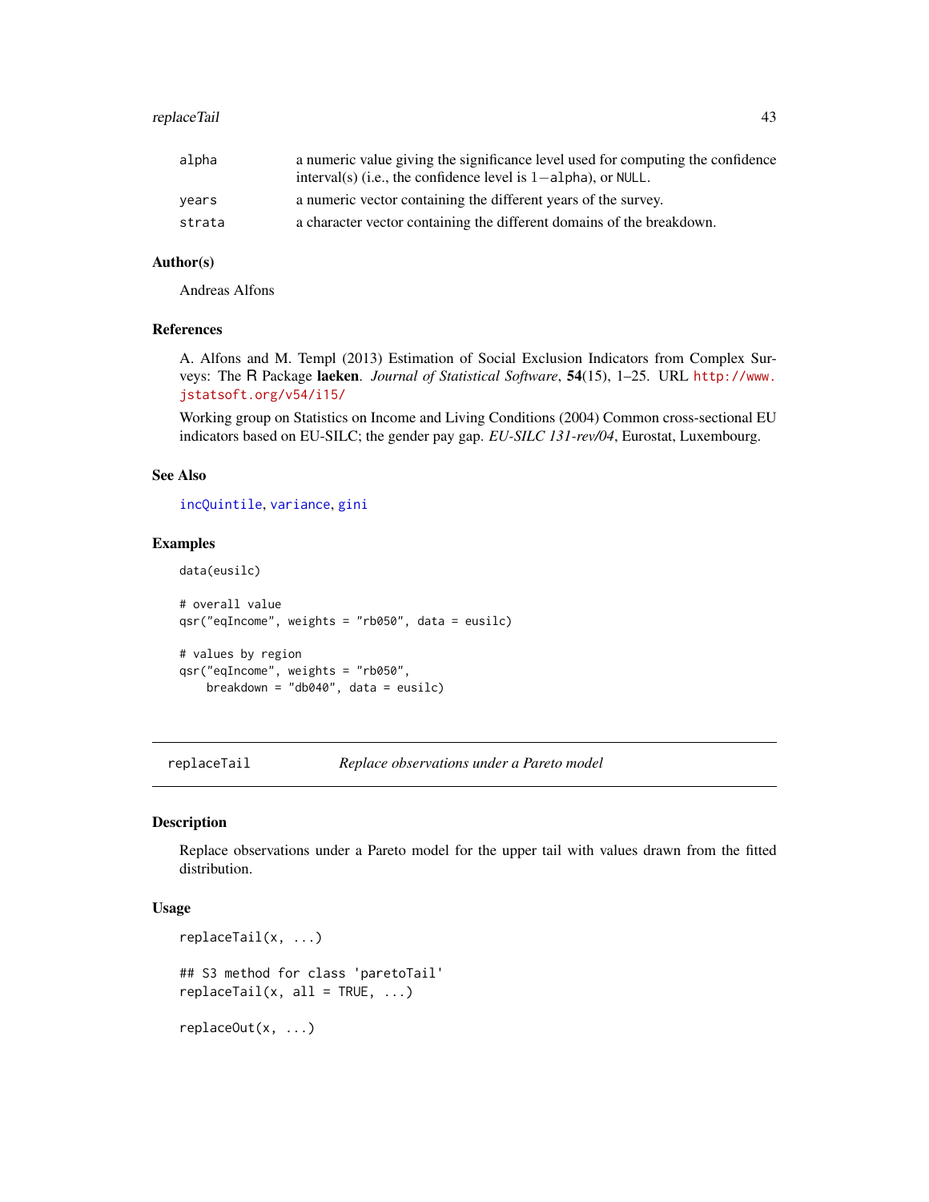| | |
|---|---|
| `alpha` | a numeric value giving the significance level used for computing the confidence interval(s) (i.e., the confidence level is $1-$`alpha`), or `NULL`. |
| `years` | a numeric vector containing the different years of the survey. |
| `strata` | a character vector containing the different domains of the breakdown. |

### Author(s)

Andreas Alfons

### References

A. Alfons and M. Templ (2013) Estimation of Social Exclusion Indicators from Complex Surveys: The R Package **laeken**. *Journal of Statistical Software*, **54**(15), 1–25. URL http://www.jstatsoft.org/v54/i15/

Working group on Statistics on Income and Living Conditions (2004) Common cross-sectional EU indicators based on EU-SILC; the gender pay gap. *EU-SILC 131-rev/04*, Eurostat, Luxembourg.

### See Also

incQuintile, variance, gini

### Examples

```
data(eusilc)

# overall value
qsr("eqIncome", weights = "rb050", data = eusilc)

# values by region
qsr("eqIncome", weights = "rb050",
    breakdown = "db040", data = eusilc)
```

---

## replaceTail — *Replace observations under a Pareto model*

### Description

Replace observations under a Pareto model for the upper tail with values drawn from the fitted distribution.

### Usage

```
replaceTail(x, ...)

## S3 method for class 'paretoTail'
replaceTail(x, all = TRUE, ...)

replaceOut(x, ...)
```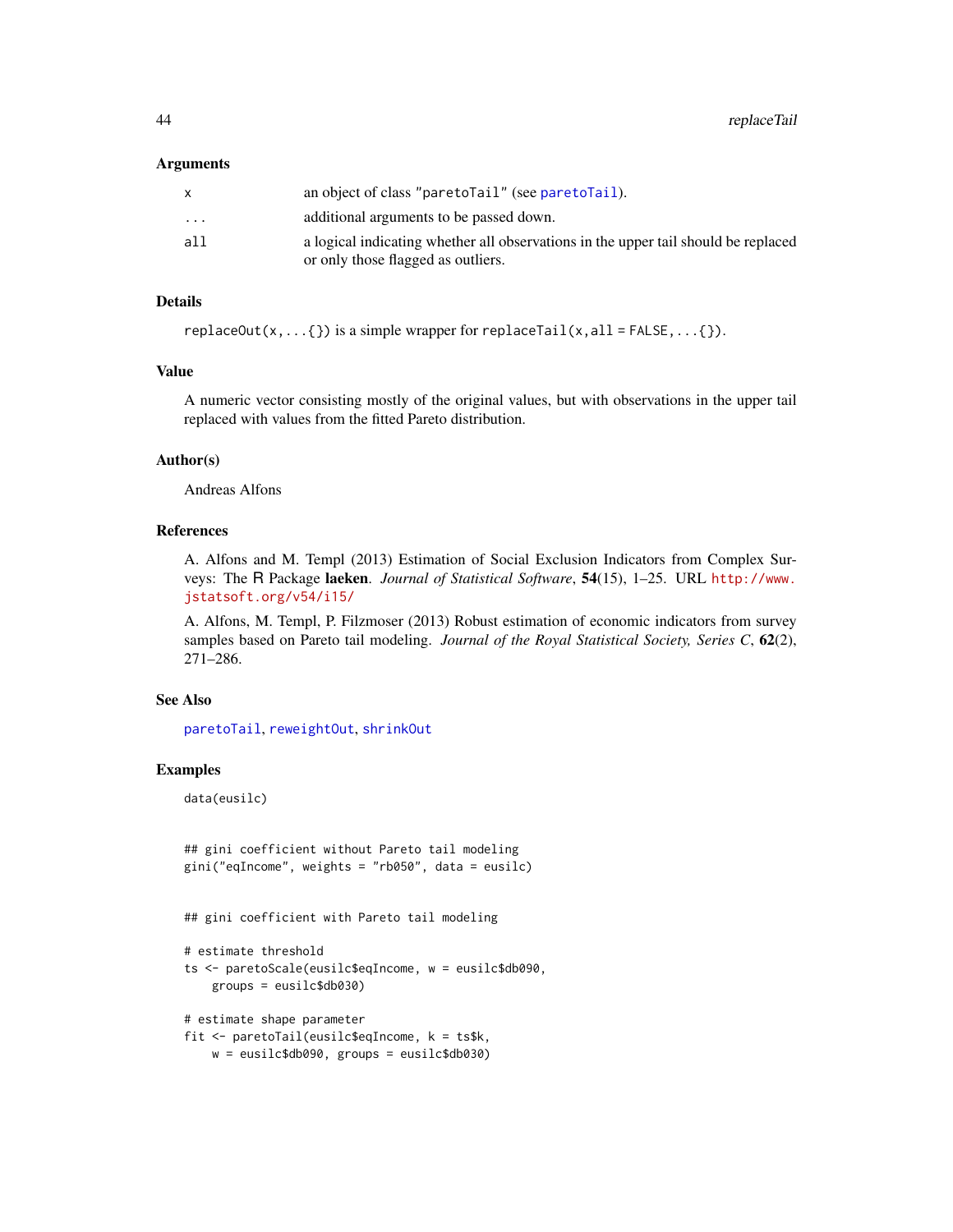### Arguments

| | |
|---|---|
| `x` | an object of class `"paretoTail"` (see `paretoTail`). |
| `...` | additional arguments to be passed down. |
| `all` | a logical indicating whether all observations in the upper tail should be replaced or only those flagged as outliers. |

### Details

`replaceOut(x,...{})` is a simple wrapper for `replaceTail(x,all = FALSE,...{})`.

### Value

A numeric vector consisting mostly of the original values, but with observations in the upper tail replaced with values from the fitted Pareto distribution.

### Author(s)

Andreas Alfons

### References

A. Alfons and M. Templ (2013) Estimation of Social Exclusion Indicators from Complex Surveys: The R Package **laeken**. *Journal of Statistical Software*, **54**(15), 1–25. URL http://www.jstatsoft.org/v54/i15/

A. Alfons, M. Templ, P. Filzmoser (2013) Robust estimation of economic indicators from survey samples based on Pareto tail modeling. *Journal of the Royal Statistical Society, Series C*, **62**(2), 271–286.

### See Also

`paretoTail`, `reweightOut`, `shrinkOut`

### Examples

```
data(eusilc)


## gini coefficient without Pareto tail modeling
gini("eqIncome", weights = "rb050", data = eusilc)


## gini coefficient with Pareto tail modeling

# estimate threshold
ts <- paretoScale(eusilc$eqIncome, w = eusilc$db090,
    groups = eusilc$db030)

# estimate shape parameter
fit <- paretoTail(eusilc$eqIncome, k = ts$k,
    w = eusilc$db090, groups = eusilc$db030)
```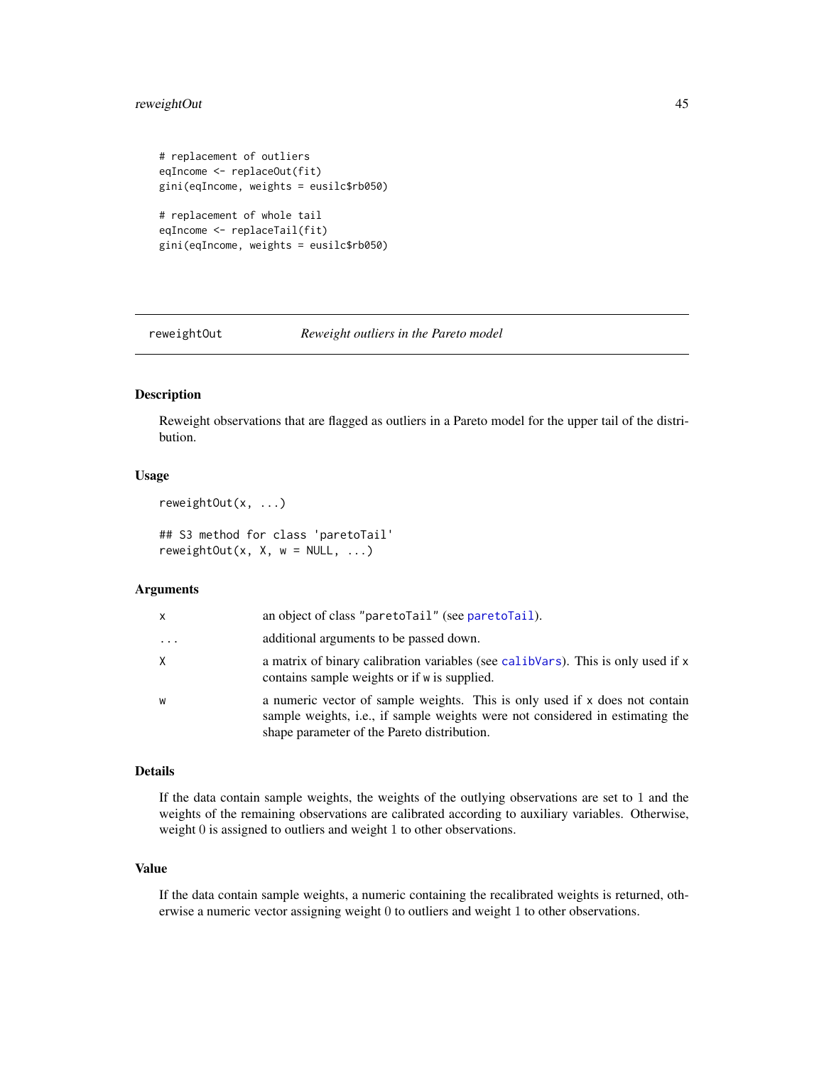```
# replacement of outliers
eqIncome <- replaceOut(fit)
gini(eqIncome, weights = eusilc$rb050)

# replacement of whole tail
eqIncome <- replaceTail(fit)
gini(eqIncome, weights = eusilc$rb050)
```

## reweightOut — *Reweight outliers in the Pareto model*

### Description

Reweight observations that are flagged as outliers in a Pareto model for the upper tail of the distribution.

### Usage

```
reweightOut(x, ...)

## S3 method for class 'paretoTail'
reweightOut(x, X, w = NULL, ...)
```

### Arguments

| | |
|---|---|
| `x` | an object of class `"paretoTail"` (see `paretoTail`). |
| `...` | additional arguments to be passed down. |
| `X` | a matrix of binary calibration variables (see `calibVars`). This is only used if `x` contains sample weights or if `w` is supplied. |
| `w` | a numeric vector of sample weights. This is only used if `x` does not contain sample weights, i.e., if sample weights were not considered in estimating the shape parameter of the Pareto distribution. |

### Details

If the data contain sample weights, the weights of the outlying observations are set to 1 and the weights of the remaining observations are calibrated according to auxiliary variables. Otherwise, weight 0 is assigned to outliers and weight 1 to other observations.

### Value

If the data contain sample weights, a numeric containing the recalibrated weights is returned, otherwise a numeric vector assigning weight 0 to outliers and weight 1 to other observations.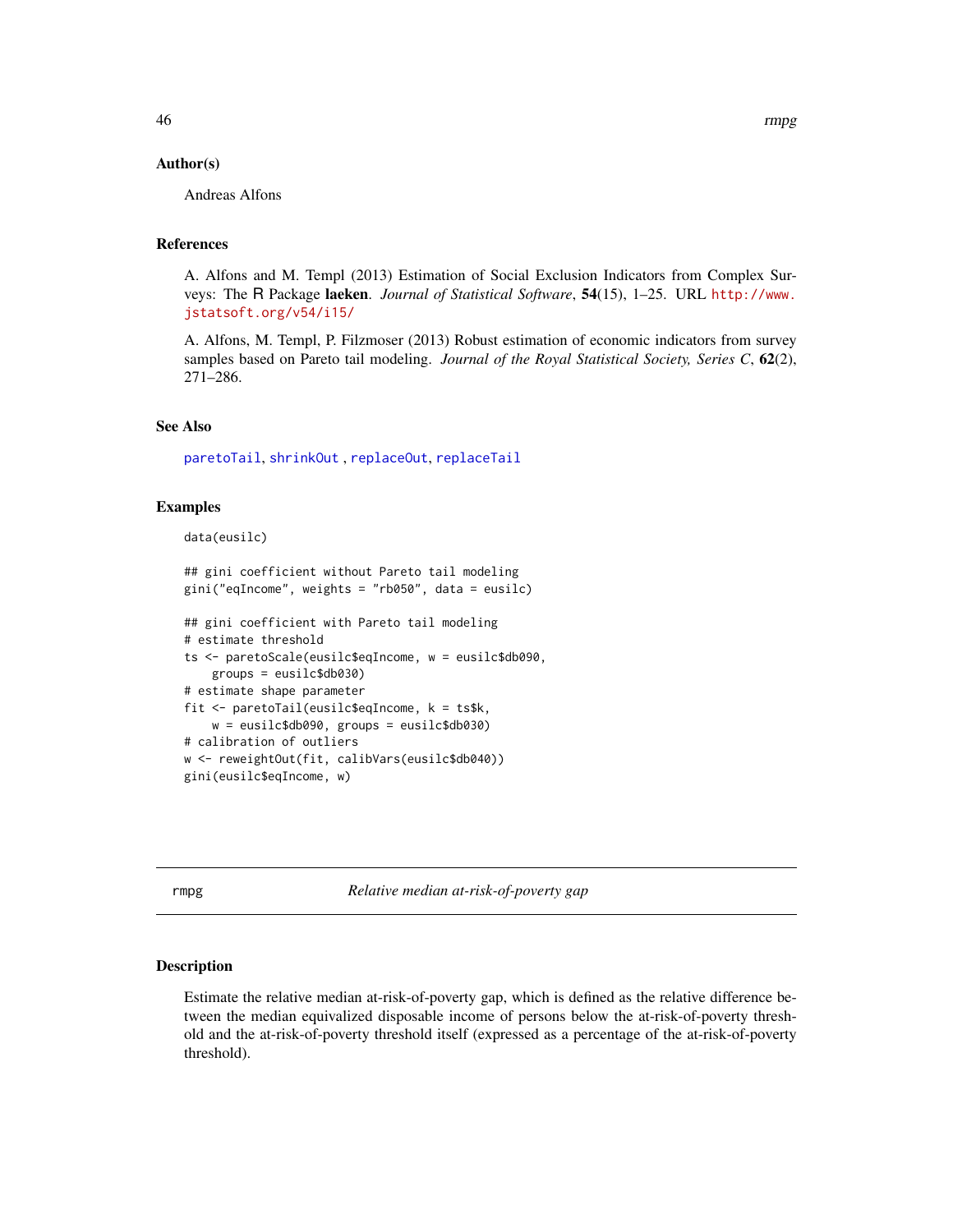### Author(s)

Andreas Alfons

### References

A. Alfons and M. Templ (2013) Estimation of Social Exclusion Indicators from Complex Surveys: The R Package **laeken**. *Journal of Statistical Software*, **54**(15), 1–25. URL http://www.jstatsoft.org/v54/i15/

A. Alfons, M. Templ, P. Filzmoser (2013) Robust estimation of economic indicators from survey samples based on Pareto tail modeling. *Journal of the Royal Statistical Society, Series C*, **62**(2), 271–286.

### See Also

`paretoTail`, `shrinkOut` , `replaceOut`, `replaceTail`

### Examples

```
data(eusilc)

## gini coefficient without Pareto tail modeling
gini("eqIncome", weights = "rb050", data = eusilc)

## gini coefficient with Pareto tail modeling
# estimate threshold
ts <- paretoScale(eusilc$eqIncome, w = eusilc$db090,
    groups = eusilc$db030)
# estimate shape parameter
fit <- paretoTail(eusilc$eqIncome, k = ts$k,
    w = eusilc$db090, groups = eusilc$db030)
# calibration of outliers
w <- reweightOut(fit, calibVars(eusilc$db040))
gini(eusilc$eqIncome, w)
```

---

## rmpg — *Relative median at-risk-of-poverty gap*

### Description

Estimate the relative median at-risk-of-poverty gap, which is defined as the relative difference between the median equivalized disposable income of persons below the at-risk-of-poverty threshold and the at-risk-of-poverty threshold itself (expressed as a percentage of the at-risk-of-poverty threshold).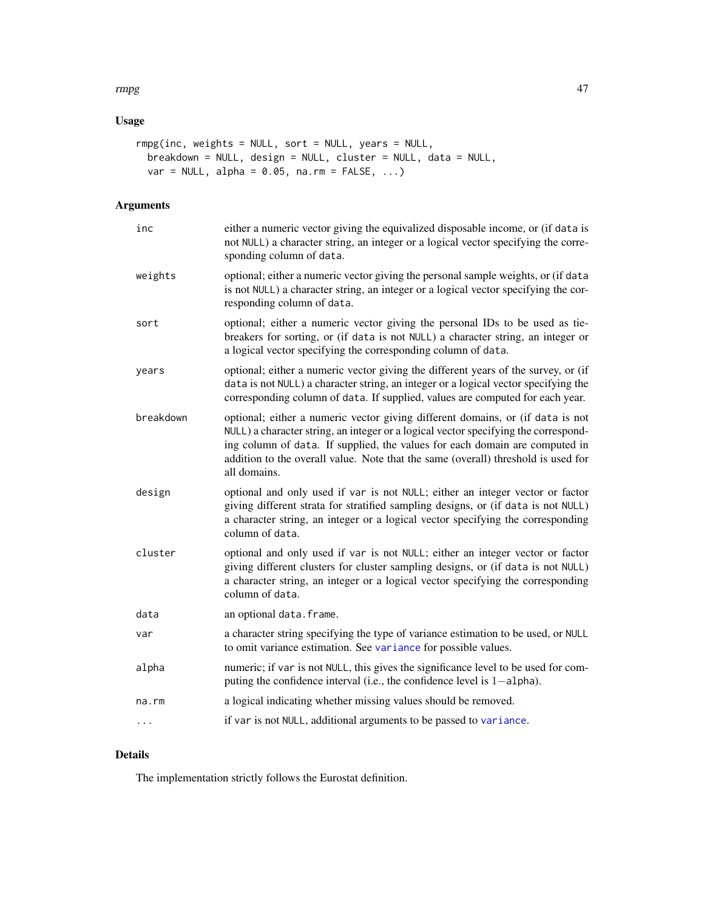## Usage

```
rmpg(inc, weights = NULL, sort = NULL, years = NULL,
  breakdown = NULL, design = NULL, cluster = NULL, data = NULL,
  var = NULL, alpha = 0.05, na.rm = FALSE, ...)
```

## Arguments

| | |
|---|---|
| `inc` | either a numeric vector giving the equivalized disposable income, or (if `data` is not `NULL`) a character string, an integer or a logical vector specifying the corresponding column of `data`. |
| `weights` | optional; either a numeric vector giving the personal sample weights, or (if `data` is not `NULL`) a character string, an integer or a logical vector specifying the corresponding column of `data`. |
| `sort` | optional; either a numeric vector giving the personal IDs to be used as tie-breakers for sorting, or (if `data` is not `NULL`) a character string, an integer or a logical vector specifying the corresponding column of `data`. |
| `years` | optional; either a numeric vector giving the different years of the survey, or (if `data` is not `NULL`) a character string, an integer or a logical vector specifying the corresponding column of `data`. If supplied, values are computed for each year. |
| `breakdown` | optional; either a numeric vector giving different domains, or (if `data` is not `NULL`) a character string, an integer or a logical vector specifying the corresponding column of `data`. If supplied, the values for each domain are computed in addition to the overall value. Note that the same (overall) threshold is used for all domains. |
| `design` | optional and only used if `var` is not `NULL`; either an integer vector or factor giving different strata for stratified sampling designs, or (if `data` is not `NULL`) a character string, an integer or a logical vector specifying the corresponding column of `data`. |
| `cluster` | optional and only used if `var` is not `NULL`; either an integer vector or factor giving different clusters for cluster sampling designs, or (if `data` is not `NULL`) a character string, an integer or a logical vector specifying the corresponding column of `data`. |
| `data` | an optional `data.frame`. |
| `var` | a character string specifying the type of variance estimation to be used, or `NULL` to omit variance estimation. See `variance` for possible values. |
| `alpha` | numeric; if `var` is not `NULL`, this gives the significance level to be used for computing the confidence interval (i.e., the confidence level is $1-$`alpha`). |
| `na.rm` | a logical indicating whether missing values should be removed. |
| `...` | if `var` is not `NULL`, additional arguments to be passed to `variance`. |

## Details

The implementation strictly follows the Eurostat definition.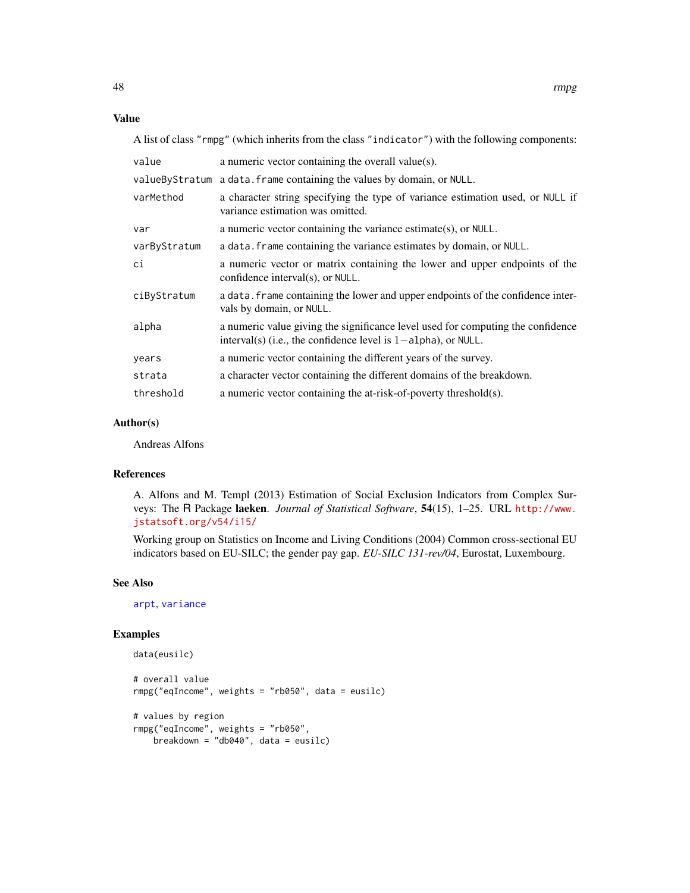## Value

A list of class "rmpg" (which inherits from the class "indicator") with the following components:

| | |
|---|---|
| value | a numeric vector containing the overall value(s). |
| valueByStratum | a data.frame containing the values by domain, or NULL. |
| varMethod | a character string specifying the type of variance estimation used, or NULL if variance estimation was omitted. |
| var | a numeric vector containing the variance estimate(s), or NULL. |
| varByStratum | a data.frame containing the variance estimates by domain, or NULL. |
| ci | a numeric vector or matrix containing the lower and upper endpoints of the confidence interval(s), or NULL. |
| ciByStratum | a data.frame containing the lower and upper endpoints of the confidence intervals by domain, or NULL. |
| alpha | a numeric value giving the significance level used for computing the confidence interval(s) (i.e., the confidence level is $1-$alpha), or NULL. |
| years | a numeric vector containing the different years of the survey. |
| strata | a character vector containing the different domains of the breakdown. |
| threshold | a numeric vector containing the at-risk-of-poverty threshold(s). |

## Author(s)

Andreas Alfons

## References

A. Alfons and M. Templ (2013) Estimation of Social Exclusion Indicators from Complex Surveys: The R Package **laeken**. *Journal of Statistical Software*, **54**(15), 1–25. URL http://www.jstatsoft.org/v54/i15/

Working group on Statistics on Income and Living Conditions (2004) Common cross-sectional EU indicators based on EU-SILC; the gender pay gap. *EU-SILC 131-rev/04*, Eurostat, Luxembourg.

## See Also

arpt, variance

## Examples

```
data(eusilc)

# overall value
rmpg("eqIncome", weights = "rb050", data = eusilc)

# values by region
rmpg("eqIncome", weights = "rb050",
    breakdown = "db040", data = eusilc)
```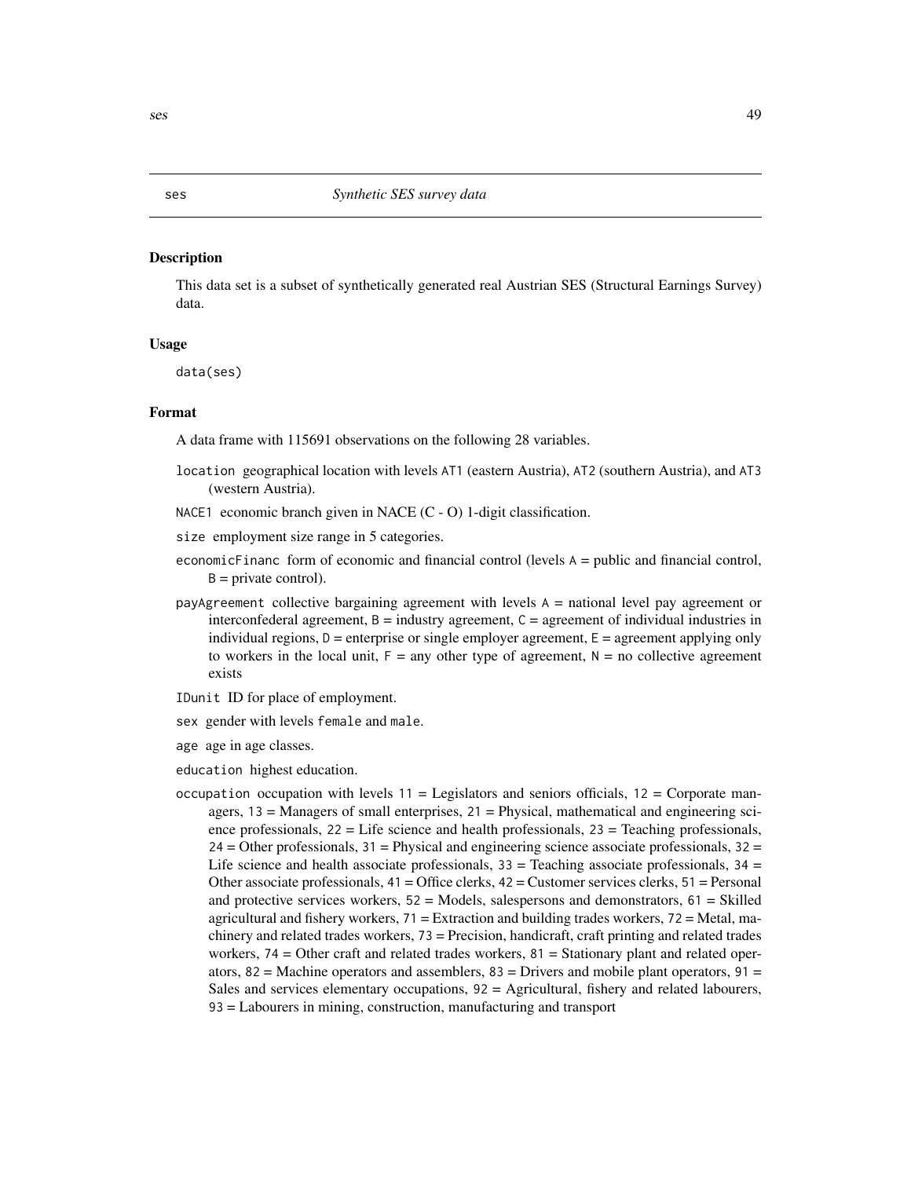`ses` *Synthetic SES survey data*

## Description

This data set is a subset of synthetically generated real Austrian SES (Structural Earnings Survey) data.

## Usage

```
data(ses)
```

## Format

A data frame with 115691 observations on the following 28 variables.

- `location` geographical location with levels `AT1` (eastern Austria), `AT2` (southern Austria), and `AT3` (western Austria).
- `NACE1` economic branch given in NACE (C - O) 1-digit classification.
- `size` employment size range in 5 categories.
- `economicFinanc` form of economic and financial control (levels `A` = public and financial control, `B` = private control).
- `payAgreement` collective bargaining agreement with levels `A` = national level pay agreement or interconfederal agreement, `B` = industry agreement, `C` = agreement of individual industries in individual regions, `D` = enterprise or single employer agreement, `E` = agreement applying only to workers in the local unit, `F` = any other type of agreement, `N` = no collective agreement exists
- `IDunit` ID for place of employment.
- `sex` gender with levels `female` and `male`.
- `age` age in age classes.
- `education` highest education.
- `occupation` occupation with levels `11` = Legislators and seniors officials, `12` = Corporate managers, `13` = Managers of small enterprises, `21` = Physical, mathematical and engineering science professionals, `22` = Life science and health professionals, `23` = Teaching professionals, `24` = Other professionals, `31` = Physical and engineering science associate professionals, `32` = Life science and health associate professionals, `33` = Teaching associate professionals, `34` = Other associate professionals, `41` = Office clerks, `42` = Customer services clerks, `51` = Personal and protective services workers, `52` = Models, salespersons and demonstrators, `61` = Skilled agricultural and fishery workers, `71` = Extraction and building trades workers, `72` = Metal, machinery and related trades workers, `73` = Precision, handicraft, craft printing and related trades workers, `74` = Other craft and related trades workers, `81` = Stationary plant and related operators, `82` = Machine operators and assemblers, `83` = Drivers and mobile plant operators, `91` = Sales and services elementary occupations, `92` = Agricultural, fishery and related labourers, `93` = Labourers in mining, construction, manufacturing and transport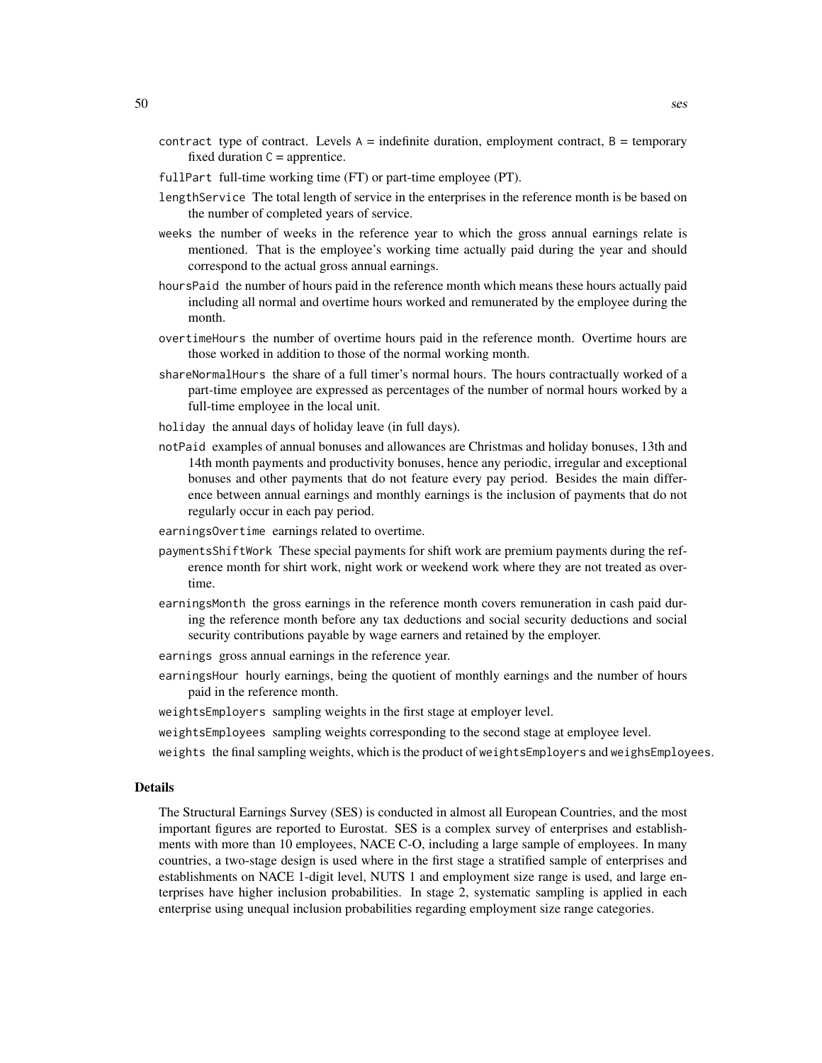`contract` type of contract. Levels A = indefinite duration, employment contract, B = temporary fixed duration C = apprentice.

`fullPart` full-time working time (FT) or part-time employee (PT).

`lengthService` The total length of service in the enterprises in the reference month is be based on the number of completed years of service.

`weeks` the number of weeks in the reference year to which the gross annual earnings relate is mentioned. That is the employee's working time actually paid during the year and should correspond to the actual gross annual earnings.

`hoursPaid` the number of hours paid in the reference month which means these hours actually paid including all normal and overtime hours worked and remunerated by the employee during the month.

`overtimeHours` the number of overtime hours paid in the reference month. Overtime hours are those worked in addition to those of the normal working month.

`shareNormalHours` the share of a full timer's normal hours. The hours contractually worked of a part-time employee are expressed as percentages of the number of normal hours worked by a full-time employee in the local unit.

`holiday` the annual days of holiday leave (in full days).

`notPaid` examples of annual bonuses and allowances are Christmas and holiday bonuses, 13th and 14th month payments and productivity bonuses, hence any periodic, irregular and exceptional bonuses and other payments that do not feature every pay period. Besides the main difference between annual earnings and monthly earnings is the inclusion of payments that do not regularly occur in each pay period.

`earningsOvertime` earnings related to overtime.

`paymentsShiftWork` These special payments for shift work are premium payments during the reference month for shirt work, night work or weekend work where they are not treated as overtime.

`earningsMonth` the gross earnings in the reference month covers remuneration in cash paid during the reference month before any tax deductions and social security deductions and social security contributions payable by wage earners and retained by the employer.

`earnings` gross annual earnings in the reference year.

`earningsHour` hourly earnings, being the quotient of monthly earnings and the number of hours paid in the reference month.

`weightsEmployers` sampling weights in the first stage at employer level.

`weightsEmployees` sampling weights corresponding to the second stage at employee level.

`weights` the final sampling weights, which is the product of `weightsEmployers` and `weighsEmployees`.

## Details

The Structural Earnings Survey (SES) is conducted in almost all European Countries, and the most important figures are reported to Eurostat. SES is a complex survey of enterprises and establishments with more than 10 employees, NACE C-O, including a large sample of employees. In many countries, a two-stage design is used where in the first stage a stratified sample of enterprises and establishments on NACE 1-digit level, NUTS 1 and employment size range is used, and large enterprises have higher inclusion probabilities. In stage 2, systematic sampling is applied in each enterprise using unequal inclusion probabilities regarding employment size range categories.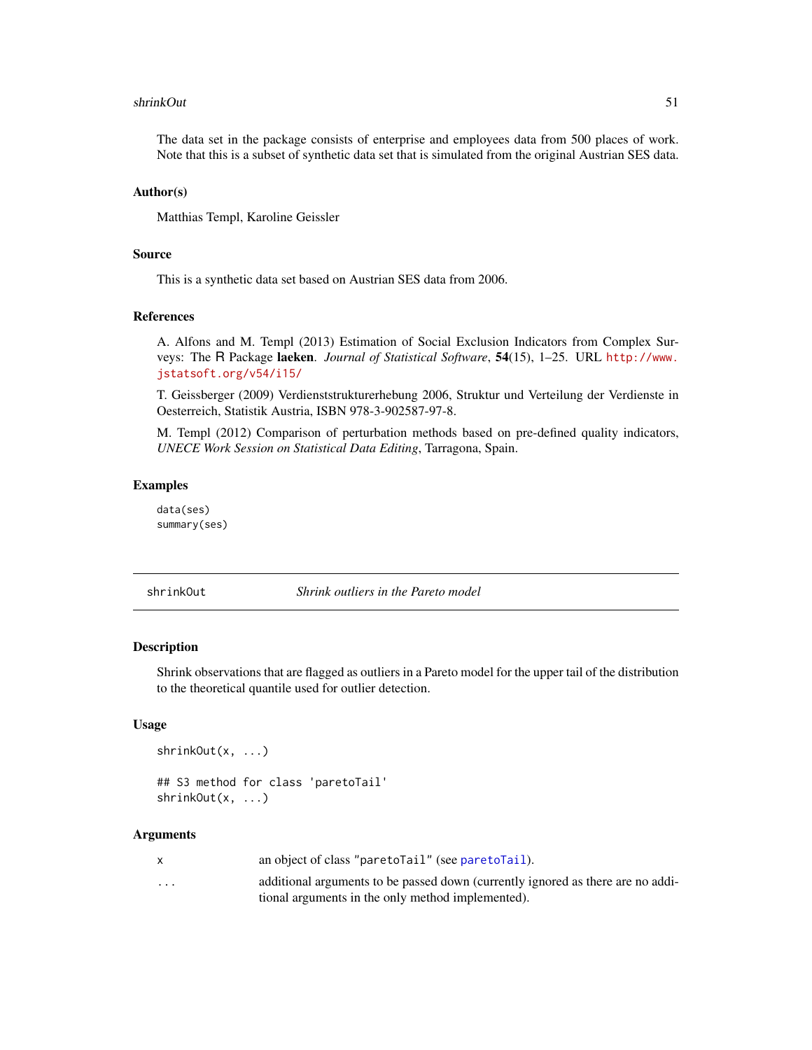The data set in the package consists of enterprise and employees data from 500 places of work. Note that this is a subset of synthetic data set that is simulated from the original Austrian SES data.

### Author(s)

Matthias Templ, Karoline Geissler

### Source

This is a synthetic data set based on Austrian SES data from 2006.

### References

A. Alfons and M. Templ (2013) Estimation of Social Exclusion Indicators from Complex Surveys: The R Package **laeken**. *Journal of Statistical Software*, **54**(15), 1–25. URL http://www.jstatsoft.org/v54/i15/

T. Geissberger (2009) Verdienststrukturerhebung 2006, Struktur und Verteilung der Verdienste in Oesterreich, Statistik Austria, ISBN 978-3-902587-97-8.

M. Templ (2012) Comparison of perturbation methods based on pre-defined quality indicators, *UNECE Work Session on Statistical Data Editing*, Tarragona, Spain.

### Examples

```
data(ses)
summary(ses)
```

---

## shrinkOut — *Shrink outliers in the Pareto model*

### Description

Shrink observations that are flagged as outliers in a Pareto model for the upper tail of the distribution to the theoretical quantile used for outlier detection.

### Usage

```
shrinkOut(x, ...)

## S3 method for class 'paretoTail'
shrinkOut(x, ...)
```

### Arguments

| | |
|---|---|
| `x` | an object of class `"paretoTail"` (see `paretoTail`). |
| `...` | additional arguments to be passed down (currently ignored as there are no additional arguments in the only method implemented). |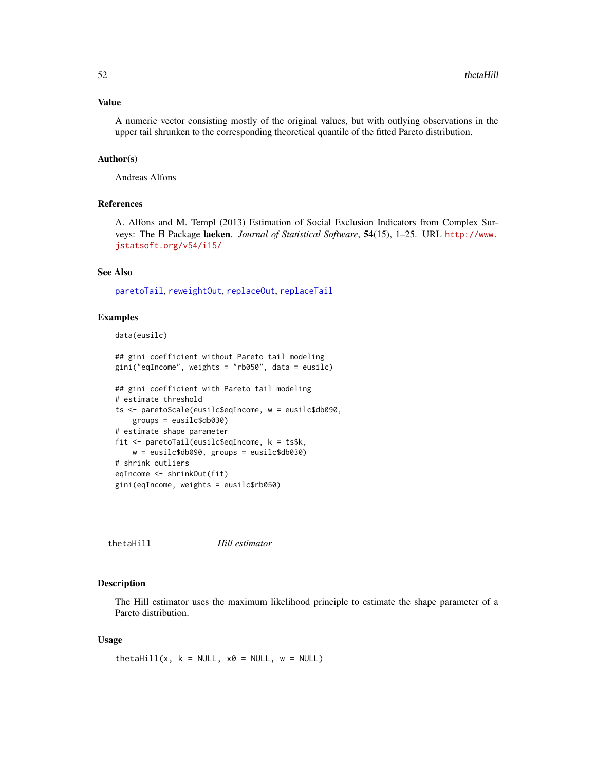### Value

A numeric vector consisting mostly of the original values, but with outlying observations in the upper tail shrunken to the corresponding theoretical quantile of the fitted Pareto distribution.

### Author(s)

Andreas Alfons

### References

A. Alfons and M. Templ (2013) Estimation of Social Exclusion Indicators from Complex Surveys: The R Package **laeken**. *Journal of Statistical Software*, **54**(15), 1–25. URL http://www.jstatsoft.org/v54/i15/

### See Also

paretoTail, reweightOut, replaceOut, replaceTail

### Examples

```
data(eusilc)

## gini coefficient without Pareto tail modeling
gini("eqIncome", weights = "rb050", data = eusilc)

## gini coefficient with Pareto tail modeling
# estimate threshold
ts <- paretoScale(eusilc$eqIncome, w = eusilc$db090,
    groups = eusilc$db030)
# estimate shape parameter
fit <- paretoTail(eusilc$eqIncome, k = ts$k,
    w = eusilc$db090, groups = eusilc$db030)
# shrink outliers
eqIncome <- shrinkOut(fit)
gini(eqIncome, weights = eusilc$rb050)
```

---

## thetaHill — *Hill estimator*

### Description

The Hill estimator uses the maximum likelihood principle to estimate the shape parameter of a Pareto distribution.

### Usage

```
thetaHill(x, k = NULL, x0 = NULL, w = NULL)
```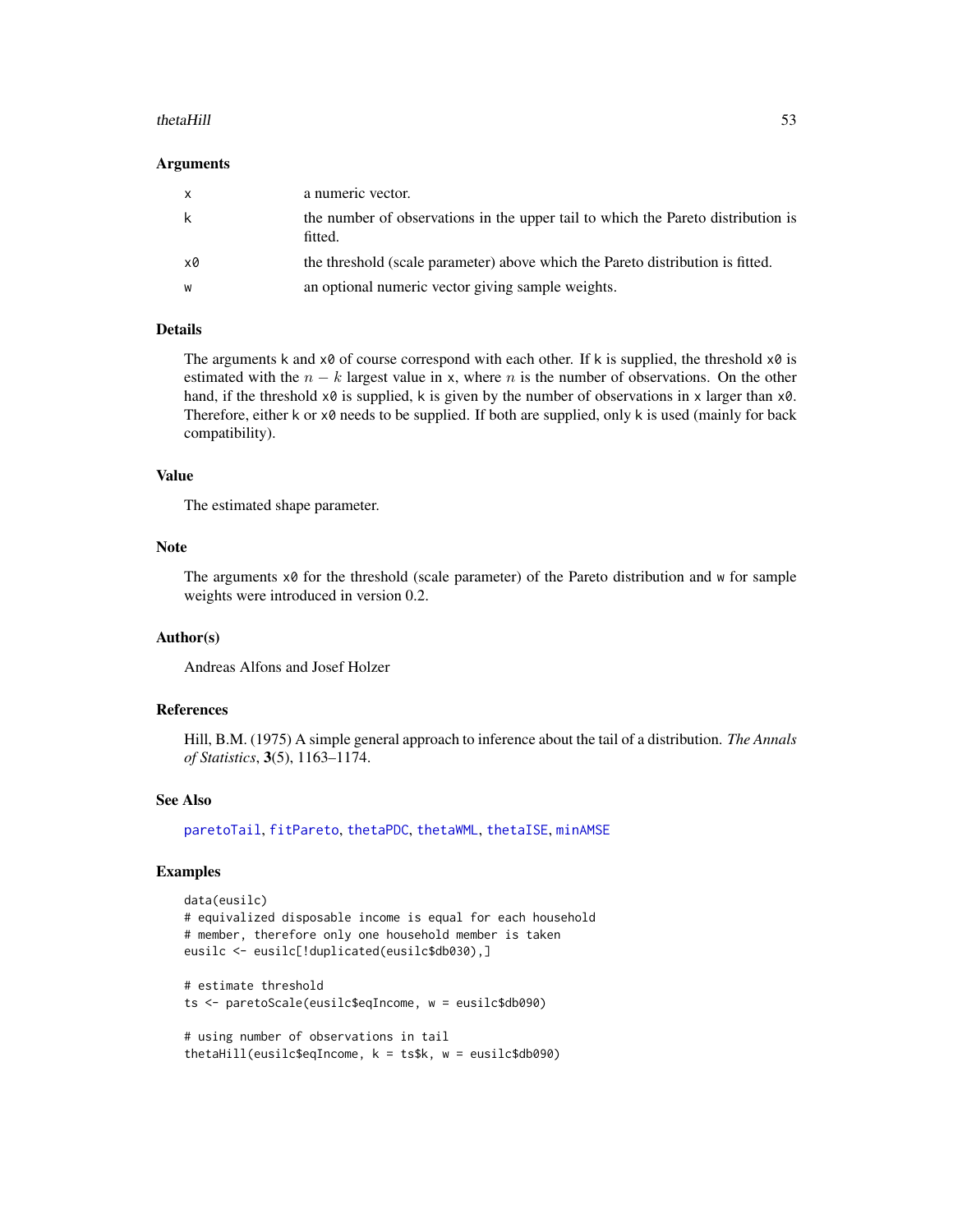### Arguments

| | |
|---|---|
| x | a numeric vector. |
| k | the number of observations in the upper tail to which the Pareto distribution is fitted. |
| x0 | the threshold (scale parameter) above which the Pareto distribution is fitted. |
| w | an optional numeric vector giving sample weights. |

### Details

The arguments k and x0 of course correspond with each other. If k is supplied, the threshold x0 is estimated with the $n - k$ largest value in x, where $n$ is the number of observations. On the other hand, if the threshold x0 is supplied, k is given by the number of observations in x larger than x0. Therefore, either k or x0 needs to be supplied. If both are supplied, only k is used (mainly for back compatibility).

### Value

The estimated shape parameter.

### Note

The arguments x0 for the threshold (scale parameter) of the Pareto distribution and w for sample weights were introduced in version 0.2.

### Author(s)

Andreas Alfons and Josef Holzer

### References

Hill, B.M. (1975) A simple general approach to inference about the tail of a distribution. *The Annals of Statistics*, **3**(5), 1163–1174.

### See Also

paretoTail, fitPareto, thetaPDC, thetaWML, thetaISE, minAMSE

### Examples

```
data(eusilc)
# equivalized disposable income is equal for each household
# member, therefore only one household member is taken
eusilc <- eusilc[!duplicated(eusilc$db030),]

# estimate threshold
ts <- paretoScale(eusilc$eqIncome, w = eusilc$db090)

# using number of observations in tail
thetaHill(eusilc$eqIncome, k = ts$k, w = eusilc$db090)
```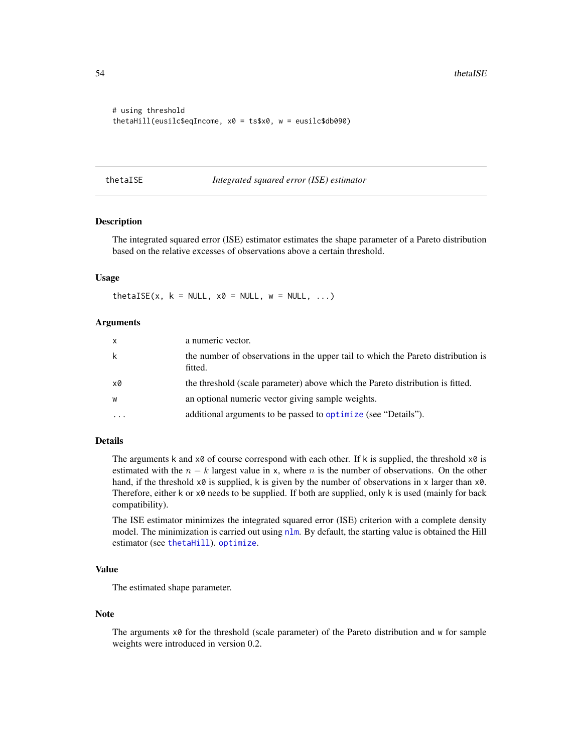```
# using threshold
thetaHill(eusilc$eqIncome, x0 = ts$x0, w = eusilc$db090)
```

---

## thetaISE — *Integrated squared error (ISE) estimator*

### Description

The integrated squared error (ISE) estimator estimates the shape parameter of a Pareto distribution based on the relative excesses of observations above a certain threshold.

### Usage

```
thetaISE(x, k = NULL, x0 = NULL, w = NULL, ...)
```

### Arguments

| | |
|---|---|
| `x` | a numeric vector. |
| `k` | the number of observations in the upper tail to which the Pareto distribution is fitted. |
| `x0` | the threshold (scale parameter) above which the Pareto distribution is fitted. |
| `w` | an optional numeric vector giving sample weights. |
| `...` | additional arguments to be passed to `optimize` (see "Details"). |

### Details

The arguments `k` and `x0` of course correspond with each other. If `k` is supplied, the threshold `x0` is estimated with the $n - k$ largest value in `x`, where $n$ is the number of observations. On the other hand, if the threshold `x0` is supplied, `k` is given by the number of observations in `x` larger than `x0`. Therefore, either `k` or `x0` needs to be supplied. If both are supplied, only `k` is used (mainly for back compatibility).

The ISE estimator minimizes the integrated squared error (ISE) criterion with a complete density model. The minimization is carried out using `nlm`. By default, the starting value is obtained the Hill estimator (see `thetaHill`). `optimize`.

### Value

The estimated shape parameter.

### Note

The arguments `x0` for the threshold (scale parameter) of the Pareto distribution and `w` for sample weights were introduced in version 0.2.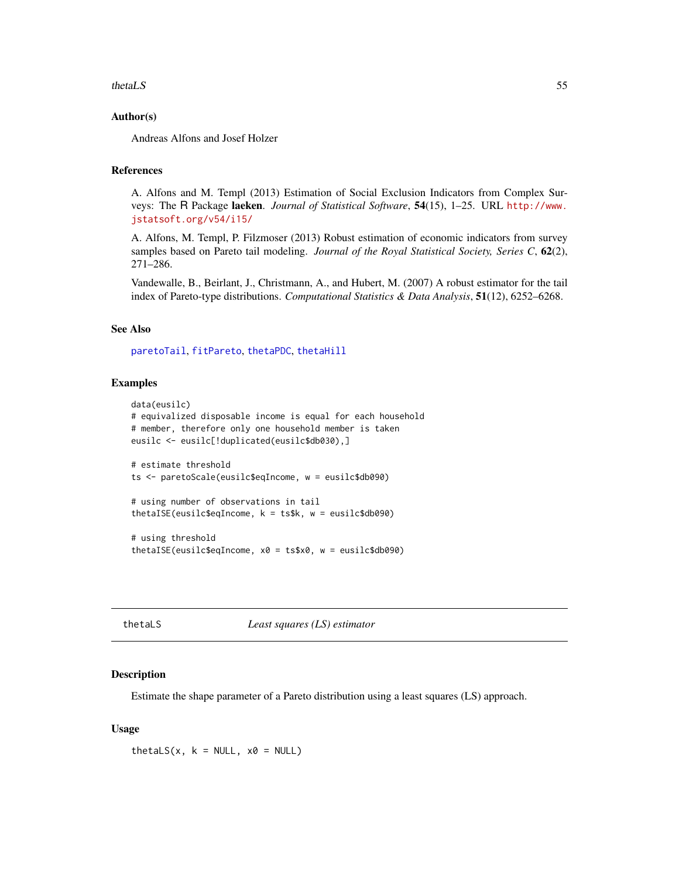### Author(s)

Andreas Alfons and Josef Holzer

### References

A. Alfons and M. Templ (2013) Estimation of Social Exclusion Indicators from Complex Surveys: The R Package **laeken**. *Journal of Statistical Software*, **54**(15), 1–25. URL http://www.jstatsoft.org/v54/i15/

A. Alfons, M. Templ, P. Filzmoser (2013) Robust estimation of economic indicators from survey samples based on Pareto tail modeling. *Journal of the Royal Statistical Society, Series C*, **62**(2), 271–286.

Vandewalle, B., Beirlant, J., Christmann, A., and Hubert, M. (2007) A robust estimator for the tail index of Pareto-type distributions. *Computational Statistics & Data Analysis*, **51**(12), 6252–6268.

### See Also

paretoTail, fitPareto, thetaPDC, thetaHill

### Examples

```
data(eusilc)
# equivalized disposable income is equal for each household
# member, therefore only one household member is taken
eusilc <- eusilc[!duplicated(eusilc$db030),]

# estimate threshold
ts <- paretoScale(eusilc$eqIncome, w = eusilc$db090)

# using number of observations in tail
thetaISE(eusilc$eqIncome, k = ts$k, w = eusilc$db090)

# using threshold
thetaISE(eusilc$eqIncome, x0 = ts$x0, w = eusilc$db090)
```

---

## thetaLS — *Least squares (LS) estimator*

### Description

Estimate the shape parameter of a Pareto distribution using a least squares (LS) approach.

### Usage

```
thetaLS(x, k = NULL, x0 = NULL)
```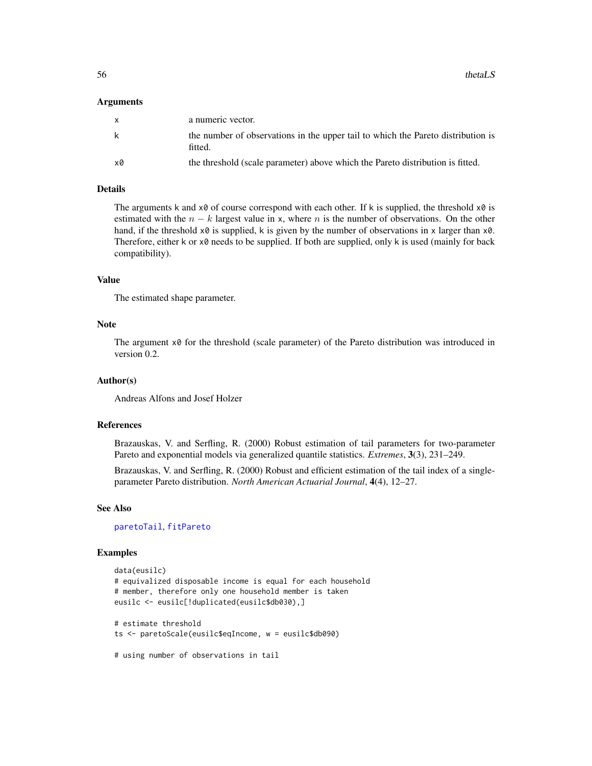### Arguments

| | |
|---|---|
| x | a numeric vector. |
| k | the number of observations in the upper tail to which the Pareto distribution is fitted. |
| x0 | the threshold (scale parameter) above which the Pareto distribution is fitted. |

### Details

The arguments k and x0 of course correspond with each other. If k is supplied, the threshold x0 is estimated with the $n - k$ largest value in x, where $n$ is the number of observations. On the other hand, if the threshold x0 is supplied, k is given by the number of observations in x larger than x0. Therefore, either k or x0 needs to be supplied. If both are supplied, only k is used (mainly for back compatibility).

### Value

The estimated shape parameter.

### Note

The argument x0 for the threshold (scale parameter) of the Pareto distribution was introduced in version 0.2.

### Author(s)

Andreas Alfons and Josef Holzer

### References

Brazauskas, V. and Serfling, R. (2000) Robust estimation of tail parameters for two-parameter Pareto and exponential models via generalized quantile statistics. *Extremes*, **3**(3), 231–249.

Brazauskas, V. and Serfling, R. (2000) Robust and efficient estimation of the tail index of a single-parameter Pareto distribution. *North American Actuarial Journal*, **4**(4), 12–27.

### See Also

paretoTail, fitPareto

### Examples

```
data(eusilc)
# equivalized disposable income is equal for each household
# member, therefore only one household member is taken
eusilc <- eusilc[!duplicated(eusilc$db030),]

# estimate threshold
ts <- paretoScale(eusilc$eqIncome, w = eusilc$db090)

# using number of observations in tail
```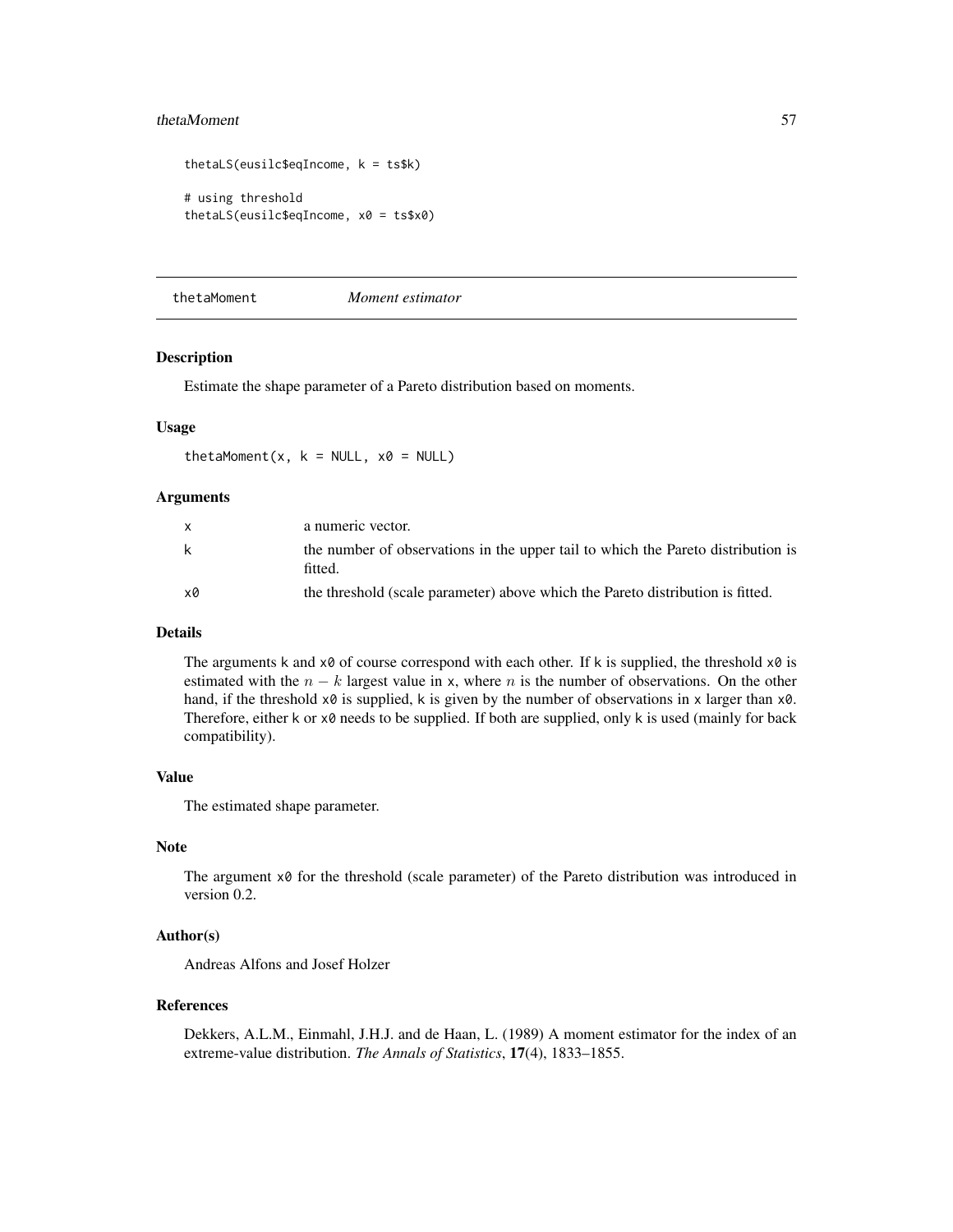```
thetaLS(eusilc$eqIncome, k = ts$k)

# using threshold
thetaLS(eusilc$eqIncome, x0 = ts$x0)
```

## thetaMoment *Moment estimator*

### Description

Estimate the shape parameter of a Pareto distribution based on moments.

### Usage

```
thetaMoment(x, k = NULL, x0 = NULL)
```

### Arguments

| | |
|---|---|
| x | a numeric vector. |
| k | the number of observations in the upper tail to which the Pareto distribution is fitted. |
| x0 | the threshold (scale parameter) above which the Pareto distribution is fitted. |

### Details

The arguments k and x0 of course correspond with each other. If k is supplied, the threshold x0 is estimated with the $n - k$ largest value in x, where $n$ is the number of observations. On the other hand, if the threshold x0 is supplied, k is given by the number of observations in x larger than x0. Therefore, either k or x0 needs to be supplied. If both are supplied, only k is used (mainly for back compatibility).

### Value

The estimated shape parameter.

### Note

The argument x0 for the threshold (scale parameter) of the Pareto distribution was introduced in version 0.2.

### Author(s)

Andreas Alfons and Josef Holzer

### References

Dekkers, A.L.M., Einmahl, J.H.J. and de Haan, L. (1989) A moment estimator for the index of an extreme-value distribution. *The Annals of Statistics*, **17**(4), 1833–1855.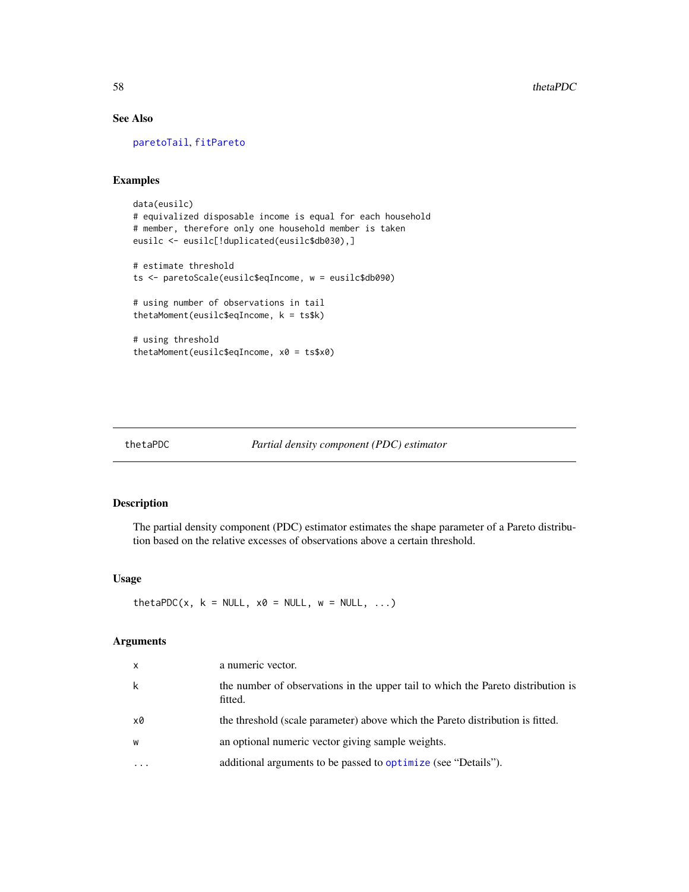## See Also

paretoTail, fitPareto

## Examples

```
data(eusilc)
# equivalized disposable income is equal for each household
# member, therefore only one household member is taken
eusilc <- eusilc[!duplicated(eusilc$db030),]

# estimate threshold
ts <- paretoScale(eusilc$eqIncome, w = eusilc$db090)

# using number of observations in tail
thetaMoment(eusilc$eqIncome, k = ts$k)

# using threshold
thetaMoment(eusilc$eqIncome, x0 = ts$x0)
```

---

# thetaPDC — *Partial density component (PDC) estimator*

## Description

The partial density component (PDC) estimator estimates the shape parameter of a Pareto distribution based on the relative excesses of observations above a certain threshold.

## Usage

```
thetaPDC(x, k = NULL, x0 = NULL, w = NULL, ...)
```

## Arguments

| | |
|---|---|
| x | a numeric vector. |
| k | the number of observations in the upper tail to which the Pareto distribution is fitted. |
| x0 | the threshold (scale parameter) above which the Pareto distribution is fitted. |
| w | an optional numeric vector giving sample weights. |
| ... | additional arguments to be passed to optimize (see "Details"). |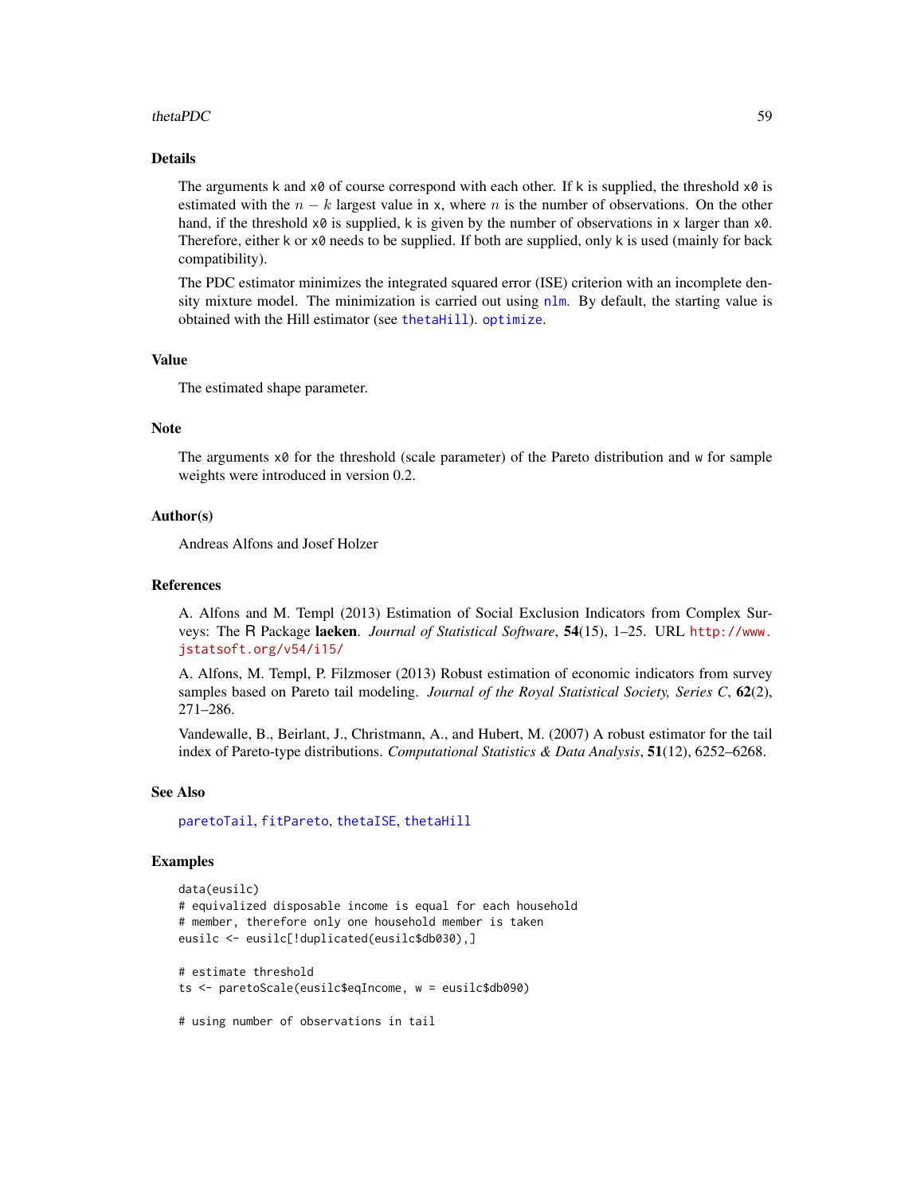## Details

The arguments k and x0 of course correspond with each other. If k is supplied, the threshold x0 is estimated with the $n - k$ largest value in x, where $n$ is the number of observations. On the other hand, if the threshold x0 is supplied, k is given by the number of observations in x larger than x0. Therefore, either k or x0 needs to be supplied. If both are supplied, only k is used (mainly for back compatibility).

The PDC estimator minimizes the integrated squared error (ISE) criterion with an incomplete density mixture model. The minimization is carried out using nlm. By default, the starting value is obtained with the Hill estimator (see thetaHill). optimize.

## Value

The estimated shape parameter.

## Note

The arguments x0 for the threshold (scale parameter) of the Pareto distribution and w for sample weights were introduced in version 0.2.

## Author(s)

Andreas Alfons and Josef Holzer

## References

A. Alfons and M. Templ (2013) Estimation of Social Exclusion Indicators from Complex Surveys: The R Package **laeken**. *Journal of Statistical Software*, **54**(15), 1–25. URL http://www.jstatsoft.org/v54/i15/

A. Alfons, M. Templ, P. Filzmoser (2013) Robust estimation of economic indicators from survey samples based on Pareto tail modeling. *Journal of the Royal Statistical Society, Series C*, **62**(2), 271–286.

Vandewalle, B., Beirlant, J., Christmann, A., and Hubert, M. (2007) A robust estimator for the tail index of Pareto-type distributions. *Computational Statistics & Data Analysis*, **51**(12), 6252–6268.

## See Also

paretoTail, fitPareto, thetaISE, thetaHill

## Examples

```
data(eusilc)
# equivalized disposable income is equal for each household
# member, therefore only one household member is taken
eusilc <- eusilc[!duplicated(eusilc$db030),]

# estimate threshold
ts <- paretoScale(eusilc$eqIncome, w = eusilc$db090)

# using number of observations in tail
```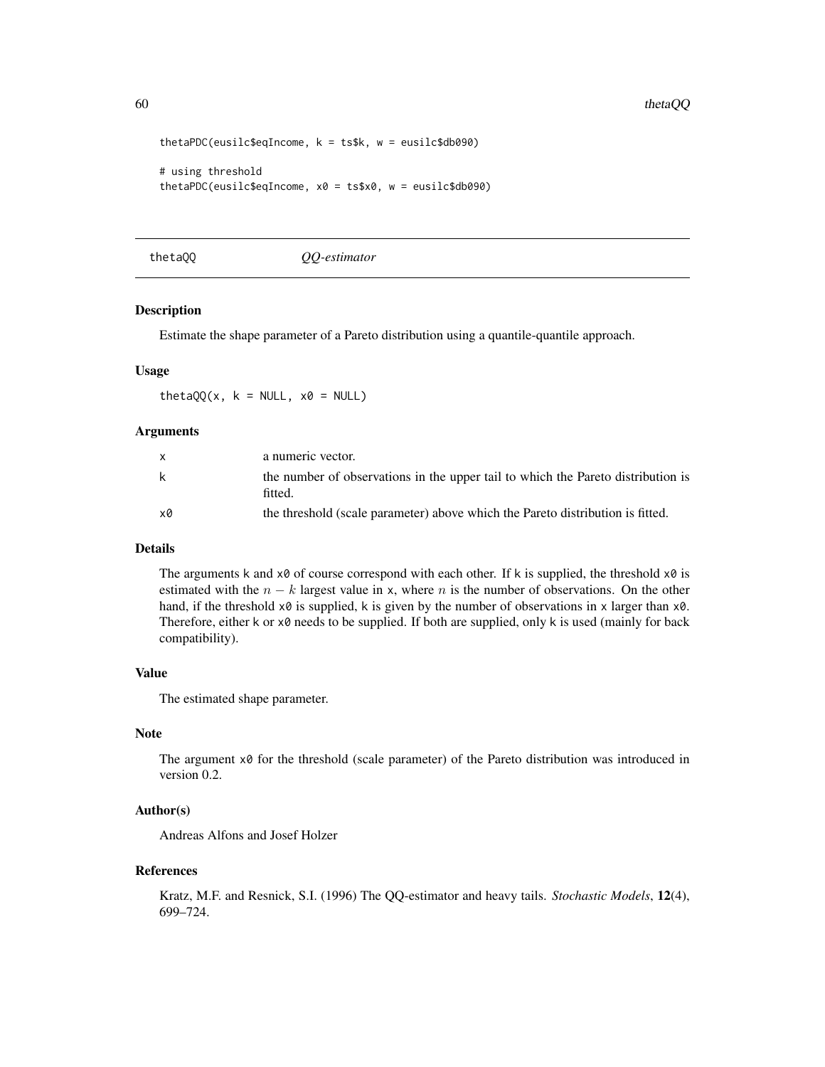```
thetaPDC(eusilc$eqIncome, k = ts$k, w = eusilc$db090)

# using threshold
thetaPDC(eusilc$eqIncome, x0 = ts$x0, w = eusilc$db090)
```

## thetaQQ *QQ-estimator*

### Description

Estimate the shape parameter of a Pareto distribution using a quantile-quantile approach.

### Usage

```
thetaQQ(x, k = NULL, x0 = NULL)
```

### Arguments

| | |
|---|---|
| x | a numeric vector. |
| k | the number of observations in the upper tail to which the Pareto distribution is fitted. |
| x0 | the threshold (scale parameter) above which the Pareto distribution is fitted. |

### Details

The arguments k and x0 of course correspond with each other. If k is supplied, the threshold x0 is estimated with the $n - k$ largest value in x, where $n$ is the number of observations. On the other hand, if the threshold x0 is supplied, k is given by the number of observations in x larger than x0. Therefore, either k or x0 needs to be supplied. If both are supplied, only k is used (mainly for back compatibility).

### Value

The estimated shape parameter.

### Note

The argument x0 for the threshold (scale parameter) of the Pareto distribution was introduced in version 0.2.

### Author(s)

Andreas Alfons and Josef Holzer

### References

Kratz, M.F. and Resnick, S.I. (1996) The QQ-estimator and heavy tails. *Stochastic Models*, **12**(4), 699–724.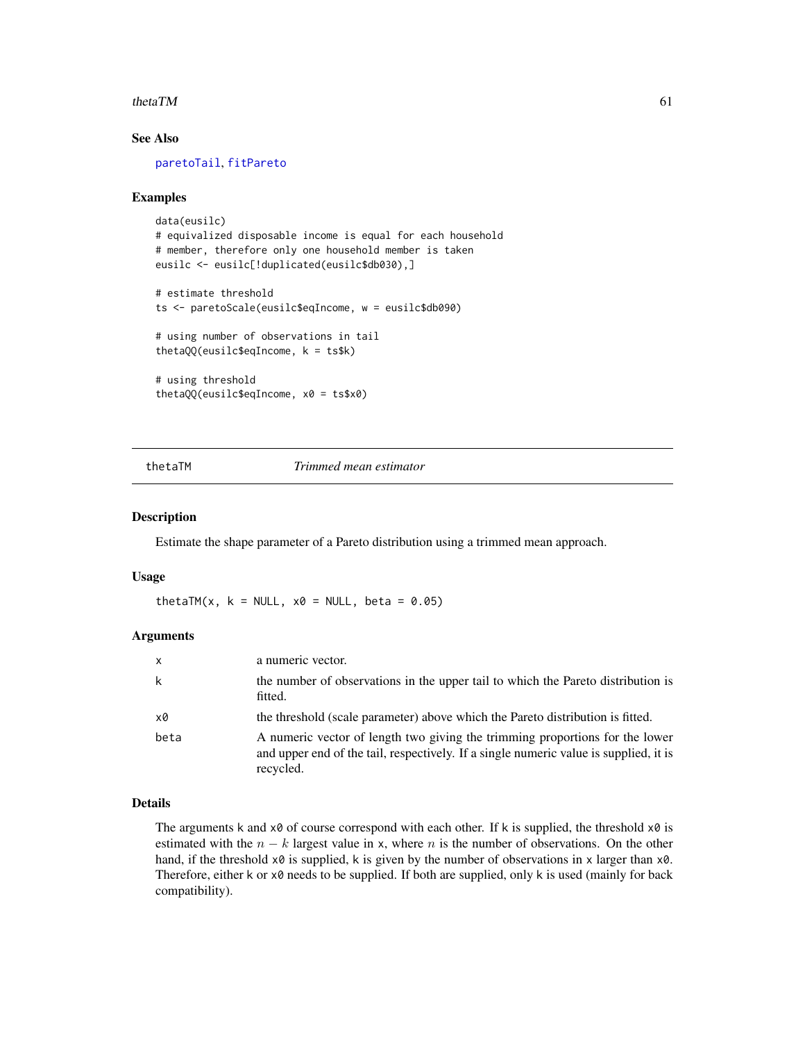## See Also

paretoTail, fitPareto

## Examples

```
data(eusilc)
# equivalized disposable income is equal for each household
# member, therefore only one household member is taken
eusilc <- eusilc[!duplicated(eusilc$db030),]

# estimate threshold
ts <- paretoScale(eusilc$eqIncome, w = eusilc$db090)

# using number of observations in tail
thetaQQ(eusilc$eqIncome, k = ts$k)

# using threshold
thetaQQ(eusilc$eqIncome, x0 = ts$x0)
```

---

# thetaTM — *Trimmed mean estimator*

## Description

Estimate the shape parameter of a Pareto distribution using a trimmed mean approach.

## Usage

```
thetaTM(x, k = NULL, x0 = NULL, beta = 0.05)
```

## Arguments

| | |
|---|---|
| x | a numeric vector. |
| k | the number of observations in the upper tail to which the Pareto distribution is fitted. |
| x0 | the threshold (scale parameter) above which the Pareto distribution is fitted. |
| beta | A numeric vector of length two giving the trimming proportions for the lower and upper end of the tail, respectively. If a single numeric value is supplied, it is recycled. |

## Details

The arguments k and x0 of course correspond with each other. If k is supplied, the threshold x0 is estimated with the $n - k$ largest value in x, where $n$ is the number of observations. On the other hand, if the threshold x0 is supplied, k is given by the number of observations in x larger than x0. Therefore, either k or x0 needs to be supplied. If both are supplied, only k is used (mainly for back compatibility).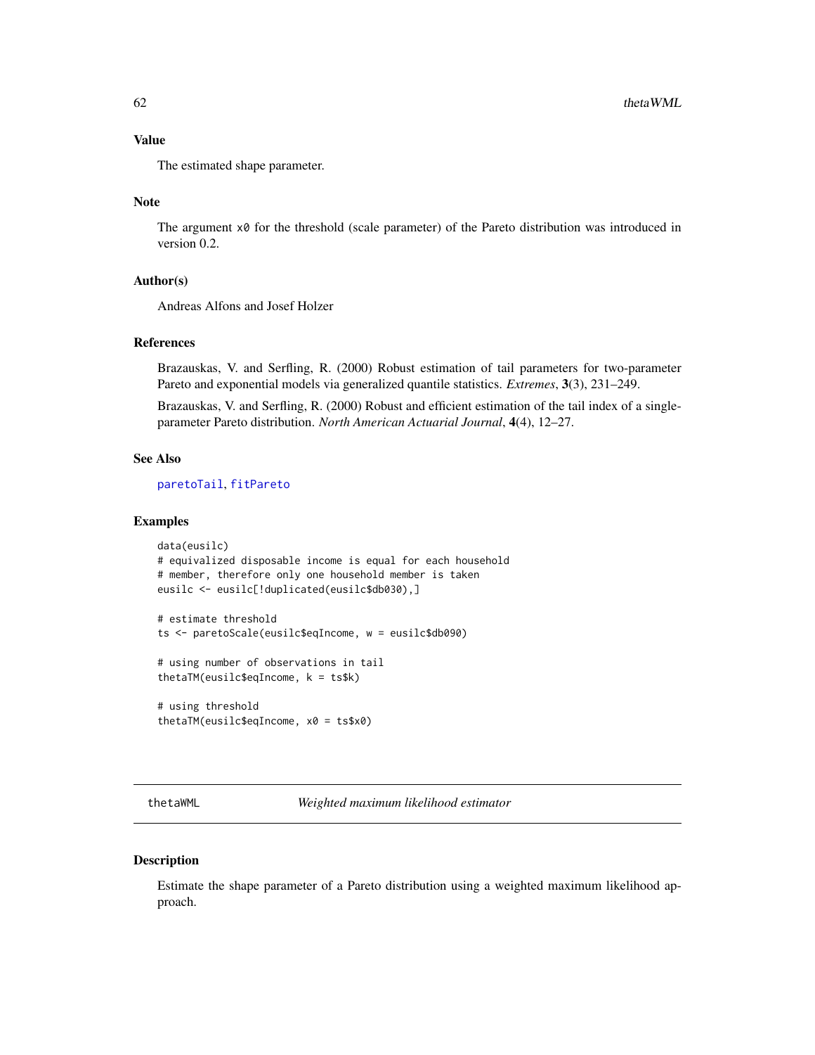## Value

The estimated shape parameter.

## Note

The argument `x0` for the threshold (scale parameter) of the Pareto distribution was introduced in version 0.2.

## Author(s)

Andreas Alfons and Josef Holzer

## References

Brazauskas, V. and Serfling, R. (2000) Robust estimation of tail parameters for two-parameter Pareto and exponential models via generalized quantile statistics. *Extremes*, **3**(3), 231–249.

Brazauskas, V. and Serfling, R. (2000) Robust and efficient estimation of the tail index of a single-parameter Pareto distribution. *North American Actuarial Journal*, **4**(4), 12–27.

## See Also

`paretoTail`, `fitPareto`

## Examples

```
data(eusilc)
# equivalized disposable income is equal for each household
# member, therefore only one household member is taken
eusilc <- eusilc[!duplicated(eusilc$db030),]

# estimate threshold
ts <- paretoScale(eusilc$eqIncome, w = eusilc$db090)

# using number of observations in tail
thetaTM(eusilc$eqIncome, k = ts$k)

# using threshold
thetaTM(eusilc$eqIncome, x0 = ts$x0)
```

---

# thetaWML — *Weighted maximum likelihood estimator*

## Description

Estimate the shape parameter of a Pareto distribution using a weighted maximum likelihood approach.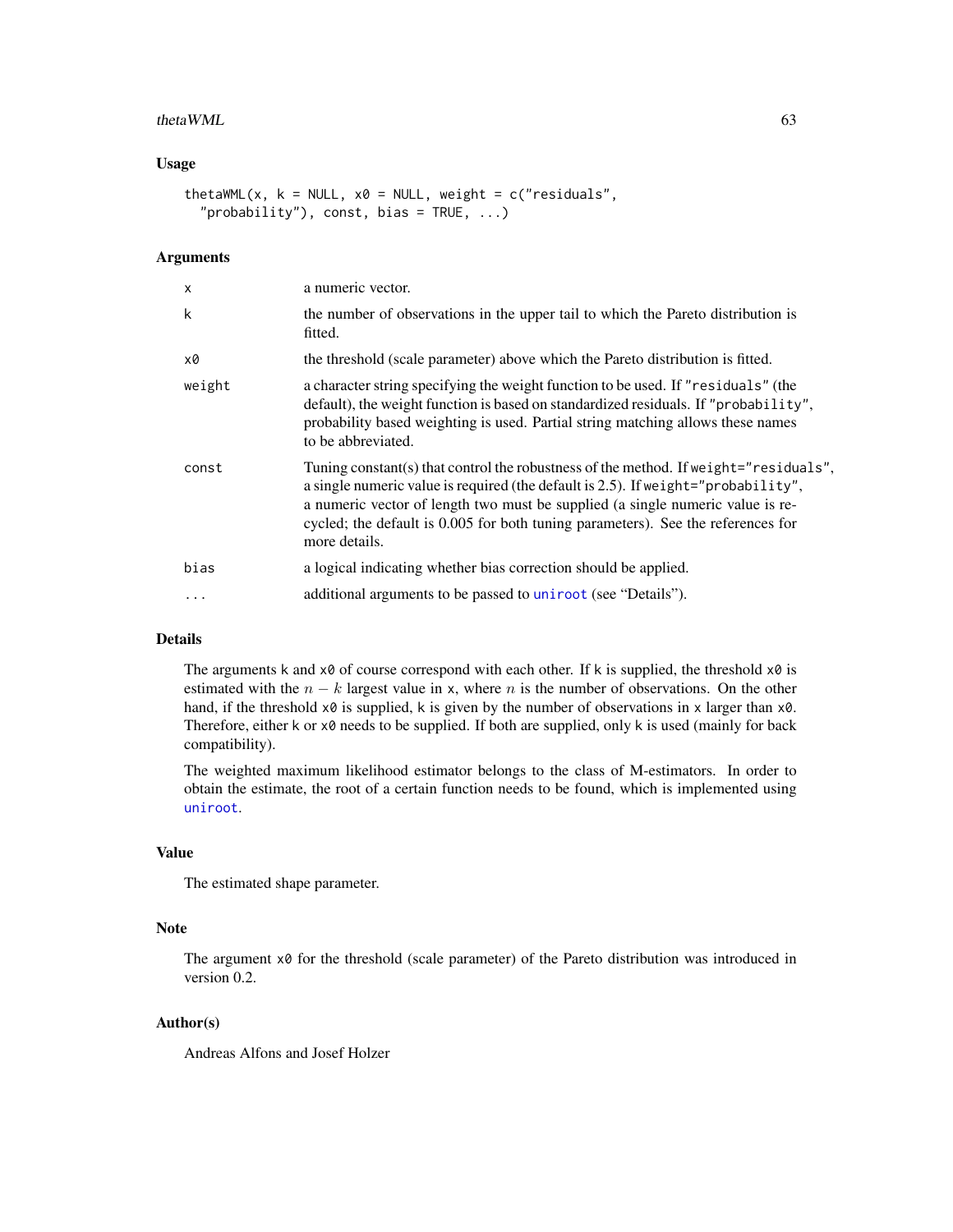## Usage

```
thetaWML(x, k = NULL, x0 = NULL, weight = c("residuals",
  "probability"), const, bias = TRUE, ...)
```

## Arguments

| | |
|---|---|
| x | a numeric vector. |
| k | the number of observations in the upper tail to which the Pareto distribution is fitted. |
| x0 | the threshold (scale parameter) above which the Pareto distribution is fitted. |
| weight | a character string specifying the weight function to be used. If "residuals" (the default), the weight function is based on standardized residuals. If "probability", probability based weighting is used. Partial string matching allows these names to be abbreviated. |
| const | Tuning constant(s) that control the robustness of the method. If weight="residuals", a single numeric value is required (the default is 2.5). If weight="probability", a numeric vector of length two must be supplied (a single numeric value is recycled; the default is 0.005 for both tuning parameters). See the references for more details. |
| bias | a logical indicating whether bias correction should be applied. |
| ... | additional arguments to be passed to uniroot (see "Details"). |

## Details

The arguments k and x0 of course correspond with each other. If k is supplied, the threshold x0 is estimated with the $n - k$ largest value in x, where $n$ is the number of observations. On the other hand, if the threshold x0 is supplied, k is given by the number of observations in x larger than x0. Therefore, either k or x0 needs to be supplied. If both are supplied, only k is used (mainly for back compatibility).

The weighted maximum likelihood estimator belongs to the class of M-estimators. In order to obtain the estimate, the root of a certain function needs to be found, which is implemented using uniroot.

## Value

The estimated shape parameter.

## Note

The argument x0 for the threshold (scale parameter) of the Pareto distribution was introduced in version 0.2.

## Author(s)

Andreas Alfons and Josef Holzer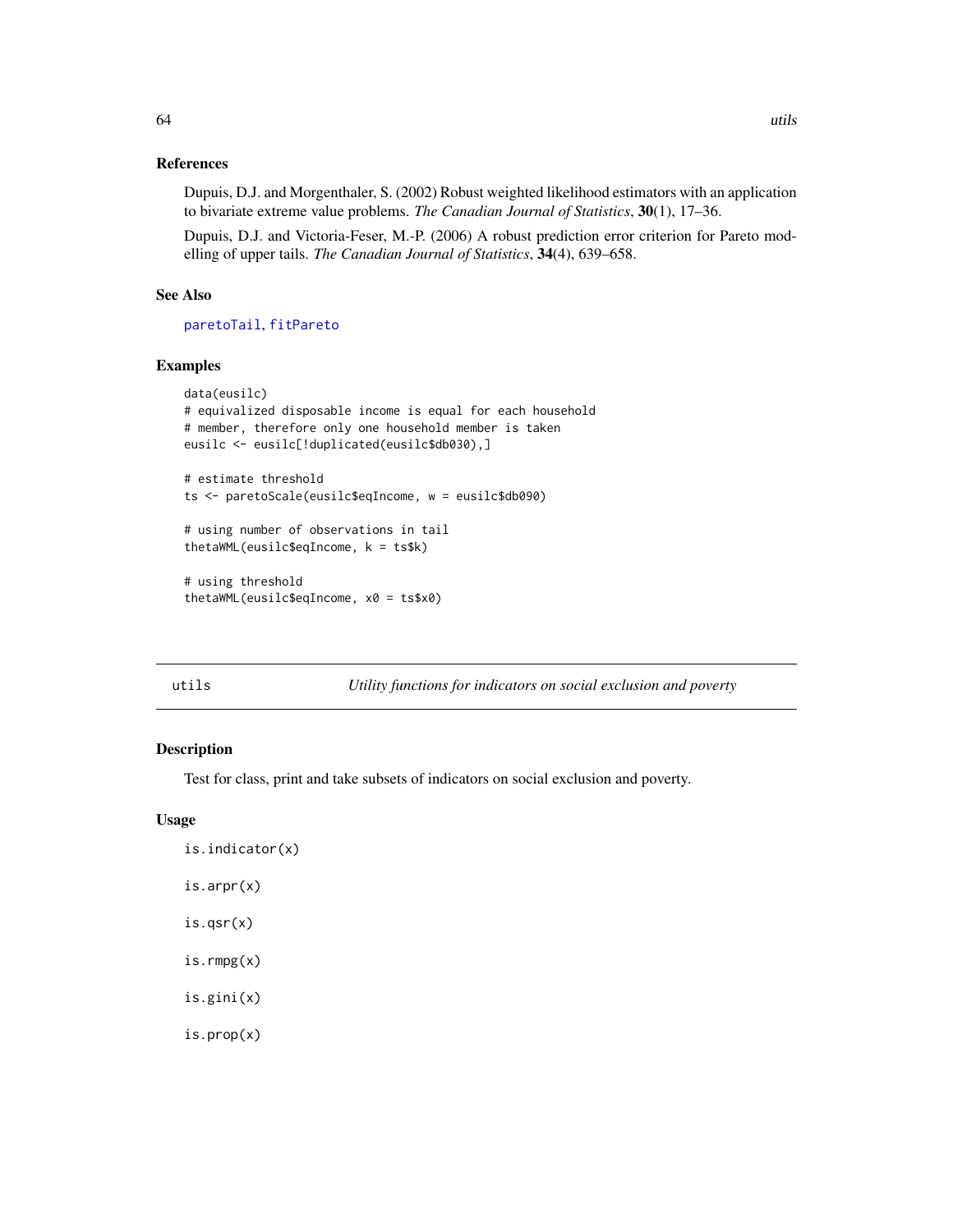## References

Dupuis, D.J. and Morgenthaler, S. (2002) Robust weighted likelihood estimators with an application to bivariate extreme value problems. *The Canadian Journal of Statistics*, **30**(1), 17–36.

Dupuis, D.J. and Victoria-Feser, M.-P. (2006) A robust prediction error criterion for Pareto modelling of upper tails. *The Canadian Journal of Statistics*, **34**(4), 639–658.

## See Also

paretoTail, fitPareto

## Examples

```
data(eusilc)
# equivalized disposable income is equal for each household
# member, therefore only one household member is taken
eusilc <- eusilc[!duplicated(eusilc$db030),]

# estimate threshold
ts <- paretoScale(eusilc$eqIncome, w = eusilc$db090)

# using number of observations in tail
thetaWML(eusilc$eqIncome, k = ts$k)

# using threshold
thetaWML(eusilc$eqIncome, x0 = ts$x0)
```

---

# utils — *Utility functions for indicators on social exclusion and poverty*

## Description

Test for class, print and take subsets of indicators on social exclusion and poverty.

## Usage

```
is.indicator(x)

is.arpr(x)

is.qsr(x)

is.rmpg(x)

is.gini(x)

is.prop(x)
```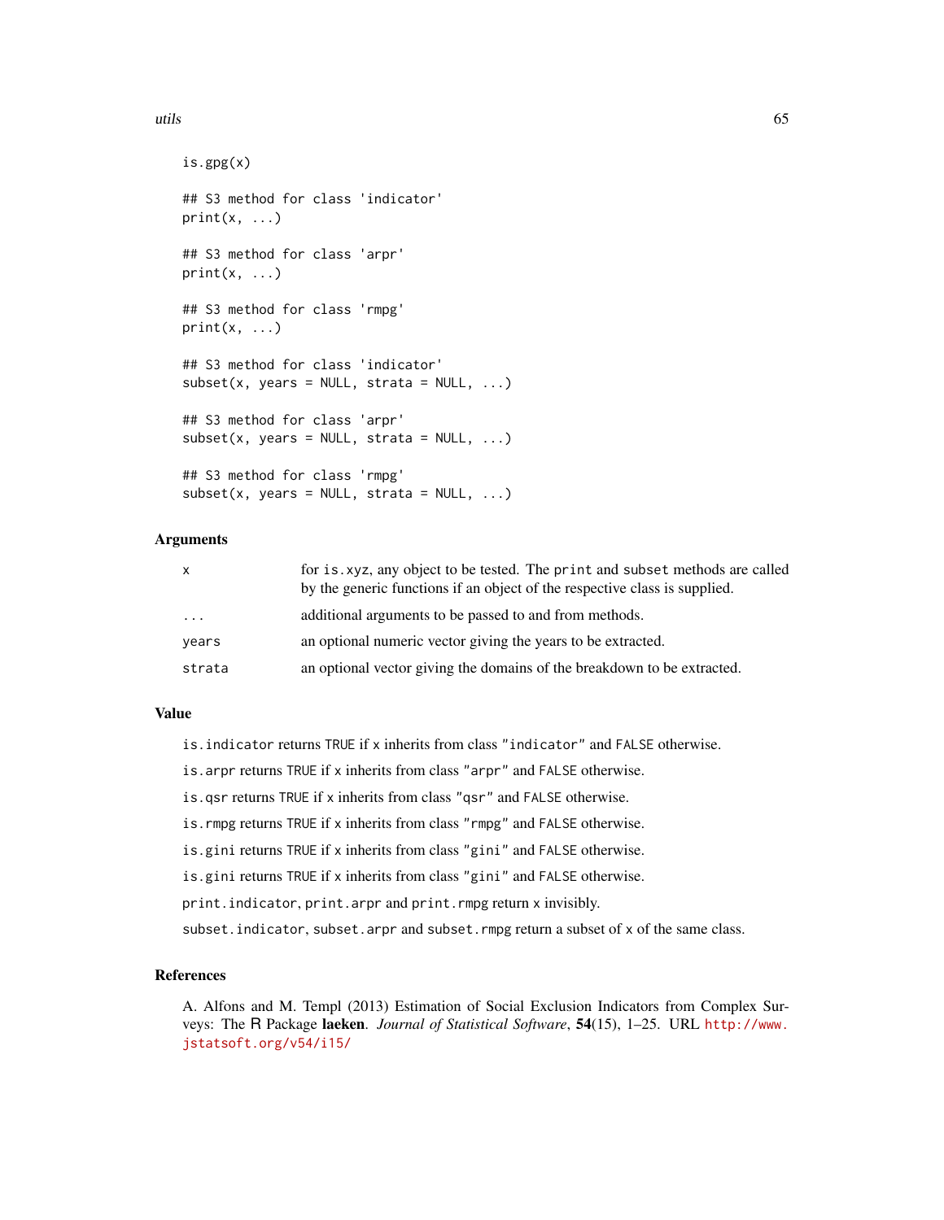```
is.gpg(x)

## S3 method for class 'indicator'
print(x, ...)

## S3 method for class 'arpr'
print(x, ...)

## S3 method for class 'rmpg'
print(x, ...)

## S3 method for class 'indicator'
subset(x, years = NULL, strata = NULL, ...)

## S3 method for class 'arpr'
subset(x, years = NULL, strata = NULL, ...)

## S3 method for class 'rmpg'
subset(x, years = NULL, strata = NULL, ...)
```

### Arguments

| | |
|---|---|
| `x` | for `is.xyz`, any object to be tested. The `print` and `subset` methods are called by the generic functions if an object of the respective class is supplied. |
| `...` | additional arguments to be passed to and from methods. |
| `years` | an optional numeric vector giving the years to be extracted. |
| `strata` | an optional vector giving the domains of the breakdown to be extracted. |

### Value

`is.indicator` returns `TRUE` if `x` inherits from class `"indicator"` and `FALSE` otherwise.

`is.arpr` returns `TRUE` if `x` inherits from class `"arpr"` and `FALSE` otherwise.

`is.qsr` returns `TRUE` if `x` inherits from class `"qsr"` and `FALSE` otherwise.

`is.rmpg` returns `TRUE` if `x` inherits from class `"rmpg"` and `FALSE` otherwise.

`is.gini` returns `TRUE` if `x` inherits from class `"gini"` and `FALSE` otherwise.

`is.gini` returns `TRUE` if `x` inherits from class `"gini"` and `FALSE` otherwise.

`print.indicator`, `print.arpr` and `print.rmpg` return `x` invisibly.

`subset.indicator`, `subset.arpr` and `subset.rmpg` return a subset of `x` of the same class.

### References

A. Alfons and M. Templ (2013) Estimation of Social Exclusion Indicators from Complex Surveys: The R Package **laeken**. *Journal of Statistical Software*, **54**(15), 1–25. URL http://www.jstatsoft.org/v54/i15/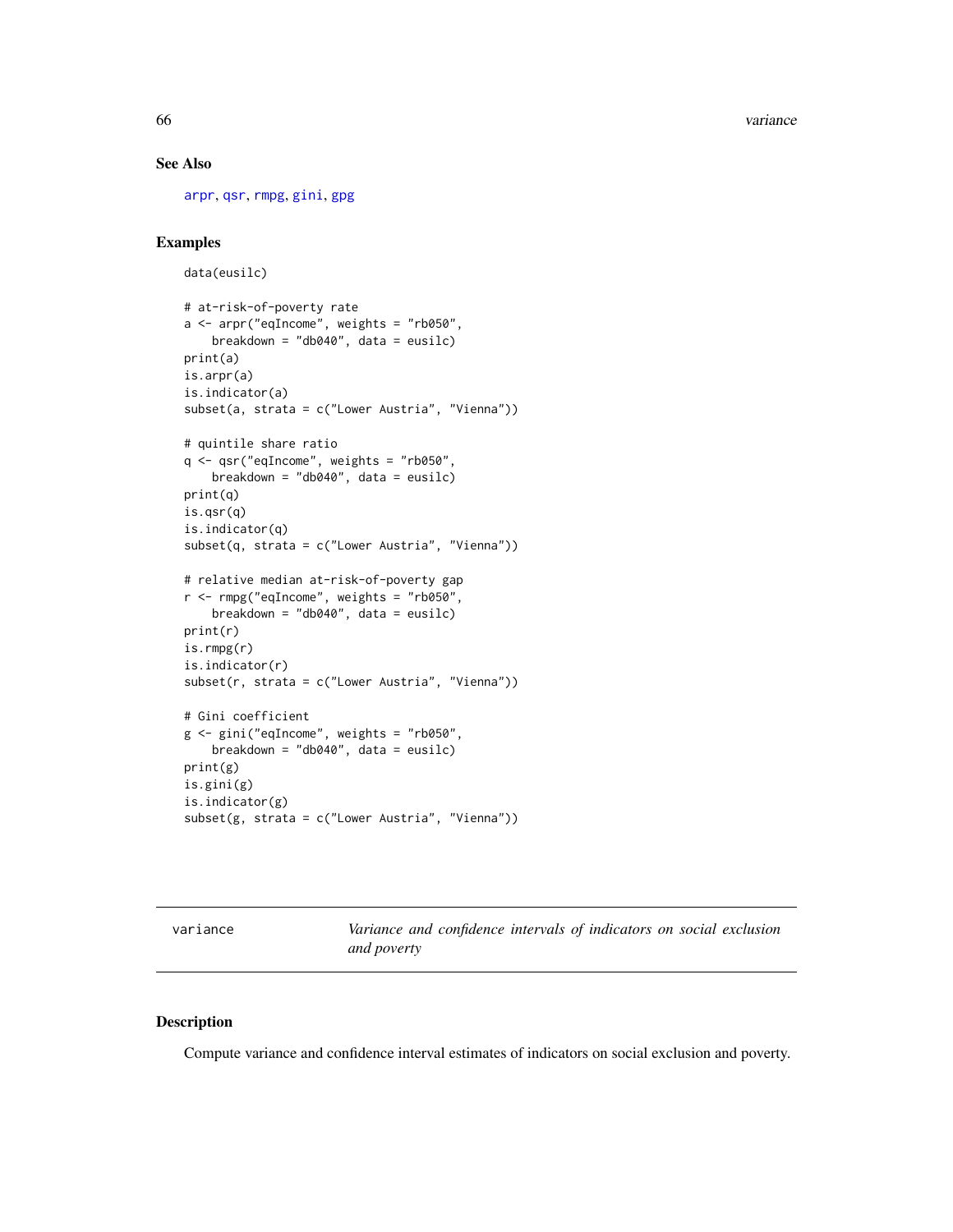### See Also

arpr, qsr, rmpg, gini, gpg

### Examples

```
data(eusilc)

# at-risk-of-poverty rate
a <- arpr("eqIncome", weights = "rb050",
    breakdown = "db040", data = eusilc)
print(a)
is.arpr(a)
is.indicator(a)
subset(a, strata = c("Lower Austria", "Vienna"))

# quintile share ratio
q <- qsr("eqIncome", weights = "rb050",
    breakdown = "db040", data = eusilc)
print(q)
is.qsr(q)
is.indicator(q)
subset(q, strata = c("Lower Austria", "Vienna"))

# relative median at-risk-of-poverty gap
r <- rmpg("eqIncome", weights = "rb050",
    breakdown = "db040", data = eusilc)
print(r)
is.rmpg(r)
is.indicator(r)
subset(r, strata = c("Lower Austria", "Vienna"))

# Gini coefficient
g <- gini("eqIncome", weights = "rb050",
    breakdown = "db040", data = eusilc)
print(g)
is.gini(g)
is.indicator(g)
subset(g, strata = c("Lower Austria", "Vienna"))
```

---

## variance — *Variance and confidence intervals of indicators on social exclusion and poverty*

### Description

Compute variance and confidence interval estimates of indicators on social exclusion and poverty.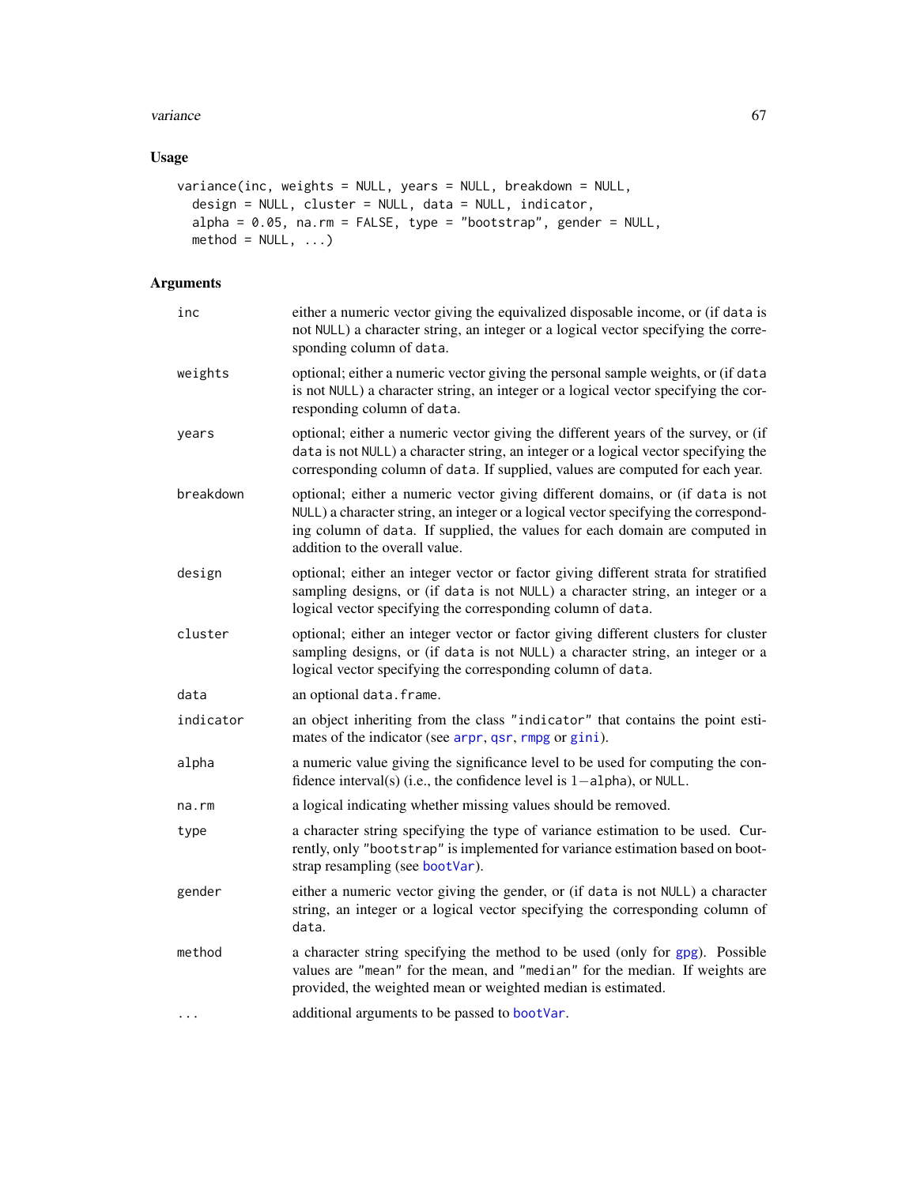## Usage

```
variance(inc, weights = NULL, years = NULL, breakdown = NULL,
  design = NULL, cluster = NULL, data = NULL, indicator,
  alpha = 0.05, na.rm = FALSE, type = "bootstrap", gender = NULL,
  method = NULL, ...)
```

## Arguments

| | |
|---|---|
| `inc` | either a numeric vector giving the equivalized disposable income, or (if `data` is not `NULL`) a character string, an integer or a logical vector specifying the corresponding column of `data`. |
| `weights` | optional; either a numeric vector giving the personal sample weights, or (if `data` is not `NULL`) a character string, an integer or a logical vector specifying the corresponding column of `data`. |
| `years` | optional; either a numeric vector giving the different years of the survey, or (if `data` is not `NULL`) a character string, an integer or a logical vector specifying the corresponding column of `data`. If supplied, values are computed for each year. |
| `breakdown` | optional; either a numeric vector giving different domains, or (if `data` is not `NULL`) a character string, an integer or a logical vector specifying the corresponding column of `data`. If supplied, the values for each domain are computed in addition to the overall value. |
| `design` | optional; either an integer vector or factor giving different strata for stratified sampling designs, or (if `data` is not `NULL`) a character string, an integer or a logical vector specifying the corresponding column of `data`. |
| `cluster` | optional; either an integer vector or factor giving different clusters for cluster sampling designs, or (if `data` is not `NULL`) a character string, an integer or a logical vector specifying the corresponding column of `data`. |
| `data` | an optional `data.frame`. |
| `indicator` | an object inheriting from the class `"indicator"` that contains the point estimates of the indicator (see `arpr`, `qsr`, `rmpg` or `gini`). |
| `alpha` | a numeric value giving the significance level to be used for computing the confidence interval(s) (i.e., the confidence level is $1-$`alpha`), or `NULL`. |
| `na.rm` | a logical indicating whether missing values should be removed. |
| `type` | a character string specifying the type of variance estimation to be used. Currently, only `"bootstrap"` is implemented for variance estimation based on bootstrap resampling (see `bootVar`). |
| `gender` | either a numeric vector giving the gender, or (if `data` is not `NULL`) a character string, an integer or a logical vector specifying the corresponding column of `data`. |
| `method` | a character string specifying the method to be used (only for `gpg`). Possible values are `"mean"` for the mean, and `"median"` for the median. If weights are provided, the weighted mean or weighted median is estimated. |
| `...` | additional arguments to be passed to `bootVar`. |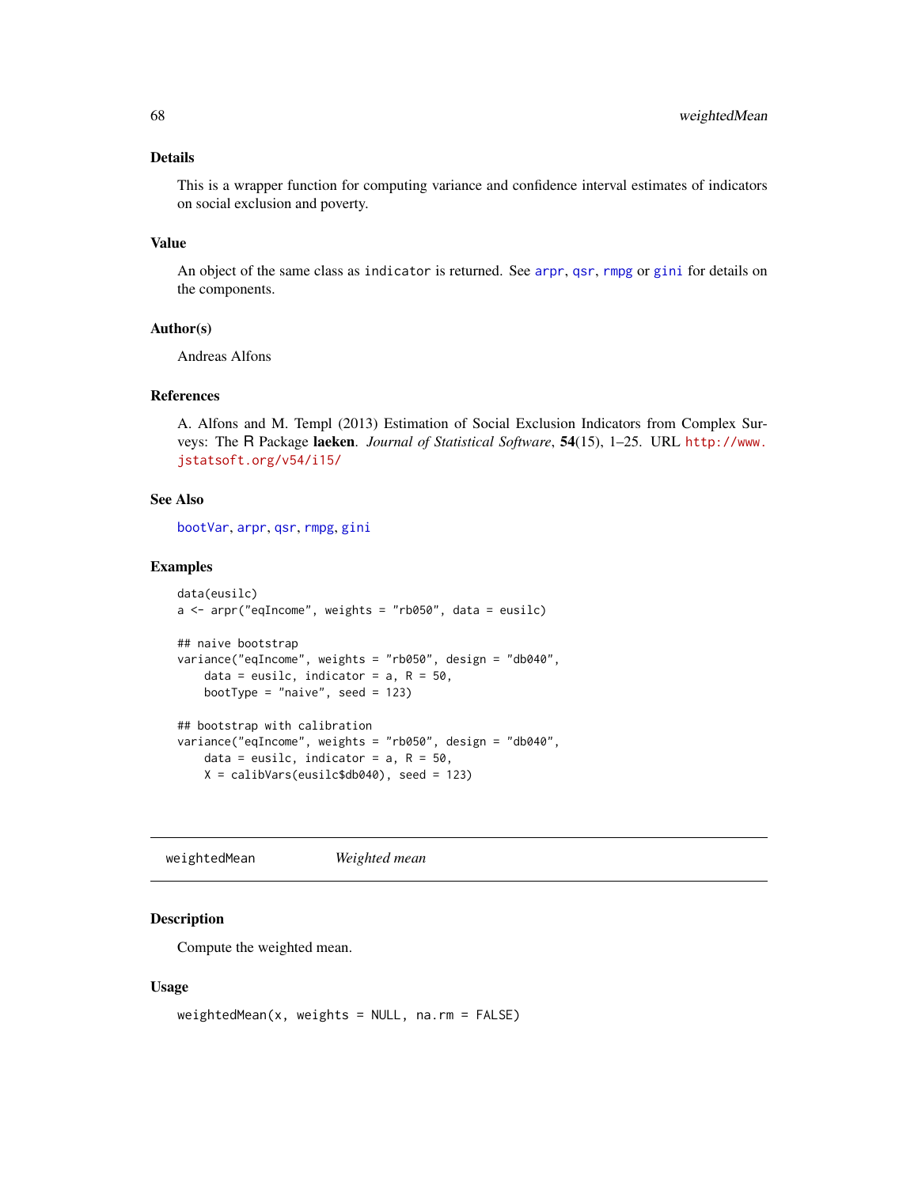## Details

This is a wrapper function for computing variance and confidence interval estimates of indicators on social exclusion and poverty.

## Value

An object of the same class as `indicator` is returned. See `arpr`, `qsr`, `rmpg` or `gini` for details on the components.

## Author(s)

Andreas Alfons

## References

A. Alfons and M. Templ (2013) Estimation of Social Exclusion Indicators from Complex Surveys: The R Package **laeken**. *Journal of Statistical Software*, **54**(15), 1–25. URL http://www.jstatsoft.org/v54/i15/

## See Also

`bootVar`, `arpr`, `qsr`, `rmpg`, `gini`

## Examples

```
data(eusilc)
a <- arpr("eqIncome", weights = "rb050", data = eusilc)

## naive bootstrap
variance("eqIncome", weights = "rb050", design = "db040",
    data = eusilc, indicator = a, R = 50,
    bootType = "naive", seed = 123)

## bootstrap with calibration
variance("eqIncome", weights = "rb050", design = "db040",
    data = eusilc, indicator = a, R = 50,
    X = calibVars(eusilc$db040), seed = 123)
```

---

# weightedMean *Weighted mean*

---

## Description

Compute the weighted mean.

## Usage

```
weightedMean(x, weights = NULL, na.rm = FALSE)
```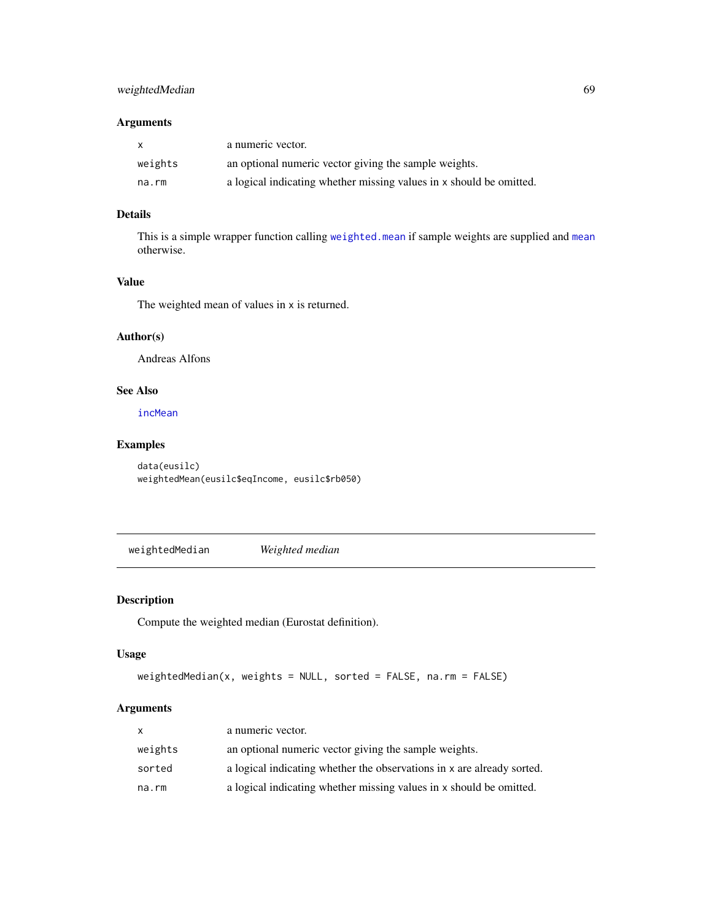## Arguments

| | |
|---|---|
| `x` | a numeric vector. |
| `weights` | an optional numeric vector giving the sample weights. |
| `na.rm` | a logical indicating whether missing values in `x` should be omitted. |

## Details

This is a simple wrapper function calling `weighted.mean` if sample weights are supplied and `mean` otherwise.

## Value

The weighted mean of values in `x` is returned.

## Author(s)

Andreas Alfons

## See Also

`incMean`

## Examples

```
data(eusilc)
weightedMean(eusilc$eqIncome, eusilc$rb050)
```

---

# weightedMedian — *Weighted median*

## Description

Compute the weighted median (Eurostat definition).

## Usage

```
weightedMedian(x, weights = NULL, sorted = FALSE, na.rm = FALSE)
```

## Arguments

| | |
|---|---|
| `x` | a numeric vector. |
| `weights` | an optional numeric vector giving the sample weights. |
| `sorted` | a logical indicating whether the observations in `x` are already sorted. |
| `na.rm` | a logical indicating whether missing values in `x` should be omitted. |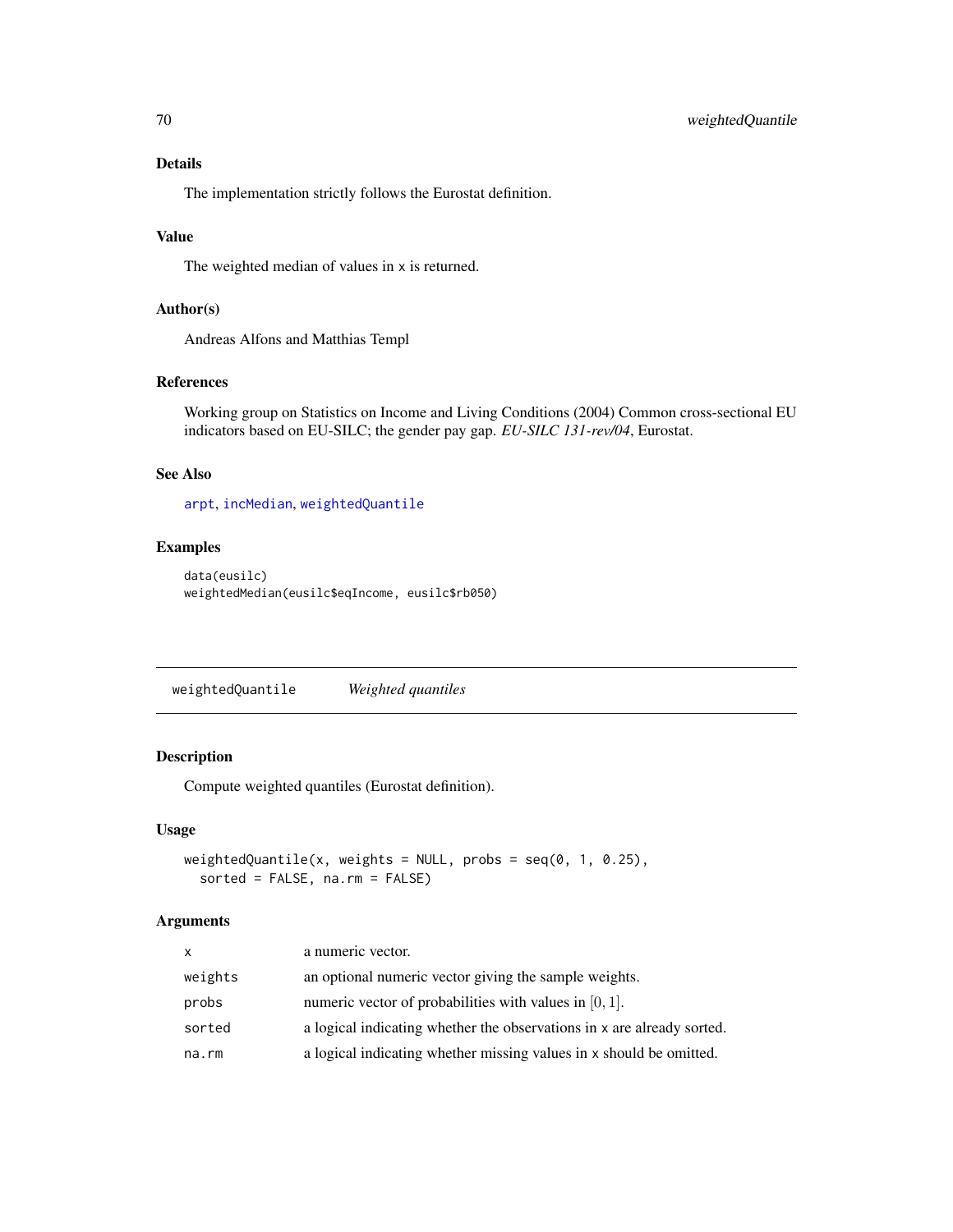### Details

The implementation strictly follows the Eurostat definition.

### Value

The weighted median of values in x is returned.

### Author(s)

Andreas Alfons and Matthias Templ

### References

Working group on Statistics on Income and Living Conditions (2004) Common cross-sectional EU indicators based on EU-SILC; the gender pay gap. *EU-SILC 131-rev/04*, Eurostat.

### See Also

arpt, incMedian, weightedQuantile

### Examples

```
data(eusilc)
weightedMedian(eusilc$eqIncome, eusilc$rb050)
```

---

## weightedQuantile *Weighted quantiles*

---

### Description

Compute weighted quantiles (Eurostat definition).

### Usage

```
weightedQuantile(x, weights = NULL, probs = seq(0, 1, 0.25),
  sorted = FALSE, na.rm = FALSE)
```

### Arguments

| | |
|---|---|
| x | a numeric vector. |
| weights | an optional numeric vector giving the sample weights. |
| probs | numeric vector of probabilities with values in $[0, 1]$. |
| sorted | a logical indicating whether the observations in x are already sorted. |
| na.rm | a logical indicating whether missing values in x should be omitted. |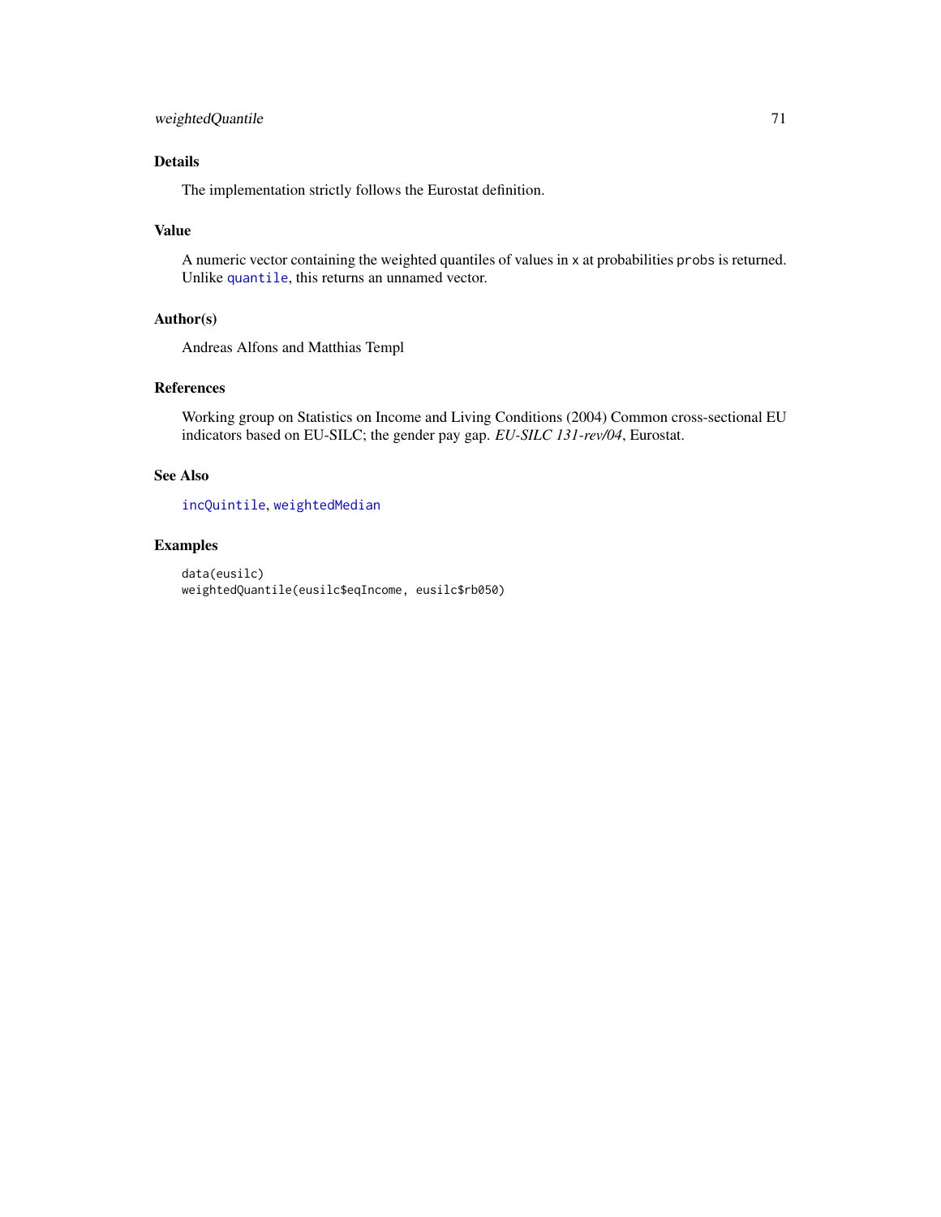## Details

The implementation strictly follows the Eurostat definition.

## Value

A numeric vector containing the weighted quantiles of values in `x` at probabilities `probs` is returned. Unlike `quantile`, this returns an unnamed vector.

## Author(s)

Andreas Alfons and Matthias Templ

## References

Working group on Statistics on Income and Living Conditions (2004) Common cross-sectional EU indicators based on EU-SILC; the gender pay gap. *EU-SILC 131-rev/04*, Eurostat.

## See Also

`incQuintile`, `weightedMedian`

## Examples

```
data(eusilc)
weightedQuantile(eusilc$eqIncome, eusilc$rb050)
```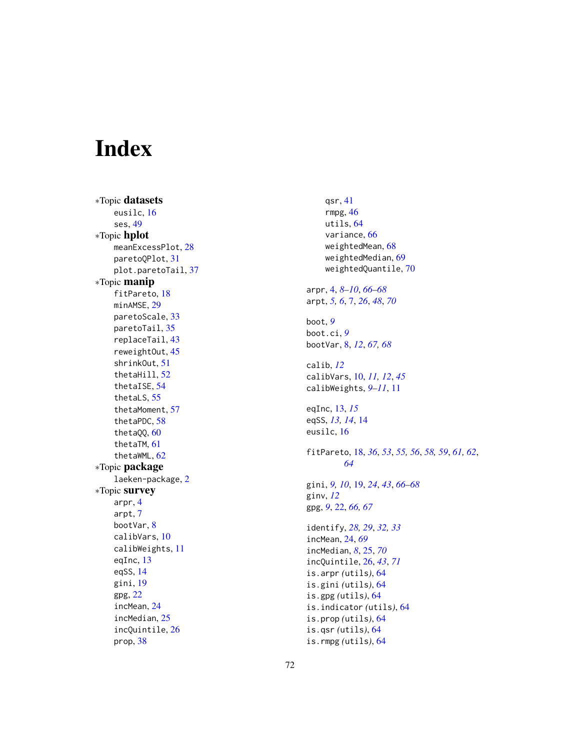# Index

*Topic **datasets**
- eusilc, 16
- ses, 49

*Topic **hplot**
- meanExcessPlot, 28
- paretoQPlot, 31
- plot.paretoTail, 37

*Topic **manip**
- fitPareto, 18
- minAMSE, 29
- paretoScale, 33
- paretoTail, 35
- replaceTail, 43
- reweightOut, 45
- shrinkOut, 51
- thetaHill, 52
- thetaISE, 54
- thetaLS, 55
- thetaMoment, 57
- thetaPDC, 58
- thetaQQ, 60
- thetaTM, 61
- thetaWML, 62

*Topic **package**
- laeken-package, 2

*Topic **survey**
- arpr, 4
- arpt, 7
- bootVar, 8
- calibVars, 10
- calibWeights, 11
- eqInc, 13
- eqSS, 14
- gini, 19
- gpg, 22
- incMean, 24
- incMedian, 25
- incQuintile, 26
- prop, 38
- qsr, 41
- rmpg, 46
- utils, 64
- variance, 66
- weightedMean, 68
- weightedMedian, 69
- weightedQuantile, 70

arpr, 4, *8–10*, *66–68*
arpt, *5, 6*, 7, *26*, *48*, *70*

boot, *9*
boot.ci, *9*
bootVar, 8, *12*, *67, 68*

calib, *12*
calibVars, 10, *11, 12*, *45*
calibWeights, *9–11*, 11

eqInc, 13, *15*
eqSS, *13, 14*, 14
eusilc, 16

fitPareto, 18, *36*, *53*, *55, 56*, *58, 59*, *61, 62*, *64*

gini, *9, 10*, 19, *24*, *43*, *66–68*
ginv, *12*
gpg, *9*, 22, *66, 67*

identify, *28, 29*, *32, 33*
incMean, 24, *69*
incMedian, *8*, 25, *70*
incQuintile, 26, *43*, *71*
is.arpr *(utils)*, 64
is.gini *(utils)*, 64
is.gpg *(utils)*, 64
is.indicator *(utils)*, 64
is.prop *(utils)*, 64
is.qsr *(utils)*, 64
is.rmpg *(utils)*, 64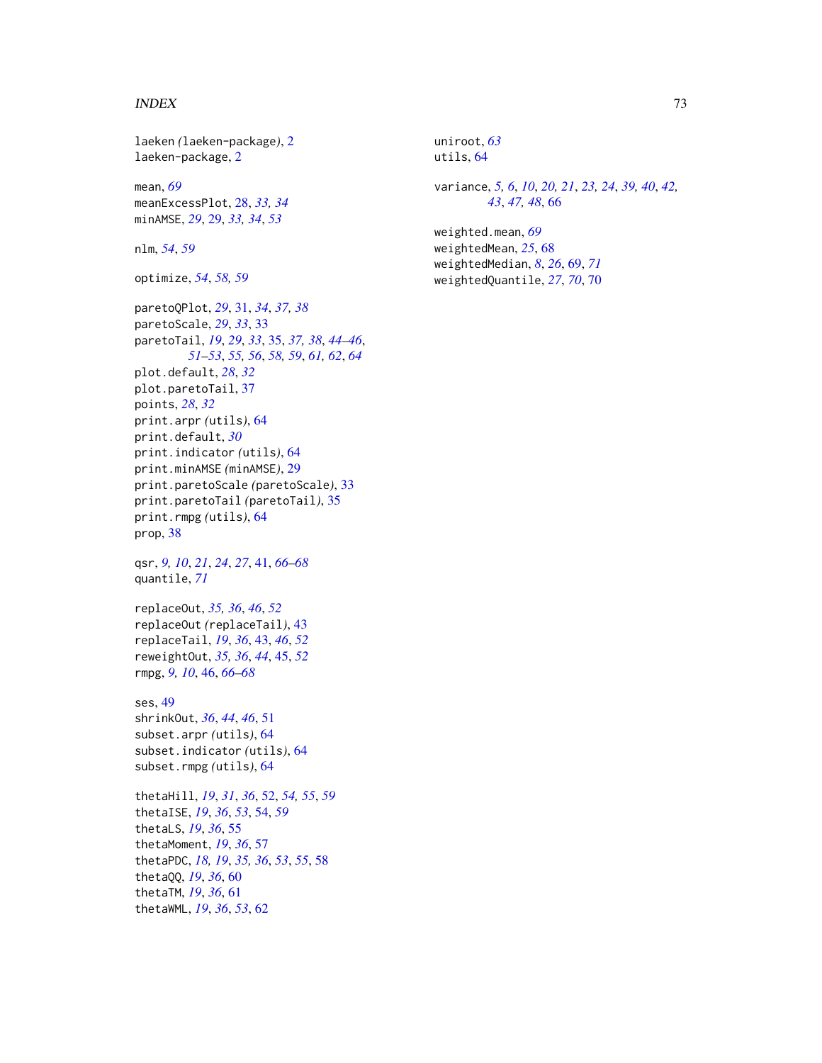laeken *(*laeken-package*)*, 2
laeken-package, 2

mean, *69*
meanExcessPlot, 28, *33, 34*
minAMSE, *29*, 29, *33, 34*, *53*

nlm, *54*, *59*

optimize, *54*, *58, 59*

paretoQPlot, *29*, 31, *34*, *37, 38*
paretoScale, *29*, *33*, 33
paretoTail, *19*, *29*, *33*, 35, *37, 38*, *44–46*, *51–53*, *55, 56*, *58, 59*, *61, 62*, *64*
plot.default, *28*, *32*
plot.paretoTail, 37
points, *28*, *32*
print.arpr *(*utils*)*, 64
print.default, *30*
print.indicator *(*utils*)*, 64
print.minAMSE *(*minAMSE*)*, 29
print.paretoScale *(*paretoScale*)*, 33
print.paretoTail *(*paretoTail*)*, 35
print.rmpg *(*utils*)*, 64
prop, 38

qsr, *9, 10*, *21*, *24*, *27*, 41, *66–68*
quantile, *71*

replaceOut, *35, 36*, *46*, *52*
replaceOut *(*replaceTail*)*, 43
replaceTail, *19*, *36*, 43, *46*, *52*
reweightOut, *35, 36*, *44*, 45, *52*
rmpg, *9, 10*, 46, *66–68*

ses, 49
shrinkOut, *36*, *44*, *46*, 51
subset.arpr *(*utils*)*, 64
subset.indicator *(*utils*)*, 64
subset.rmpg *(*utils*)*, 64

thetaHill, *19*, *31*, *36*, 52, *54, 55*, *59*
thetaISE, *19*, *36*, *53*, 54, *59*
thetaLS, *19*, *36*, 55
thetaMoment, *19*, *36*, 57
thetaPDC, *18, 19*, *35, 36*, *53*, *55*, 58
thetaQQ, *19*, *36*, 60
thetaTM, *19*, *36*, 61
thetaWML, *19*, *36*, *53*, 62

uniroot, *63*
utils, 64

variance, *5, 6*, *10*, *20, 21*, *23, 24*, *39, 40*, *42, 43*, *47, 48*, 66

weighted.mean, *69*
weightedMean, *25*, 68
weightedMedian, *8*, *26*, 69, *71*
weightedQuantile, *27*, *70*, 70